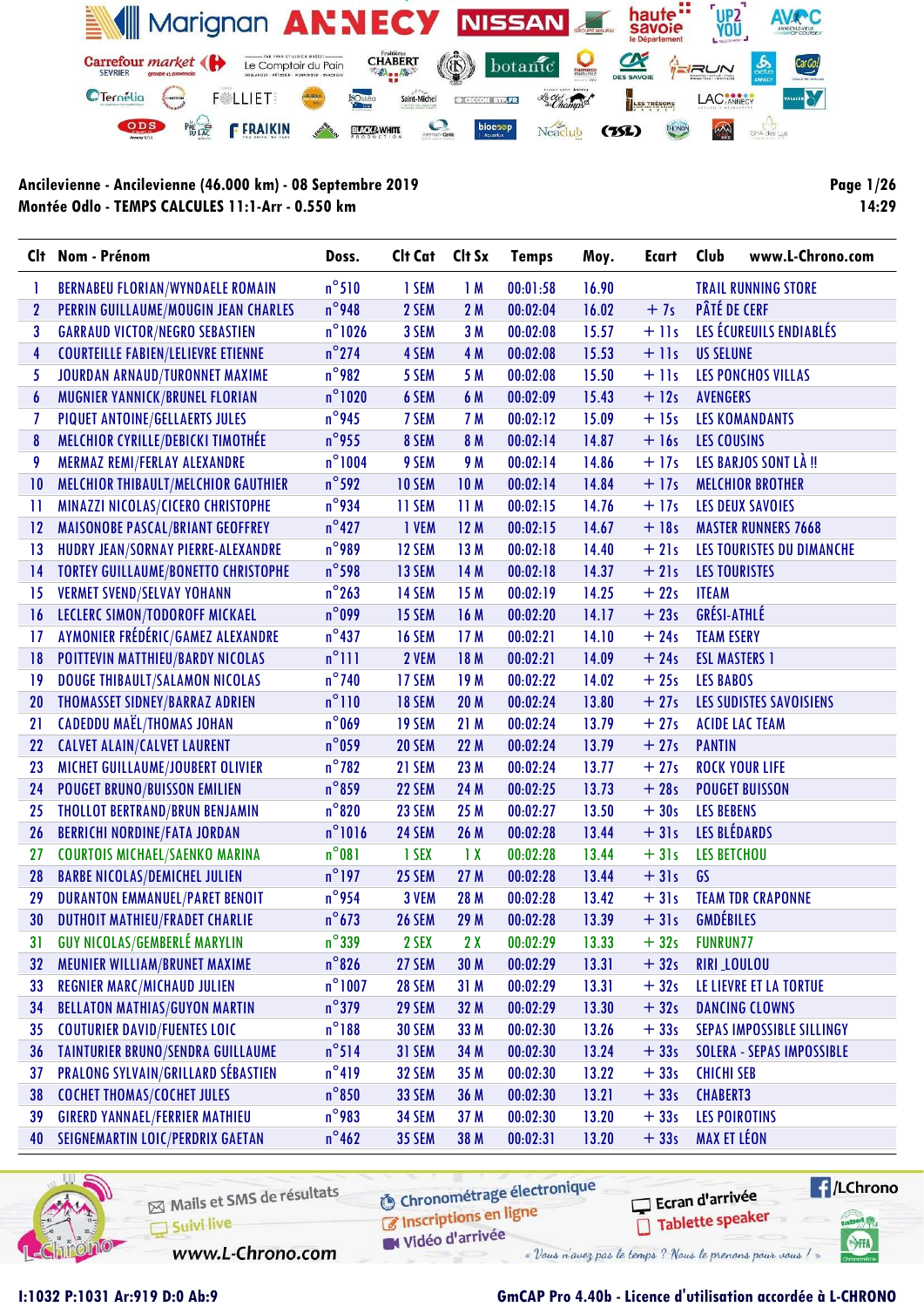**Ancilevienne - Ancilevienne (46.000 km) - 08 Septembre 2019**
**Montée Odlo - TEMPS CALCULES 11:1-Arr - 0.550 km**

14:29

| Clt | Nom - Prénom | Doss. | Clt Cat | Clt Sx | Temps | Moy. | Ecart | Club www.L-Chrono.com |
|---|---|---|---|---|---|---|---|---|
| 1 | BERNABEU FLORIAN/WYNDAELE ROMAIN | n°510 | 1 SEM | 1 M | 00:01:58 | 16.90 | | TRAIL RUNNING STORE |
| 2 | PERRIN GUILLAUME/MOUGIN JEAN CHARLES | n°948 | 2 SEM | 2 M | 00:02:04 | 16.02 | + 7s | PÂTÉ DE CERF |
| 3 | GARRAUD VICTOR/NEGRO SEBASTIEN | n°1026 | 3 SEM | 3 M | 00:02:08 | 15.57 | + 11s | LES ÉCUREUILS ENDIABLÉS |
| 4 | COURTEILLE FABIEN/LELIEVRE ETIENNE | n°274 | 4 SEM | 4 M | 00:02:08 | 15.53 | + 11s | US SELUNE |
| 5 | JOURDAN ARNAUD/TURONNET MAXIME | n°982 | 5 SEM | 5 M | 00:02:08 | 15.50 | + 11s | LES PONCHOS VILLAS |
| 6 | MUGNIER YANNICK/BRUNEL FLORIAN | n°1020 | 6 SEM | 6 M | 00:02:09 | 15.43 | + 12s | AVENGERS |
| 7 | PIQUET ANTOINE/GELLAERTS JULES | n°945 | 7 SEM | 7 M | 00:02:12 | 15.09 | + 15s | LES KOMANDANTS |
| 8 | MELCHIOR CYRILLE/DEBICKI TIMOTHÉE | n°955 | 8 SEM | 8 M | 00:02:14 | 14.87 | + 16s | LES COUSINS |
| 9 | MERMAZ REMI/FERLAY ALEXANDRE | n°1004 | 9 SEM | 9 M | 00:02:14 | 14.86 | + 17s | LES BARJOS SONT LÀ !! |
| 10 | MELCHIOR THIBAULT/MELCHIOR GAUTHIER | n°592 | 10 SEM | 10 M | 00:02:14 | 14.84 | + 17s | MELCHIOR BROTHER |
| 11 | MINAZZI NICOLAS/CICERO CHRISTOPHE | n°934 | 11 SEM | 11 M | 00:02:15 | 14.76 | + 17s | LES DEUX SAVOIES |
| 12 | MAISONOBE PASCAL/BRIANT GEOFFREY | n°427 | 1 VEM | 12 M | 00:02:15 | 14.67 | + 18s | MASTER RUNNERS 7668 |
| 13 | HUDRY JEAN/SORNAY PIERRE-ALEXANDRE | n°989 | 12 SEM | 13 M | 00:02:18 | 14.40 | + 21s | LES TOURISTES DU DIMANCHE |
| 14 | TORTEY GUILLAUME/BONETTO CHRISTOPHE | n°598 | 13 SEM | 14 M | 00:02:18 | 14.37 | + 21s | LES TOURISTES |
| 15 | VERMET SVEND/SELVAY YOHANN | n°263 | 14 SEM | 15 M | 00:02:19 | 14.25 | + 22s | ITEAM |
| 16 | LECLERC SIMON/TODOROFF MICKAEL | n°099 | 15 SEM | 16 M | 00:02:20 | 14.17 | + 23s | GRÉSI-ATHLÉ |
| 17 | AYMONIER FRÉDÉRIC/GAMEZ ALEXANDRE | n°437 | 16 SEM | 17 M | 00:02:21 | 14.10 | + 24s | TEAM ESERY |
| 18 | POITTEVIN MATTHIEU/BARDY NICOLAS | n°111 | 2 VEM | 18 M | 00:02:21 | 14.09 | + 24s | ESL MASTERS 1 |
| 19 | DOUGE THIBAULT/SALAMON NICOLAS | n°740 | 17 SEM | 19 M | 00:02:22 | 14.02 | + 25s | LES BABOS |
| 20 | THOMASSET SIDNEY/BARRAZ ADRIEN | n°110 | 18 SEM | 20 M | 00:02:24 | 13.80 | + 27s | LES SUDISTES SAVOISIENS |
| 21 | CADEDDU MAËL/THOMAS JOHAN | n°069 | 19 SEM | 21 M | 00:02:24 | 13.79 | + 27s | ACIDE LAC TEAM |
| 22 | CALVET ALAIN/CALVET LAURENT | n°059 | 20 SEM | 22 M | 00:02:24 | 13.79 | + 27s | PANTIN |
| 23 | MICHET GUILLAUME/JOUBERT OLIVIER | n°782 | 21 SEM | 23 M | 00:02:24 | 13.77 | + 27s | ROCK YOUR LIFE |
| 24 | POUGET BRUNO/BUISSON EMILIEN | n°859 | 22 SEM | 24 M | 00:02:25 | 13.73 | + 28s | POUGET BUISSON |
| 25 | THOLLOT BERTRAND/BRUN BENJAMIN | n°820 | 23 SEM | 25 M | 00:02:27 | 13.50 | + 30s | LES BEBENS |
| 26 | BERRICHI NORDINE/FATA JORDAN | n°1016 | 24 SEM | 26 M | 00:02:28 | 13.44 | + 31s | LES BLÉDARDS |
| 27 | COURTOIS MICHAEL/SAENKO MARINA | n°081 | 1 SEX | 1 X | 00:02:28 | 13.44 | + 31s | LES BETCHOU |
| 28 | BARBE NICOLAS/DEMICHEL JULIEN | n°197 | 25 SEM | 27 M | 00:02:28 | 13.44 | + 31s | GS |
| 29 | DURANTON EMMANUEL/PARET BENOIT | n°954 | 3 VEM | 28 M | 00:02:28 | 13.42 | + 31s | TEAM TDR CRAPONNE |
| 30 | DUTHOIT MATHIEU/FRADET CHARLIE | n°673 | 26 SEM | 29 M | 00:02:28 | 13.39 | + 31s | GMDÉBILES |
| 31 | GUY NICOLAS/GEMBERLÉ MARYLIN | n°339 | 2 SEX | 2 X | 00:02:29 | 13.33 | + 32s | FUNRUN77 |
| 32 | MEUNIER WILLIAM/BRUNET MAXIME | n°826 | 27 SEM | 30 M | 00:02:29 | 13.31 | + 32s | RIRI_LOULOU |
| 33 | REGNIER MARC/MICHAUD JULIEN | n°1007 | 28 SEM | 31 M | 00:02:29 | 13.31 | + 32s | LE LIEVRE ET LA TORTUE |
| 34 | BELLATON MATHIAS/GUYON MARTIN | n°379 | 29 SEM | 32 M | 00:02:29 | 13.30 | + 32s | DANCING CLOWNS |
| 35 | COUTURIER DAVID/FUENTES LOIC | n°188 | 30 SEM | 33 M | 00:02:30 | 13.26 | + 33s | SEPAS IMPOSSIBLE SILLINGY |
| 36 | TAINTURIER BRUNO/SENDRA GUILLAUME | n°514 | 31 SEM | 34 M | 00:02:30 | 13.24 | + 33s | SOLERA - SEPAS IMPOSSIBLE |
| 37 | PRALONG SYLVAIN/GRILLARD SÉBASTIEN | n°419 | 32 SEM | 35 M | 00:02:30 | 13.22 | + 33s | CHICHI SEB |
| 38 | COCHET THOMAS/COCHET JULES | n°850 | 33 SEM | 36 M | 00:02:30 | 13.21 | + 33s | CHABERT3 |
| 39 | GIRERD YANNAEL/FERRIER MATHIEU | n°983 | 34 SEM | 37 M | 00:02:30 | 13.20 | + 33s | LES POIROTINS |
| 40 | SEIGNEMARTIN LOIC/PERDRIX GAETAN | n°462 | 35 SEM | 38 M | 00:02:31 | 13.20 | + 33s | MAX ET LÉON |

I:1032 P:1031 Ar:919 D:0 Ab:9

GmCAP Pro 4.40b - Licence d'utilisation accordée à L-CHRONO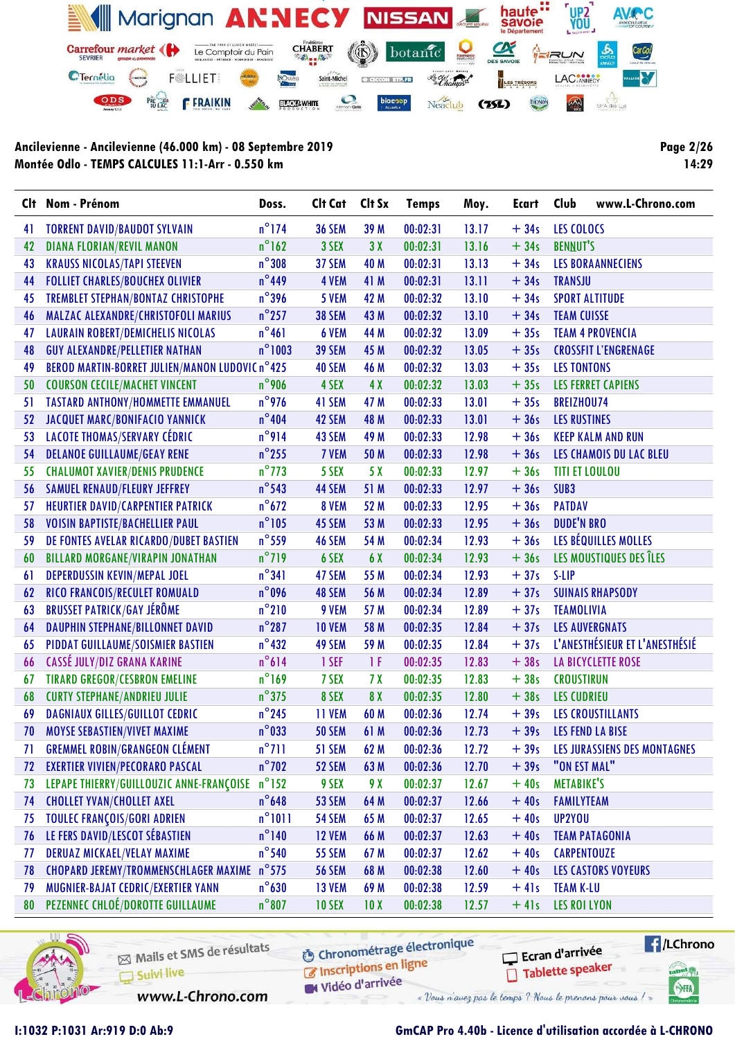**Ancilevienne - Ancilevienne (46.000 km) - 08 Septembre 2019**
**Montée Odlo - TEMPS CALCULES 11:1-Arr - 0.550 km**

| Clt | Nom - Prénom | Doss. | Clt Cat | Clt Sx | Temps | Moy. | Ecart | Club www.L-Chrono.com |
|---|---|---|---|---|---|---|---|---|
| 41 | TORRENT DAVID/BAUDOT SYLVAIN | n°174 | 36 SEM | 39 M | 00:02:31 | 13.17 | + 34s | LES COLOCS |
| 42 | DIANA FLORIAN/REVIL MANON | n°162 | 3 SEX | 3 X | 00:02:31 | 13.16 | + 34s | BENNUT'S |
| 43 | KRAUSS NICOLAS/TAPI STEEVEN | n°308 | 37 SEM | 40 M | 00:02:31 | 13.13 | + 34s | LES BORAANNECIENS |
| 44 | FOLLIET CHARLES/BOUCHEX OLIVIER | n°449 | 4 VEM | 41 M | 00:02:31 | 13.11 | + 34s | TRANSJU |
| 45 | TREMBLET STEPHAN/BONTAZ CHRISTOPHE | n°396 | 5 VEM | 42 M | 00:02:32 | 13.10 | + 34s | SPORT ALTITUDE |
| 46 | MALZAC ALEXANDRE/CHRISTOFOLI MARIUS | n°257 | 38 SEM | 43 M | 00:02:32 | 13.10 | + 34s | TEAM CUISSE |
| 47 | LAURAIN ROBERT/DEMICHELIS NICOLAS | n°461 | 6 VEM | 44 M | 00:02:32 | 13.09 | + 35s | TEAM 4 PROVENCIA |
| 48 | GUY ALEXANDRE/PELLETIER NATHAN | n°1003 | 39 SEM | 45 M | 00:02:32 | 13.05 | + 35s | CROSSFIT L'ENGRENAGE |
| 49 | BEROD MARTIN-BORRET JULIEN/MANON LUDOVIC | n°425 | 40 SEM | 46 M | 00:02:32 | 13.03 | + 35s | LES TONTONS |
| 50 | COURSON CECILE/MACHET VINCENT | n°906 | 4 SEX | 4 X | 00:02:32 | 13.03 | + 35s | LES FERRET CAPIENS |
| 51 | TASTARD ANTHONY/HOMMETTE EMMANUEL | n°976 | 41 SEM | 47 M | 00:02:33 | 13.01 | + 35s | BREIZHOU74 |
| 52 | JACQUET MARC/BONIFACIO YANNICK | n°404 | 42 SEM | 48 M | 00:02:33 | 13.01 | + 36s | LES RUSTINES |
| 53 | LACOTE THOMAS/SERVARY CÉDRIC | n°914 | 43 SEM | 49 M | 00:02:33 | 12.98 | + 36s | KEEP KALM AND RUN |
| 54 | DELANOE GUILLAUME/GEAY RENE | n°255 | 7 VEM | 50 M | 00:02:33 | 12.98 | + 36s | LES CHAMOIS DU LAC BLEU |
| 55 | CHALUMOT XAVIER/DENIS PRUDENCE | n°773 | 5 SEX | 5 X | 00:02:33 | 12.97 | + 36s | TITI ET LOULOU |
| 56 | SAMUEL RENAUD/FLEURY JEFFREY | n°543 | 44 SEM | 51 M | 00:02:33 | 12.97 | + 36s | SUB3 |
| 57 | HEURTIER DAVID/CARPENTIER PATRICK | n°672 | 8 VEM | 52 M | 00:02:33 | 12.95 | + 36s | PATDAV |
| 58 | VOISIN BAPTISTE/BACHELLIER PAUL | n°105 | 45 SEM | 53 M | 00:02:33 | 12.95 | + 36s | DUDE'N BRO |
| 59 | DE FONTES AVELAR RICARDO/DUBET BASTIEN | n°559 | 46 SEM | 54 M | 00:02:34 | 12.93 | + 36s | LES BÉQUILLES MOLLES |
| 60 | BILLARD MORGANE/VIRAPIN JONATHAN | n°719 | 6 SEX | 6 X | 00:02:34 | 12.93 | + 36s | LES MOUSTIQUES DES ÎLES |
| 61 | DEPERDUSSIN KEVIN/MEPAL JOEL | n°341 | 47 SEM | 55 M | 00:02:34 | 12.93 | + 37s | S-LIP |
| 62 | RICO FRANCOIS/RECULET ROMUALD | n°096 | 48 SEM | 56 M | 00:02:34 | 12.89 | + 37s | SUINAIS RHAPSODY |
| 63 | BRUSSET PATRICK/GAY JÉRÔME | n°210 | 9 VEM | 57 M | 00:02:34 | 12.89 | + 37s | TEAMOLIVIA |
| 64 | DAUPHIN STEPHANE/BILLONNET DAVID | n°287 | 10 VEM | 58 M | 00:02:35 | 12.84 | + 37s | LES AUVERGNATS |
| 65 | PIDDAT GUILLAUME/SOISMIER BASTIEN | n°432 | 49 SEM | 59 M | 00:02:35 | 12.84 | + 37s | L'ANESTHÉSIEUR ET L'ANESTHÉSIÉ |
| 66 | CASSÉ JULY/DIZ GRANA KARINE | n°614 | 1 SEF | 1 F | 00:02:35 | 12.83 | + 38s | LA BICYCLETTE ROSE |
| 67 | TIRARD GREGOR/CESBRON EMELINE | n°169 | 7 SEX | 7 X | 00:02:35 | 12.83 | + 38s | CROUSTIRUN |
| 68 | CURTY STEPHANE/ANDRIEU JULIE | n°375 | 8 SEX | 8 X | 00:02:35 | 12.80 | + 38s | LES CUDRIEU |
| 69 | DAGNIAUX GILLES/GUILLOT CEDRIC | n°245 | 11 VEM | 60 M | 00:02:36 | 12.74 | + 39s | LES CROUSTILLANTS |
| 70 | MOYSE SEBASTIEN/VIVET MAXIME | n°033 | 50 SEM | 61 M | 00:02:36 | 12.73 | + 39s | LES FEND LA BISE |
| 71 | GREMMEL ROBIN/GRANGEON CLÉMENT | n°711 | 51 SEM | 62 M | 00:02:36 | 12.72 | + 39s | LES JURASSIENS DES MONTAGNES |
| 72 | EXERTIER VIVIEN/PECORARO PASCAL | n°702 | 52 SEM | 63 M | 00:02:36 | 12.70 | + 39s | "ON EST MAL" |
| 73 | LEPAPE THIERRY/GUILLOUZIC ANNE-FRANÇOISE | n°152 | 9 SEX | 9 X | 00:02:37 | 12.67 | + 40s | METABIKE'S |
| 74 | CHOLLET YVAN/CHOLLET AXEL | n°648 | 53 SEM | 64 M | 00:02:37 | 12.66 | + 40s | FAMILYTEAM |
| 75 | TOULEC FRANÇOIS/GORI ADRIEN | n°1011 | 54 SEM | 65 M | 00:02:37 | 12.65 | + 40s | UP2YOU |
| 76 | LE FERS DAVID/LESCOT SÉBASTIEN | n°140 | 12 VEM | 66 M | 00:02:37 | 12.63 | + 40s | TEAM PATAGONIA |
| 77 | DERUAZ MICKAEL/VELAY MAXIME | n°540 | 55 SEM | 67 M | 00:02:37 | 12.62 | + 40s | CARPENTOUZE |
| 78 | CHOPARD JEREMY/TROMMENSCHLAGER MAXIME | n°575 | 56 SEM | 68 M | 00:02:38 | 12.60 | + 40s | LES CASTORS VOYEURS |
| 79 | MUGNIER-BAJAT CEDRIC/EXERTIER YANN | n°630 | 13 VEM | 69 M | 00:02:38 | 12.59 | + 41s | TEAM K-LU |
| 80 | PEZENNEC CHLOÉ/DOROTTE GUILLAUME | n°807 | 10 SEX | 10 X | 00:02:38 | 12.57 | + 41s | LES ROI LYON |

I:1032 P:1031 Ar:919 D:0 Ab:9

GmCAP Pro 4.40b - Licence d'utilisation accordée à L-CHRONO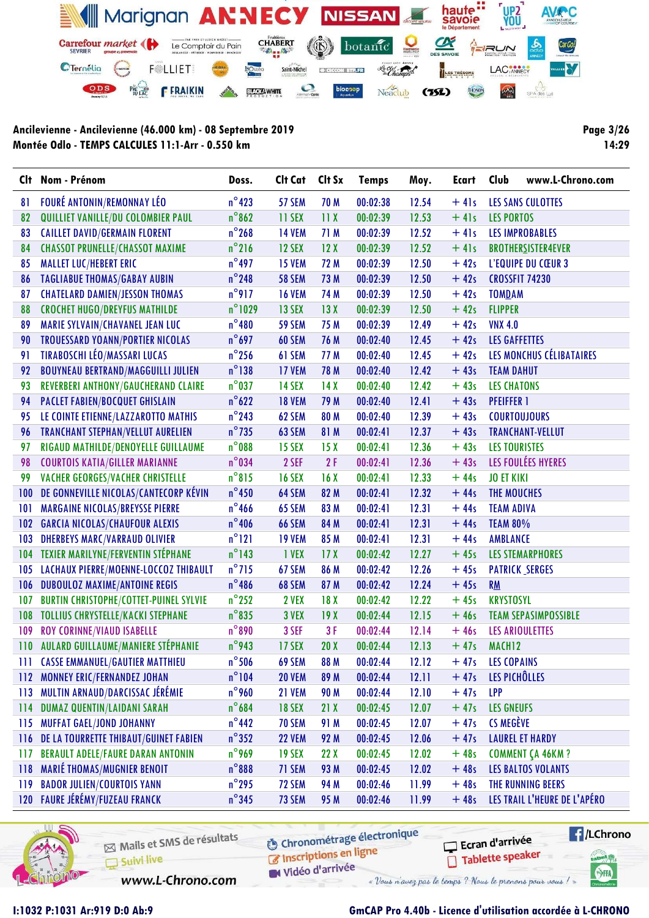**Ancilevienne - Ancilevienne (46.000 km) - 08 Septembre 2019**
**Montée Odlo - TEMPS CALCULES 11:1-Arr - 0.550 km**

| Clt | Nom - Prénom | Doss. | Clt Cat | Clt Sx | Temps | Moy. | Ecart | Club www.L-Chrono.com |
|---|---|---|---|---|---|---|---|---|
| 81 | FOURÉ ANTONIN/REMONNAY LÉO | n°423 | 57 SEM | 70 M | 00:02:38 | 12.54 | + 41s | LES SANS CULOTTES |
| 82 | QUILLIET VANILLE/DU COLOMBIER PAUL | n°862 | 11 SEX | 11 X | 00:02:39 | 12.53 | + 41s | LES PORTOS |
| 83 | CAILLET DAVID/GERMAIN FLORENT | n°268 | 14 VEM | 71 M | 00:02:39 | 12.52 | + 41s | LES IMPROBABLES |
| 84 | CHASSOT PRUNELLE/CHASSOT MAXIME | n°216 | 12 SEX | 12 X | 00:02:39 | 12.52 | + 41s | BROTHERSISTER4EVER |
| 85 | MALLET LUC/HEBERT ERIC | n°497 | 15 VEM | 72 M | 00:02:39 | 12.50 | + 42s | L'EQUIPE DU CŒUR 3 |
| 86 | TAGLIABUE THOMAS/GABAY AUBIN | n°248 | 58 SEM | 73 M | 00:02:39 | 12.50 | + 42s | CROSSFIT 74230 |
| 87 | CHATELARD DAMIEN/JESSON THOMAS | n°917 | 16 VEM | 74 M | 00:02:39 | 12.50 | + 42s | TOMDAM |
| 88 | CROCHET HUGO/DREYFUS MATHILDE | n°1029 | 13 SEX | 13 X | 00:02:39 | 12.50 | + 42s | FLIPPER |
| 89 | MARIE SYLVAIN/CHAVANEL JEAN LUC | n°480 | 59 SEM | 75 M | 00:02:39 | 12.49 | + 42s | VNX 4.0 |
| 90 | TROUESSARD YOANN/PORTIER NICOLAS | n°697 | 60 SEM | 76 M | 00:02:40 | 12.45 | + 42s | LES GAFFETTES |
| 91 | TIRABOSCHI LÉO/MASSARI LUCAS | n°256 | 61 SEM | 77 M | 00:02:40 | 12.45 | + 42s | LES MONCHUS CÉLIBATAIRES |
| 92 | BOUYNEAU BERTRAND/MAGGUILLI JULIEN | n°138 | 17 VEM | 78 M | 00:02:40 | 12.42 | + 43s | TEAM DAHUT |
| 93 | REVERBERI ANTHONY/GAUCHERAND CLAIRE | n°037 | 14 SEX | 14 X | 00:02:40 | 12.42 | + 43s | LES CHATONS |
| 94 | PACLET FABIEN/BOCQUET GHISLAIN | n°622 | 18 VEM | 79 M | 00:02:40 | 12.41 | + 43s | PFEIFFER 1 |
| 95 | LE COINTE ETIENNE/LAZZAROTTO MATHIS | n°243 | 62 SEM | 80 M | 00:02:40 | 12.39 | + 43s | COURTOUJOURS |
| 96 | TRANCHANT STEPHAN/VELLUT AURELIEN | n°735 | 63 SEM | 81 M | 00:02:41 | 12.37 | + 43s | TRANCHANT-VELLUT |
| 97 | RIGAUD MATHILDE/DENOYELLE GUILLAUME | n°088 | 15 SEX | 15 X | 00:02:41 | 12.36 | + 43s | LES TOURISTES |
| 98 | COURTOIS KATIA/GILLER MARIANNE | n°034 | 2 SEF | 2 F | 00:02:41 | 12.36 | + 43s | LES FOULÉES HYERES |
| 99 | VACHER GEORGES/VACHER CHRISTELLE | n°815 | 16 SEX | 16 X | 00:02:41 | 12.33 | + 44s | JO ET KIKI |
| 100 | DE GONNEVILLE NICOLAS/CANTECORP KÉVIN | n°450 | 64 SEM | 82 M | 00:02:41 | 12.32 | + 44s | THE MOUCHES |
| 101 | MARGAINE NICOLAS/BREYSSE PIERRE | n°466 | 65 SEM | 83 M | 00:02:41 | 12.31 | + 44s | TEAM ADIVA |
| 102 | GARCIA NICOLAS/CHAUFOUR ALEXIS | n°406 | 66 SEM | 84 M | 00:02:41 | 12.31 | + 44s | TEAM 80% |
| 103 | DHERBEYS MARC/VARRAUD OLIVIER | n°121 | 19 VEM | 85 M | 00:02:41 | 12.31 | + 44s | AMBLANCE |
| 104 | TEXIER MARILYNE/FERVENTIN STÉPHANE | n°143 | 1 VEX | 17 X | 00:02:42 | 12.27 | + 45s | LES STEMARPHORES |
| 105 | LACHAUX PIERRE/MOENNE-LOCCOZ THIBAULT | n°715 | 67 SEM | 86 M | 00:02:42 | 12.26 | + 45s | PATRICK_SERGES |
| 106 | DUBOULOZ MAXIME/ANTOINE REGIS | n°486 | 68 SEM | 87 M | 00:02:42 | 12.24 | + 45s | RM |
| 107 | BURTIN CHRISTOPHE/COTTET-PUINEL SYLVIE | n°252 | 2 VEX | 18 X | 00:02:42 | 12.22 | + 45s | KRYSTOSYL |
| 108 | TOLLIUS CHRYSTELLE/KACKI STEPHANE | n°835 | 3 VEX | 19 X | 00:02:44 | 12.15 | + 46s | TEAM SEPASIMPOSSIBLE |
| 109 | ROY CORINNE/VIAUD ISABELLE | n°890 | 3 SEF | 3 F | 00:02:44 | 12.14 | + 46s | LES ARIOULETTES |
| 110 | AULARD GUILLAUME/MANIERE STÉPHANIE | n°943 | 17 SEX | 20 X | 00:02:44 | 12.13 | + 47s | MACH12 |
| 111 | CASSE EMMANUEL/GAUTIER MATTHIEU | n°506 | 69 SEM | 88 M | 00:02:44 | 12.12 | + 47s | LES COPAINS |
| 112 | MONNEY ERIC/FERNANDEZ JOHAN | n°104 | 20 VEM | 89 M | 00:02:44 | 12.11 | + 47s | LES PICHÔLLES |
| 113 | MULTIN ARNAUD/DARCISSAC JÉRÉMIE | n°960 | 21 VEM | 90 M | 00:02:44 | 12.10 | + 47s | LPP |
| 114 | DUMAZ QUENTIN/LAIDANI SARAH | n°684 | 18 SEX | 21 X | 00:02:45 | 12.07 | + 47s | LES GNEUFS |
| 115 | MUFFAT GAEL/JOND JOHANNY | n°442 | 70 SEM | 91 M | 00:02:45 | 12.07 | + 47s | CS MEGÈVE |
| 116 | DE LA TOURRETTE THIBAUT/GUINET FABIEN | n°352 | 22 VEM | 92 M | 00:02:45 | 12.06 | + 47s | LAUREL ET HARDY |
| 117 | BERAULT ADELE/FAURE DARAN ANTONIN | n°969 | 19 SEX | 22 X | 00:02:45 | 12.02 | + 48s | COMMENT ÇA 46KM ? |
| 118 | MARIÉ THOMAS/MUGNIER BENOIT | n°888 | 71 SEM | 93 M | 00:02:45 | 12.02 | + 48s | LES BALTOS VOLANTS |
| 119 | BADOR JULIEN/COURTOIS YANN | n°295 | 72 SEM | 94 M | 00:02:46 | 11.99 | + 48s | THE RUNNING BEERS |
| 120 | FAURE JÉRÉMY/FUZEAU FRANCK | n°345 | 73 SEM | 95 M | 00:02:46 | 11.99 | + 48s | LES TRAIL L'HEURE DE L'APÉRO |

I:1032 P:1031 Ar:919 D:0 Ab:9

GmCAP Pro 4.40b - Licence d'utilisation accordée à L-CHRONO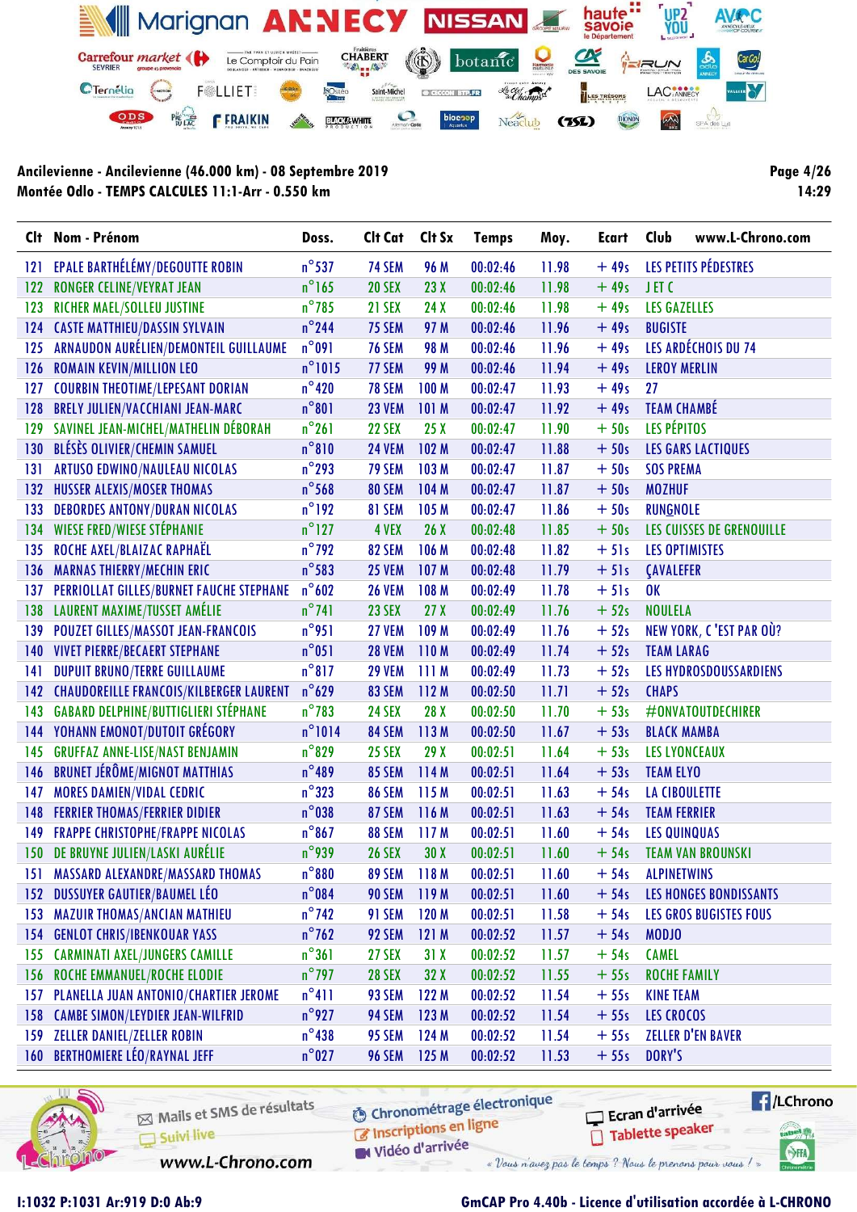Ancilevienne - Ancilevienne (46.000 km) - 08 Septembre 2019
Montée Odlo - TEMPS CALCULES 11:1-Arr - 0.550 km

14:29

| Clt | Nom - Prénom | Doss. | Clt Cat | Clt Sx | Temps | Moy. | Ecart | Club |
|---|---|---|---|---|---|---|---|---|
| 121 | EPALE BARTHÉLÉMY/DEGOUTTE ROBIN | n°537 | 74 SEM | 96 M | 00:02:46 | 11.98 | + 49s | LES PETITS PÉDESTRES |
| 122 | RONGER CELINE/VEYRAT JEAN | n°165 | 20 SEX | 23 X | 00:02:46 | 11.98 | + 49s | J ET C |
| 123 | RICHER MAEL/SOLLEU JUSTINE | n°785 | 21 SEX | 24 X | 00:02:46 | 11.98 | + 49s | LES GAZELLES |
| 124 | CASTE MATTHIEU/DASSIN SYLVAIN | n°244 | 75 SEM | 97 M | 00:02:46 | 11.96 | + 49s | BUGISTE |
| 125 | ARNAUDON AURÉLIEN/DEMONTEIL GUILLAUME | n°091 | 76 SEM | 98 M | 00:02:46 | 11.96 | + 49s | LES ARDÉCHOIS DU 74 |
| 126 | ROMAIN KEVIN/MILLION LEO | n°1015 | 77 SEM | 99 M | 00:02:46 | 11.94 | + 49s | LEROY MERLIN |
| 127 | COURBIN THEOTIME/LEPESANT DORIAN | n°420 | 78 SEM | 100 M | 00:02:47 | 11.93 | + 49s | 27 |
| 128 | BRELY JULIEN/VACCHIANI JEAN-MARC | n°801 | 23 VEM | 101 M | 00:02:47 | 11.92 | + 49s | TEAM CHAMBÉ |
| 129 | SAVINEL JEAN-MICHEL/MATHELIN DÉBORAH | n°261 | 22 SEX | 25 X | 00:02:47 | 11.90 | + 50s | LES PÉPITOS |
| 130 | BLÉSÈS OLIVIER/CHEMIN SAMUEL | n°810 | 24 VEM | 102 M | 00:02:47 | 11.88 | + 50s | LES GARS LACTIQUES |
| 131 | ARTUSO EDWINO/NAULEAU NICOLAS | n°293 | 79 SEM | 103 M | 00:02:47 | 11.87 | + 50s | SOS PREMA |
| 132 | HUSSER ALEXIS/MOSER THOMAS | n°568 | 80 SEM | 104 M | 00:02:47 | 11.87 | + 50s | MOZHUF |
| 133 | DEBORDES ANTONY/DURAN NICOLAS | n°192 | 81 SEM | 105 M | 00:02:47 | 11.86 | + 50s | RUNGNOLE |
| 134 | WIESE FRED/WIESE STÉPHANIE | n°127 | 4 VEX | 26 X | 00:02:48 | 11.85 | + 50s | LES CUISSES DE GRENOUILLE |
| 135 | ROCHE AXEL/BLAIZAC RAPHAËL | n°792 | 82 SEM | 106 M | 00:02:48 | 11.82 | + 51s | LES OPTIMISTES |
| 136 | MARNAS THIERRY/MECHIN ERIC | n°583 | 25 VEM | 107 M | 00:02:48 | 11.79 | + 51s | ÇAVALEFER |
| 137 | PERRIOLLAT GILLES/BURNET FAUCHE STEPHANE | n°602 | 26 VEM | 108 M | 00:02:49 | 11.78 | + 51s | OK |
| 138 | LAURENT MAXIME/TUSSET AMÉLIE | n°741 | 23 SEX | 27 X | 00:02:49 | 11.76 | + 52s | NOULELA |
| 139 | POUZET GILLES/MASSOT JEAN-FRANCOIS | n°951 | 27 VEM | 109 M | 00:02:49 | 11.76 | + 52s | NEW YORK, C 'EST PAR OÙ? |
| 140 | VIVET PIERRE/BECAERT STEPHANE | n°051 | 28 VEM | 110 M | 00:02:49 | 11.74 | + 52s | TEAM LARAG |
| 141 | DUPUIT BRUNO/TERRE GUILLAUME | n°817 | 29 VEM | 111 M | 00:02:49 | 11.73 | + 52s | LES HYDROSDOUSSARDIENS |
| 142 | CHAUDOREILLE FRANCOIS/KILBERGER LAURENT | n°629 | 83 SEM | 112 M | 00:02:50 | 11.71 | + 52s | CHAPS |
| 143 | GABARD DELPHINE/BUTTIGLIERI STÉPHANE | n°783 | 24 SEX | 28 X | 00:02:50 | 11.70 | + 53s | #ONVATOUTDECHIRER |
| 144 | YOHANN EMONOT/DUTOIT GRÉGORY | n°1014 | 84 SEM | 113 M | 00:02:50 | 11.67 | + 53s | BLACK MAMBA |
| 145 | GRUFFAZ ANNE-LISE/NAST BENJAMIN | n°829 | 25 SEX | 29 X | 00:02:51 | 11.64 | + 53s | LES LYONCEAUX |
| 146 | BRUNET JÉRÔME/MIGNOT MATTHIAS | n°489 | 85 SEM | 114 M | 00:02:51 | 11.64 | + 53s | TEAM ELYO |
| 147 | MORES DAMIEN/VIDAL CEDRIC | n°323 | 86 SEM | 115 M | 00:02:51 | 11.63 | + 54s | LA CIBOULETTE |
| 148 | FERRIER THOMAS/FERRIER DIDIER | n°038 | 87 SEM | 116 M | 00:02:51 | 11.63 | + 54s | TEAM FERRIER |
| 149 | FRAPPE CHRISTOPHE/FRAPPE NICOLAS | n°867 | 88 SEM | 117 M | 00:02:51 | 11.60 | + 54s | LES QUINQUAS |
| 150 | DE BRUYNE JULIEN/LASKI AURÉLIE | n°939 | 26 SEX | 30 X | 00:02:51 | 11.60 | + 54s | TEAM VAN BROUNSKI |
| 151 | MASSARD ALEXANDRE/MASSARD THOMAS | n°880 | 89 SEM | 118 M | 00:02:51 | 11.60 | + 54s | ALPINETWINS |
| 152 | DUSSUYER GAUTIER/BAUMEL LÉO | n°084 | 90 SEM | 119 M | 00:02:51 | 11.60 | + 54s | LES HONGES BONDISSANTS |
| 153 | MAZUIR THOMAS/ANCIAN MATHIEU | n°742 | 91 SEM | 120 M | 00:02:51 | 11.58 | + 54s | LES GROS BUGISTES FOUS |
| 154 | GENLOT CHRIS/IBENKOUAR YASS | n°762 | 92 SEM | 121 M | 00:02:52 | 11.57 | + 54s | MODJO |
| 155 | CARMINATI AXEL/JUNGERS CAMILLE | n°361 | 27 SEX | 31 X | 00:02:52 | 11.57 | + 54s | CAMEL |
| 156 | ROCHE EMMANUEL/ROCHE ELODIE | n°797 | 28 SEX | 32 X | 00:02:52 | 11.55 | + 55s | ROCHE FAMILY |
| 157 | PLANELLA JUAN ANTONIO/CHARTIER JEROME | n°411 | 93 SEM | 122 M | 00:02:52 | 11.54 | + 55s | KINE TEAM |
| 158 | CAMBE SIMON/LEYDIER JEAN-WILFRID | n°927 | 94 SEM | 123 M | 00:02:52 | 11.54 | + 55s | LES CROCOS |
| 159 | ZELLER DANIEL/ZELLER ROBIN | n°438 | 95 SEM | 124 M | 00:02:52 | 11.54 | + 55s | ZELLER D'EN BAVER |
| 160 | BERTHOMIERE LÉO/RAYNAL JEFF | n°027 | 96 SEM | 125 M | 00:02:52 | 11.53 | + 55s | DORY'S |

I:1032 P:1031 Ar:919 D:0 Ab:9

GmCAP Pro 4.40b - Licence d'utilisation accordée à L-CHRONO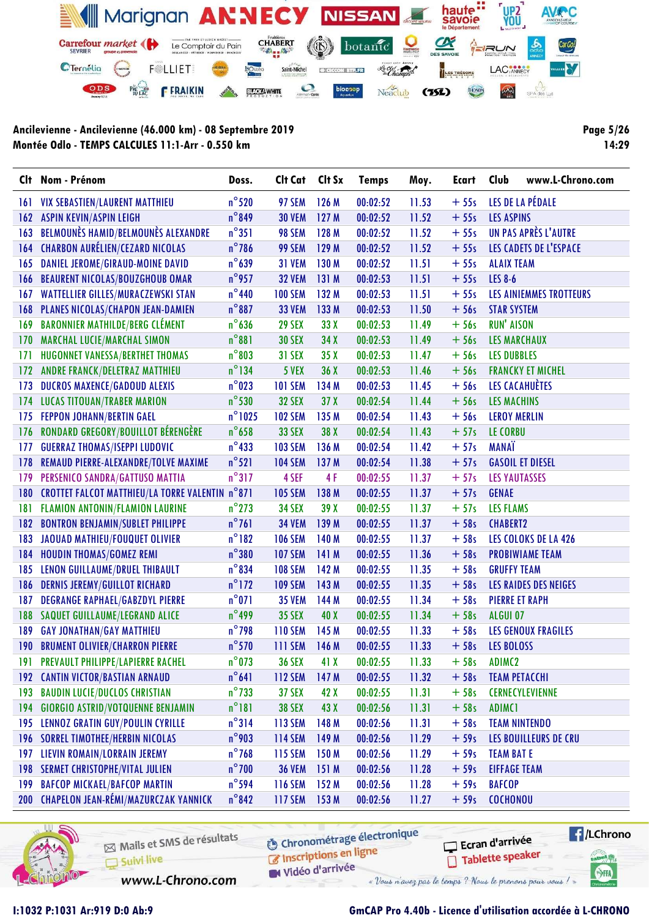**Ancilevienne - Ancilevienne (46.000 km) - 08 Septembre 2019**
**Montée Odlo - TEMPS CALCULES 11:1-Arr - 0.550 km**

**14:29**

| Clt | Nom - Prénom | Doss. | Clt Cat | Clt Sx | Temps | Moy. | Ecart | Club www.L-Chrono.com |
|---|---|---|---|---|---|---|---|---|
| 161 | VIX SEBASTIEN/LAURENT MATTHIEU | n°520 | 97 SEM | 126 M | 00:02:52 | 11.53 | + 55s | LES DE LA PÉDALE |
| 162 | ASPIN KEVIN/ASPIN LEIGH | n°849 | 30 VEM | 127 M | 00:02:52 | 11.52 | + 55s | LES ASPINS |
| 163 | BELMOUNÈS HAMID/BELMOUNÈS ALEXANDRE | n°351 | 98 SEM | 128 M | 00:02:52 | 11.52 | + 55s | UN PAS APRÈS L'AUTRE |
| 164 | CHARBON AURÉLIEN/CEZARD NICOLAS | n°786 | 99 SEM | 129 M | 00:02:52 | 11.52 | + 55s | LES CADETS DE L'ESPACE |
| 165 | DANIEL JEROME/GIRAUD-MOINE DAVID | n°639 | 31 VEM | 130 M | 00:02:52 | 11.51 | + 55s | ALAIX TEAM |
| 166 | BEAURENT NICOLAS/BOUZGHOUB OMAR | n°957 | 32 VEM | 131 M | 00:02:53 | 11.51 | + 55s | LES 8-6 |
| 167 | WATTELLIER GILLES/MURACZEWSKI STAN | n°440 | 100 SEM | 132 M | 00:02:53 | 11.51 | + 55s | LES AINIEMMES TROTTEURS |
| 168 | PLANES NICOLAS/CHAPON JEAN-DAMIEN | n°887 | 33 VEM | 133 M | 00:02:53 | 11.50 | + 56s | STAR SYSTEM |
| 169 | BARONNIER MATHILDE/BERG CLÉMENT | n°636 | 29 SEX | 33 X | 00:02:53 | 11.49 | + 56s | RUN' AISON |
| 170 | MARCHAL LUCIE/MARCHAL SIMON | n°881 | 30 SEX | 34 X | 00:02:53 | 11.49 | + 56s | LES MARCHAUX |
| 171 | HUGONNET VANESSA/BERTHET THOMAS | n°803 | 31 SEX | 35 X | 00:02:53 | 11.47 | + 56s | LES DUBBLES |
| 172 | ANDRE FRANCK/DELETRAZ MATTHIEU | n°134 | 5 VEX | 36 X | 00:02:53 | 11.46 | + 56s | FRANCKY ET MICHEL |
| 173 | DUCROS MAXENCE/GADOUD ALEXIS | n°023 | 101 SEM | 134 M | 00:02:53 | 11.45 | + 56s | LES CACAHUÈTES |
| 174 | LUCAS TITOUAN/TRABER MARION | n°530 | 32 SEX | 37 X | 00:02:54 | 11.44 | + 56s | LES MACHINS |
| 175 | FEPPON JOHANN/BERTIN GAEL | n°1025 | 102 SEM | 135 M | 00:02:54 | 11.43 | + 56s | LEROY MERLIN |
| 176 | RONDARD GREGORY/BOUILLOT BÉRENGÈRE | n°658 | 33 SEX | 38 X | 00:02:54 | 11.43 | + 57s | LE CORBU |
| 177 | GUERRAZ THOMAS/ISEPPI LUDOVIC | n°433 | 103 SEM | 136 M | 00:02:54 | 11.42 | + 57s | MANAÏ |
| 178 | REMAUD PIERRE-ALEXANDRE/TOLVE MAXIME | n°521 | 104 SEM | 137 M | 00:02:54 | 11.38 | + 57s | GASOIL ET DIESEL |
| 179 | PERSENICO SANDRA/GATTUSO MATTIA | n°317 | 4 SEF | 4 F | 00:02:55 | 11.37 | + 57s | LES YAUTASSES |
| 180 | CROTTET FALCOT MATTHIEU/LA TORRE VALENTIN | n°871 | 105 SEM | 138 M | 00:02:55 | 11.37 | + 57s | GENAE |
| 181 | FLAMION ANTONIN/FLAMION LAURINE | n°273 | 34 SEX | 39 X | 00:02:55 | 11.37 | + 57s | LES FLAMS |
| 182 | BONTRON BENJAMIN/SUBLET PHILIPPE | n°761 | 34 VEM | 139 M | 00:02:55 | 11.37 | + 58s | CHABERT2 |
| 183 | JAOUAD MATHIEU/FOUQUET OLIVIER | n°182 | 106 SEM | 140 M | 00:02:55 | 11.37 | + 58s | LES COLOKS DE LA 426 |
| 184 | HOUDIN THOMAS/GOMEZ REMI | n°380 | 107 SEM | 141 M | 00:02:55 | 11.36 | + 58s | PROBIWIAME TEAM |
| 185 | LENON GUILLAUME/DRUEL THIBAULT | n°834 | 108 SEM | 142 M | 00:02:55 | 11.35 | + 58s | GRUFFY TEAM |
| 186 | DERNIS JEREMY/GUILLOT RICHARD | n°172 | 109 SEM | 143 M | 00:02:55 | 11.35 | + 58s | LES RAIDES DES NEIGES |
| 187 | DEGRANGE RAPHAEL/GABZDYL PIERRE | n°071 | 35 VEM | 144 M | 00:02:55 | 11.34 | + 58s | PIERRE ET RAPH |
| 188 | SAQUET GUILLAUME/LEGRAND ALICE | n°499 | 35 SEX | 40 X | 00:02:55 | 11.34 | + 58s | ALGUI 07 |
| 189 | GAY JONATHAN/GAY MATTHIEU | n°798 | 110 SEM | 145 M | 00:02:55 | 11.33 | + 58s | LES GENOUX FRAGILES |
| 190 | BRUMENT OLIVIER/CHARRON PIERRE | n°570 | 111 SEM | 146 M | 00:02:55 | 11.33 | + 58s | LES BOLOSS |
| 191 | PREVAULT PHILIPPE/LAPIERRE RACHEL | n°073 | 36 SEX | 41 X | 00:02:55 | 11.33 | + 58s | ADIMC2 |
| 192 | CANTIN VICTOR/BASTIAN ARNAUD | n°641 | 112 SEM | 147 M | 00:02:55 | 11.32 | + 58s | TEAM PETACCHI |
| 193 | BAUDIN LUCIE/DUCLOS CHRISTIAN | n°733 | 37 SEX | 42 X | 00:02:55 | 11.31 | + 58s | CERNECYLEVIENNE |
| 194 | GIORGIO ASTRID/VOTQUENNE BENJAMIN | n°181 | 38 SEX | 43 X | 00:02:56 | 11.31 | + 58s | ADIMC1 |
| 195 | LENNOZ GRATIN GUY/POULIN CYRILLE | n°314 | 113 SEM | 148 M | 00:02:56 | 11.31 | + 58s | TEAM NINTENDO |
| 196 | SORREL TIMOTHEE/HERBIN NICOLAS | n°903 | 114 SEM | 149 M | 00:02:56 | 11.29 | + 59s | LES BOUILLEURS DE CRU |
| 197 | LIEVIN ROMAIN/LORRAIN JEREMY | n°768 | 115 SEM | 150 M | 00:02:56 | 11.29 | + 59s | TEAM BAT E |
| 198 | SERMET CHRISTOPHE/VITAL JULIEN | n°700 | 36 VEM | 151 M | 00:02:56 | 11.28 | + 59s | EIFFAGE TEAM |
| 199 | BAFCOP MICKAEL/BAFCOP MARTIN | n°594 | 116 SEM | 152 M | 00:02:56 | 11.28 | + 59s | BAFCOP |
| 200 | CHAPELON JEAN-RÉMI/MAZURCZAK YANNICK | n°842 | 117 SEM | 153 M | 00:02:56 | 11.27 | + 59s | COCHONOU |

I:1032 P:1031 Ar:919 D:0 Ab:9

GmCAP Pro 4.40b - Licence d'utilisation accordée à L-CHRONO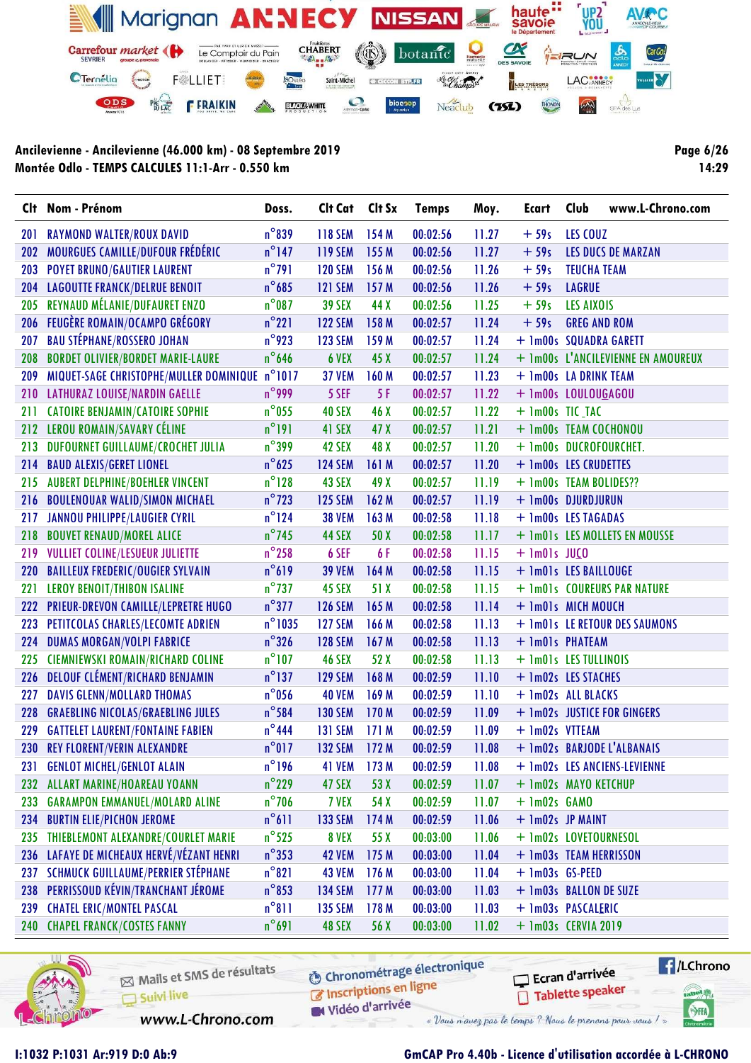**Ancilevienne - Ancilevienne (46.000 km) - 08 Septembre 2019**
**Montée Odlo - TEMPS CALCULES 11:1-Arr - 0.550 km**

| Clt | Nom - Prénom | Doss. | Clt Cat | Clt Sx | Temps | Moy. | Ecart | Club |
|---|---|---|---|---|---|---|---|---|
| 201 | RAYMOND WALTER/ROUX DAVID | n°839 | 118 SEM | 154 M | 00:02:56 | 11.27 | + 59s | LES COUZ |
| 202 | MOURGUES CAMILLE/DUFOUR FRÉDÉRIC | n°147 | 119 SEM | 155 M | 00:02:56 | 11.27 | + 59s | LES DUCS DE MARZAN |
| 203 | POYET BRUNO/GAUTIER LAURENT | n°791 | 120 SEM | 156 M | 00:02:56 | 11.26 | + 59s | TEUCHA TEAM |
| 204 | LAGOUTTE FRANCK/DELRUE BENOIT | n°685 | 121 SEM | 157 M | 00:02:56 | 11.26 | + 59s | LAGRUE |
| 205 | REYNAUD MÉLANIE/DUFAURET ENZO | n°087 | 39 SEX | 44 X | 00:02:56 | 11.25 | + 59s | LES AIXOIS |
| 206 | FEUGÈRE ROMAIN/OCAMPO GRÉGORY | n°221 | 122 SEM | 158 M | 00:02:57 | 11.24 | + 59s | GREG AND ROM |
| 207 | BAU STÉPHANE/ROSSERO JOHAN | n°923 | 123 SEM | 159 M | 00:02:57 | 11.24 | + 1m00s | SQUADRA GARETT |
| 208 | BORDET OLIVIER/BORDET MARIE-LAURE | n°646 | 6 VEX | 45 X | 00:02:57 | 11.24 | + 1m00s | L'ANCILEVIENNE EN AMOUREUX |
| 209 | MIQUET-SAGE CHRISTOPHE/MULLER DOMINIQUE | n°1017 | 37 VEM | 160 M | 00:02:57 | 11.23 | + 1m00s | LA DRINK TEAM |
| 210 | LATHURAZ LOUISE/NARDIN GAELLE | n°999 | 5 SEF | 5 F | 00:02:57 | 11.22 | + 1m00s | LOULOUGAGOU |
| 211 | CATOIRE BENJAMIN/CATOIRE SOPHIE | n°055 | 40 SEX | 46 X | 00:02:57 | 11.22 | + 1m00s | TIC_TAC |
| 212 | LEROU ROMAIN/SAVARY CÉLINE | n°191 | 41 SEX | 47 X | 00:02:57 | 11.21 | + 1m00s | TEAM COCHONOU |
| 213 | DUFOURNET GUILLAUME/CROCHET JULIA | n°399 | 42 SEX | 48 X | 00:02:57 | 11.20 | + 1m00s | DUCROFOURCHET. |
| 214 | BAUD ALEXIS/GERET LIONEL | n°625 | 124 SEM | 161 M | 00:02:57 | 11.20 | + 1m00s | LES CRUDETTES |
| 215 | AUBERT DELPHINE/BOEHLER VINCENT | n°128 | 43 SEX | 49 X | 00:02:57 | 11.19 | + 1m00s | TEAM BOLIDES?? |
| 216 | BOULENOUAR WALID/SIMON MICHAEL | n°723 | 125 SEM | 162 M | 00:02:57 | 11.19 | + 1m00s | DJURDJURUN |
| 217 | JANNOU PHILIPPE/LAUGIER CYRIL | n°124 | 38 VEM | 163 M | 00:02:58 | 11.18 | + 1m00s | LES TAGADAS |
| 218 | BOUVET RENAUD/MOREL ALICE | n°745 | 44 SEX | 50 X | 00:02:58 | 11.17 | + 1m01s | LES MOLLETS EN MOUSSE |
| 219 | VULLIET COLINE/LESUEUR JULIETTE | n°258 | 6 SEF | 6 F | 00:02:58 | 11.15 | + 1m01s | JUCO |
| 220 | BAILLEUX FREDERIC/OUGIER SYLVAIN | n°619 | 39 VEM | 164 M | 00:02:58 | 11.15 | + 1m01s | LES BAILLOUGE |
| 221 | LEROY BENOIT/THIBON ISALINE | n°737 | 45 SEX | 51 X | 00:02:58 | 11.15 | + 1m01s | COUREURS PAR NATURE |
| 222 | PRIEUR-DREVON CAMILLE/LEPRETRE HUGO | n°377 | 126 SEM | 165 M | 00:02:58 | 11.14 | + 1m01s | MICH MOUCH |
| 223 | PETITCOLAS CHARLES/LECOMTE ADRIEN | n°1035 | 127 SEM | 166 M | 00:02:58 | 11.13 | + 1m01s | LE RETOUR DES SAUMONS |
| 224 | DUMAS MORGAN/VOLPI FABRICE | n°326 | 128 SEM | 167 M | 00:02:58 | 11.13 | + 1m01s | PHATEAM |
| 225 | CIEMNIEWSKI ROMAIN/RICHARD COLINE | n°107 | 46 SEX | 52 X | 00:02:58 | 11.13 | + 1m01s | LES TULLINOIS |
| 226 | DELOUF CLÉMENT/RICHARD BENJAMIN | n°137 | 129 SEM | 168 M | 00:02:59 | 11.10 | + 1m02s | LES STACHES |
| 227 | DAVIS GLENN/MOLLARD THOMAS | n°056 | 40 VEM | 169 M | 00:02:59 | 11.10 | + 1m02s | ALL BLACKS |
| 228 | GRAEBLING NICOLAS/GRAEBLING JULES | n°584 | 130 SEM | 170 M | 00:02:59 | 11.09 | + 1m02s | JUSTICE FOR GINGERS |
| 229 | GATTELET LAURENT/FONTAINE FABIEN | n°444 | 131 SEM | 171 M | 00:02:59 | 11.09 | + 1m02s | VTTEAM |
| 230 | REY FLORENT/VERIN ALEXANDRE | n°017 | 132 SEM | 172 M | 00:02:59 | 11.08 | + 1m02s | BARJODE L'ALBANAIS |
| 231 | GENLOT MICHEL/GENLOT ALAIN | n°196 | 41 VEM | 173 M | 00:02:59 | 11.08 | + 1m02s | LES ANCIENS-LEVIENNE |
| 232 | ALLART MARINE/HOAREAU YOANN | n°229 | 47 SEX | 53 X | 00:02:59 | 11.07 | + 1m02s | MAYO KETCHUP |
| 233 | GARAMPON EMMANUEL/MOLARD ALINE | n°706 | 7 VEX | 54 X | 00:02:59 | 11.07 | + 1m02s | GAMO |
| 234 | BURTIN ELIE/PICHON JEROME | n°611 | 133 SEM | 174 M | 00:02:59 | 11.06 | + 1m02s | JP MAINT |
| 235 | THIEBLEMONT ALEXANDRE/COURLET MARIE | n°525 | 8 VEX | 55 X | 00:03:00 | 11.06 | + 1m02s | LOVETOURNESOL |
| 236 | LAFAYE DE MICHEAUX HERVÉ/VÉZANT HENRI | n°353 | 42 VEM | 175 M | 00:03:00 | 11.04 | + 1m03s | TEAM HERRISSON |
| 237 | SCHMUCK GUILLAUME/PERRIER STÉPHANE | n°821 | 43 VEM | 176 M | 00:03:00 | 11.04 | + 1m03s | GS-PEED |
| 238 | PERRISSOUD KÉVIN/TRANCHANT JÉROME | n°853 | 134 SEM | 177 M | 00:03:00 | 11.03 | + 1m03s | BALLON DE SUZE |
| 239 | CHATEL ERIC/MONTEL PASCAL | n°811 | 135 SEM | 178 M | 00:03:00 | 11.03 | + 1m03s | PASCALERIC |
| 240 | CHAPEL FRANCK/COSTES FANNY | n°691 | 48 SEX | 56 X | 00:03:00 | 11.02 | + 1m03s | CERVIA 2019 |

I:1032 P:1031 Ar:919 D:0 Ab:9

GmCAP Pro 4.40b - Licence d'utilisation accordée à L-CHRONO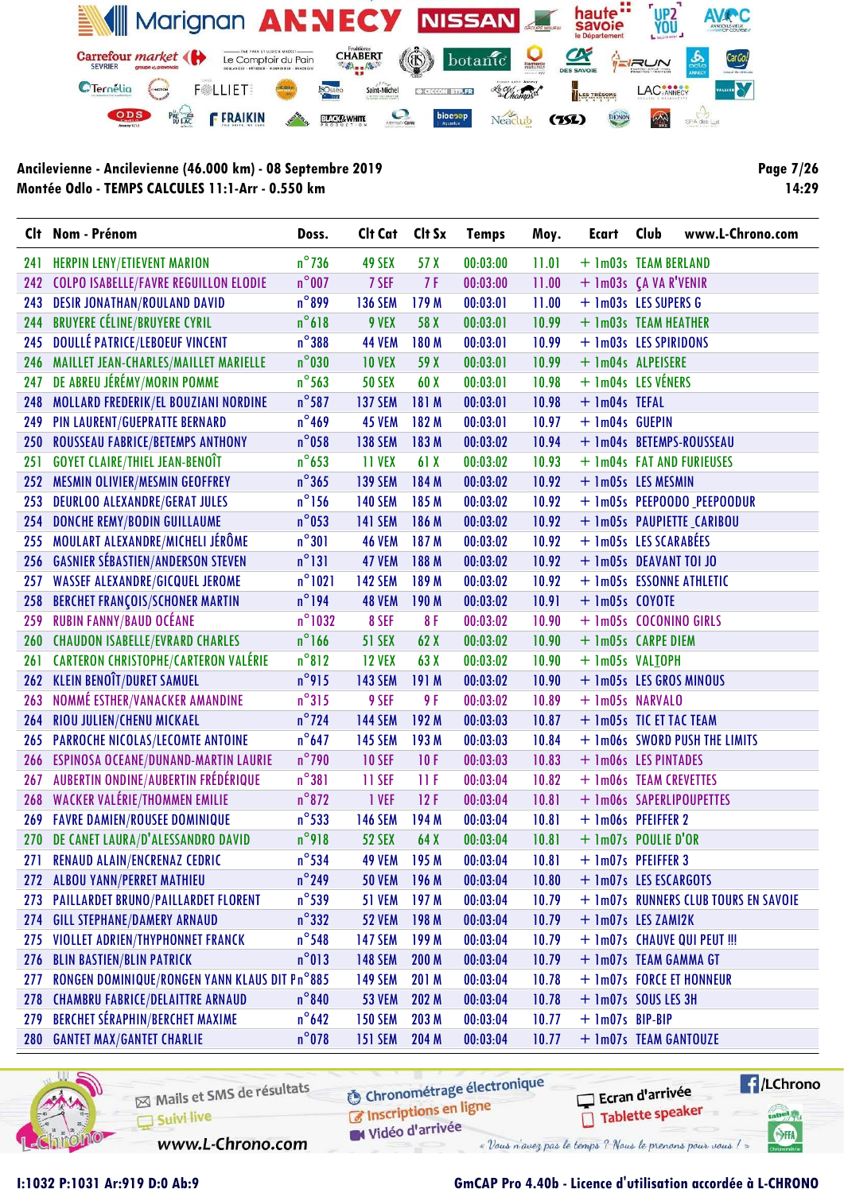**Ancilevienne - Ancilevienne (46.000 km) - 08 Septembre 2019**
**Montée Odlo - TEMPS CALCULES 11:1-Arr - 0.550 km**

**14:29**

| Clt | Nom - Prénom | Doss. | Clt Cat | Clt Sx | Temps | Moy. | Ecart | Club |
|---|---|---|---|---|---|---|---|---|
| 241 | HERPIN LENY/ETIEVENT MARION | n°736 | 49 SEX | 57 X | 00:03:00 | 11.01 | + 1m03s | TEAM BERLAND |
| 242 | COLPO ISABELLE/FAVRE REGUILLON ELODIE | n°007 | 7 SEF | 7 F | 00:03:00 | 11.00 | + 1m03s | ÇA VA R'VENIR |
| 243 | DESIR JONATHAN/ROULAND DAVID | n°899 | 136 SEM | 179 M | 00:03:01 | 11.00 | + 1m03s | LES SUPERS G |
| 244 | BRUYERE CÉLINE/BRUYERE CYRIL | n°618 | 9 VEX | 58 X | 00:03:01 | 10.99 | + 1m03s | TEAM HEATHER |
| 245 | DOULLÉ PATRICE/LEBOEUF VINCENT | n°388 | 44 VEM | 180 M | 00:03:01 | 10.99 | + 1m03s | LES SPIRIDONS |
| 246 | MAILLET JEAN-CHARLES/MAILLET MARIELLE | n°030 | 10 VEX | 59 X | 00:03:01 | 10.99 | + 1m04s | ALPEISERE |
| 247 | DE ABREU JÉRÉMY/MORIN POMME | n°563 | 50 SEX | 60 X | 00:03:01 | 10.98 | + 1m04s | LES VÉNERS |
| 248 | MOLLARD FREDERIK/EL BOUZIANI NORDINE | n°587 | 137 SEM | 181 M | 00:03:01 | 10.98 | + 1m04s | TEFAL |
| 249 | PIN LAURENT/GUEPRATTE BERNARD | n°469 | 45 VEM | 182 M | 00:03:01 | 10.97 | + 1m04s | GUEPIN |
| 250 | ROUSSEAU FABRICE/BETEMPS ANTHONY | n°058 | 138 SEM | 183 M | 00:03:02 | 10.94 | + 1m04s | BETEMPS-ROUSSEAU |
| 251 | GOYET CLAIRE/THIEL JEAN-BENOÎT | n°653 | 11 VEX | 61 X | 00:03:02 | 10.93 | + 1m04s | FAT AND FURIEUSES |
| 252 | MESMIN OLIVIER/MESMIN GEOFFREY | n°365 | 139 SEM | 184 M | 00:03:02 | 10.92 | + 1m05s | LES MESMIN |
| 253 | DEURLOO ALEXANDRE/GERAT JULES | n°156 | 140 SEM | 185 M | 00:03:02 | 10.92 | + 1m05s | PEEPOODO_PEEPOODUR |
| 254 | DONCHE REMY/BODIN GUILLAUME | n°053 | 141 SEM | 186 M | 00:03:02 | 10.92 | + 1m05s | PAUPIETTE_CARIBOU |
| 255 | MOULART ALEXANDRE/MICHELI JÉRÔME | n°301 | 46 VEM | 187 M | 00:03:02 | 10.92 | + 1m05s | LES SCARABÉES |
| 256 | GASNIER SÉBASTIEN/ANDERSON STEVEN | n°131 | 47 VEM | 188 M | 00:03:02 | 10.92 | + 1m05s | DEAVANT TOI JO |
| 257 | WASSEF ALEXANDRE/GICQUEL JEROME | n°1021 | 142 SEM | 189 M | 00:03:02 | 10.92 | + 1m05s | ESSONNE ATHLETIC |
| 258 | BERCHET FRANÇOIS/SCHONER MARTIN | n°194 | 48 VEM | 190 M | 00:03:02 | 10.91 | + 1m05s | COYOTE |
| 259 | RUBIN FANNY/BAUD OCÉANE | n°1032 | 8 SEF | 8 F | 00:03:02 | 10.90 | + 1m05s | COCONINO GIRLS |
| 260 | CHAUDON ISABELLE/EVRARD CHARLES | n°166 | 51 SEX | 62 X | 00:03:02 | 10.90 | + 1m05s | CARPE DIEM |
| 261 | CARTERON CHRISTOPHE/CARTERON VALÉRIE | n°812 | 12 VEX | 63 X | 00:03:02 | 10.90 | + 1m05s | VALTOPH |
| 262 | KLEIN BENOÎT/DURET SAMUEL | n°915 | 143 SEM | 191 M | 00:03:02 | 10.90 | + 1m05s | LES GROS MINOUS |
| 263 | NOMMÉ ESTHER/VANACKER AMANDINE | n°315 | 9 SEF | 9 F | 00:03:02 | 10.89 | + 1m05s | NARVALO |
| 264 | RIOU JULIEN/CHENU MICKAEL | n°724 | 144 SEM | 192 M | 00:03:03 | 10.87 | + 1m05s | TIC ET TAC TEAM |
| 265 | PARROCHE NICOLAS/LECOMTE ANTOINE | n°647 | 145 SEM | 193 M | 00:03:03 | 10.84 | + 1m06s | SWORD PUSH THE LIMITS |
| 266 | ESPINOSA OCEANE/DUNAND-MARTIN LAURIE | n°790 | 10 SEF | 10 F | 00:03:03 | 10.83 | + 1m06s | LES PINTADES |
| 267 | AUBERTIN ONDINE/AUBERTIN FRÉDÉRIQUE | n°381 | 11 SEF | 11 F | 00:03:04 | 10.82 | + 1m06s | TEAM CREVETTES |
| 268 | WACKER VALÉRIE/THOMMEN EMILIE | n°872 | 1 VEF | 12 F | 00:03:04 | 10.81 | + 1m06s | SAPERLIPOUPETTES |
| 269 | FAVRE DAMIEN/ROUSEE DOMINIQUE | n°533 | 146 SEM | 194 M | 00:03:04 | 10.81 | + 1m06s | PFEIFFER 2 |
| 270 | DE CANET LAURA/D'ALESSANDRO DAVID | n°918 | 52 SEX | 64 X | 00:03:04 | 10.81 | + 1m07s | POULIE D'OR |
| 271 | RENAUD ALAIN/ENCRENAZ CEDRIC | n°534 | 49 VEM | 195 M | 00:03:04 | 10.81 | + 1m07s | PFEIFFER 3 |
| 272 | ALBOU YANN/PERRET MATHIEU | n°249 | 50 VEM | 196 M | 00:03:04 | 10.80 | + 1m07s | LES ESCARGOTS |
| 273 | PAILLARDET BRUNO/PAILLARDET FLORENT | n°539 | 51 VEM | 197 M | 00:03:04 | 10.79 | + 1m07s | RUNNERS CLUB TOURS EN SAVOIE |
| 274 | GILL STEPHANE/DAMERY ARNAUD | n°332 | 52 VEM | 198 M | 00:03:04 | 10.79 | + 1m07s | LES ZAMI2K |
| 275 | VIOLLET ADRIEN/THYPHONNET FRANCK | n°548 | 147 SEM | 199 M | 00:03:04 | 10.79 | + 1m07s | CHAUVE QUI PEUT !!! |
| 276 | BLIN BASTIEN/BLIN PATRICK | n°013 | 148 SEM | 200 M | 00:03:04 | 10.79 | + 1m07s | TEAM GAMMA GT |
| 277 | RONGEN DOMINIQUE/RONGEN YANN KLAUS DIT P | n°885 | 149 SEM | 201 M | 00:03:04 | 10.78 | + 1m07s | FORCE ET HONNEUR |
| 278 | CHAMBRU FABRICE/DELAITTRE ARNAUD | n°840 | 53 VEM | 202 M | 00:03:04 | 10.78 | + 1m07s | SOUS LES 3H |
| 279 | BERCHET SÉRAPHIN/BERCHET MAXIME | n°642 | 150 SEM | 203 M | 00:03:04 | 10.77 | + 1m07s | BIP-BIP |
| 280 | GANTET MAX/GANTET CHARLIE | n°078 | 151 SEM | 204 M | 00:03:04 | 10.77 | + 1m07s | TEAM GANTOUZE |

I:1032 P:1031 Ar:919 D:0 Ab:9

GmCAP Pro 4.40b - Licence d'utilisation accordée à L-CHRONO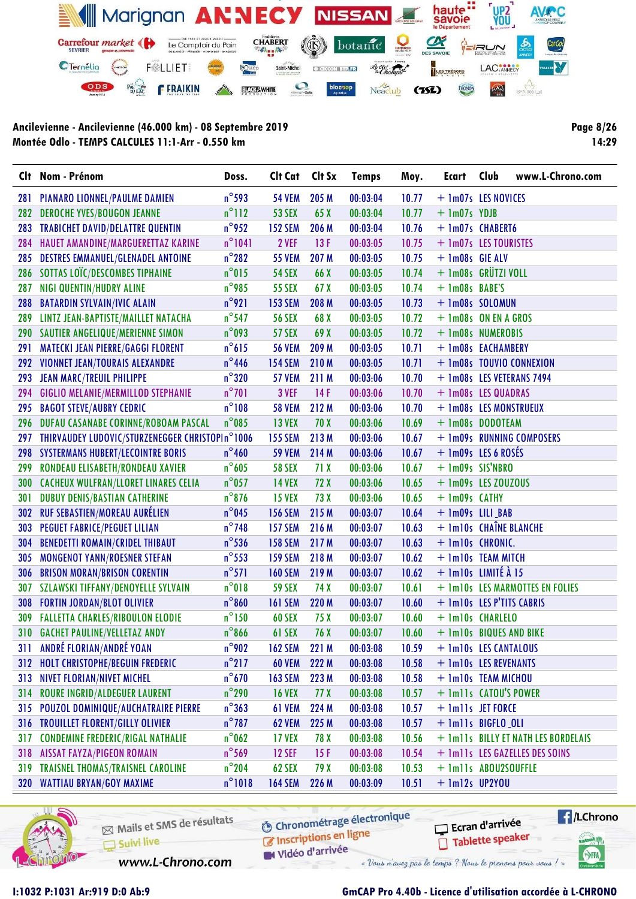**Ancilevienne - Ancilevienne (46.000 km) - 08 Septembre 2019**
**Montée Odlo - TEMPS CALCULES 11:1-Arr - 0.550 km**

| Clt | Nom - Prénom | Doss. | Clt Cat | Clt Sx | Temps | Moy. | Ecart | Club |
|---|---|---|---|---|---|---|---|---|
| 281 | PIANARO LIONNEL/PAULME DAMIEN | n°593 | 54 VEM | 205 M | 00:03:04 | 10.77 | + 1m07s | LES NOVICES |
| 282 | DEROCHE YVES/BOUGON JEANNE | n°112 | 53 SEX | 65 X | 00:03:04 | 10.77 | + 1m07s | YDJB |
| 283 | TRABICHET DAVID/DELATTRE QUENTIN | n°952 | 152 SEM | 206 M | 00:03:04 | 10.76 | + 1m07s | CHABERT6 |
| 284 | HAUET AMANDINE/MARGUERETTAZ KARINE | n°1041 | 2 VEF | 13 F | 00:03:05 | 10.75 | + 1m07s | LES TOURISTES |
| 285 | DESTRES EMMANUEL/GLENADEL ANTOINE | n°282 | 55 VEM | 207 M | 00:03:05 | 10.75 | + 1m08s | GIE ALV |
| 286 | SOTTAS LOÏC/DESCOMBES TIPHAINE | n°015 | 54 SEX | 66 X | 00:03:05 | 10.74 | + 1m08s | GRÜTZI VOLL |
| 287 | NIGI QUENTIN/HUDRY ALINE | n°985 | 55 SEX | 67 X | 00:03:05 | 10.74 | + 1m08s | BABE'S |
| 288 | BATARDIN SYLVAIN/IVIC ALAIN | n°921 | 153 SEM | 208 M | 00:03:05 | 10.73 | + 1m08s | SOLOMUN |
| 289 | LINTZ JEAN-BAPTISTE/MAILLET NATACHA | n°547 | 56 SEX | 68 X | 00:03:05 | 10.72 | + 1m08s | ON EN A GROS |
| 290 | SAUTIER ANGELIQUE/MERIENNE SIMON | n°093 | 57 SEX | 69 X | 00:03:05 | 10.72 | + 1m08s | NUMEROBIS |
| 291 | MATECKI JEAN PIERRE/GAGGI FLORENT | n°615 | 56 VEM | 209 M | 00:03:05 | 10.71 | + 1m08s | EACHAMBERY |
| 292 | VIONNET JEAN/TOURAIS ALEXANDRE | n°446 | 154 SEM | 210 M | 00:03:05 | 10.71 | + 1m08s | TOUVIO CONNEXION |
| 293 | JEAN MARC/TREUIL PHILIPPE | n°320 | 57 VEM | 211 M | 00:03:06 | 10.70 | + 1m08s | LES VETERANS 7494 |
| 294 | GIGLIO MELANIE/MERMILLOD STEPHANIE | n°701 | 3 VEF | 14 F | 00:03:06 | 10.70 | + 1m08s | LES QUADRAS |
| 295 | BAGOT STEVE/AUBRY CEDRIC | n°108 | 58 VEM | 212 M | 00:03:06 | 10.70 | + 1m08s | LES MONSTRUEUX |
| 296 | DUFAU CASANABE CORINNE/ROBOAM PASCAL | n°085 | 13 VEX | 70 X | 00:03:06 | 10.69 | + 1m08s | DODOTEAM |
| 297 | THIRVAUDEY LUDOVIC/STURZENEGGER CHRISTOPI | n°1006 | 155 SEM | 213 M | 00:03:06 | 10.67 | + 1m09s | RUNNING COMPOSERS |
| 298 | SYSTERMANS HUBERT/LECOINTRE BORIS | n°460 | 59 VEM | 214 M | 00:03:06 | 10.67 | + 1m09s | LES 6 ROSÉS |
| 299 | RONDEAU ELISABETH/RONDEAU XAVIER | n°605 | 58 SEX | 71 X | 00:03:06 | 10.67 | + 1m09s | SIS'NBRO |
| 300 | CACHEUX WULFRAN/LLORET LINARES CELIA | n°057 | 14 VEX | 72 X | 00:03:06 | 10.65 | + 1m09s | LES ZOUZOUS |
| 301 | DUBUY DENIS/BASTIAN CATHERINE | n°876 | 15 VEX | 73 X | 00:03:06 | 10.65 | + 1m09s | CATHY |
| 302 | RUF SEBASTIEN/MOREAU AURÉLIEN | n°045 | 156 SEM | 215 M | 00:03:07 | 10.64 | + 1m09s | LILI_BAB |
| 303 | PEGUET FABRICE/PEGUET LILIAN | n°748 | 157 SEM | 216 M | 00:03:07 | 10.63 | + 1m10s | CHAÎNE BLANCHE |
| 304 | BENEDETTI ROMAIN/CRIDEL THIBAUT | n°536 | 158 SEM | 217 M | 00:03:07 | 10.63 | + 1m10s | CHRONIC. |
| 305 | MONGENOT YANN/ROESNER STEFAN | n°553 | 159 SEM | 218 M | 00:03:07 | 10.62 | + 1m10s | TEAM MITCH |
| 306 | BRISON MORAN/BRISON CORENTIN | n°571 | 160 SEM | 219 M | 00:03:07 | 10.62 | + 1m10s | LIMITÉ À 15 |
| 307 | SZLAWSKI TIFFANY/DENOYELLE SYLVAIN | n°018 | 59 SEX | 74 X | 00:03:07 | 10.61 | + 1m10s | LES MARMOTTES EN FOLIES |
| 308 | FORTIN JORDAN/BLOT OLIVIER | n°860 | 161 SEM | 220 M | 00:03:07 | 10.60 | + 1m10s | LES P'TITS CABRIS |
| 309 | FALLETTA CHARLES/RIBOULON ELODIE | n°150 | 60 SEX | 75 X | 00:03:07 | 10.60 | + 1m10s | CHARLELO |
| 310 | GACHET PAULINE/VELLETAZ ANDY | n°866 | 61 SEX | 76 X | 00:03:07 | 10.60 | + 1m10s | BIQUES AND BIKE |
| 311 | ANDRÉ FLORIAN/ANDRÉ YOAN | n°902 | 162 SEM | 221 M | 00:03:08 | 10.59 | + 1m10s | LES CANTALOUS |
| 312 | HOLT CHRISTOPHE/BEGUIN FREDERIC | n°217 | 60 VEM | 222 M | 00:03:08 | 10.58 | + 1m10s | LES REVENANTS |
| 313 | NIVET FLORIAN/NIVET MICHEL | n°670 | 163 SEM | 223 M | 00:03:08 | 10.58 | + 1m10s | TEAM MICHOU |
| 314 | ROURE INGRID/ALDEGUER LAURENT | n°290 | 16 VEX | 77 X | 00:03:08 | 10.57 | + 1m11s | CATOU'S POWER |
| 315 | POUZOL DOMINIQUE/AUCHATRAIRE PIERRE | n°363 | 61 VEM | 224 M | 00:03:08 | 10.57 | + 1m11s | JET FORCE |
| 316 | TROUILLET FLORENT/GILLY OLIVIER | n°787 | 62 VEM | 225 M | 00:03:08 | 10.57 | + 1m11s | BIGFLO_OLI |
| 317 | CONDEMINE FREDERIC/RIGAL NATHALIE | n°062 | 17 VEX | 78 X | 00:03:08 | 10.56 | + 1m11s | BILLY ET NATH LES BORDELAIS |
| 318 | AISSAT FAYZA/PIGEON ROMAIN | n°569 | 12 SEF | 15 F | 00:03:08 | 10.54 | + 1m11s | LES GAZELLES DES SOINS |
| 319 | TRAISNEL THOMAS/TRAISNEL CAROLINE | n°204 | 62 SEX | 79 X | 00:03:08 | 10.53 | + 1m11s | ABOU2SOUFFLE |
| 320 | WATTIAU BRYAN/GOY MAXIME | n°1018 | 164 SEM | 226 M | 00:03:09 | 10.51 | + 1m12s | UP2YOU |

I:1032 P:1031 Ar:919 D:0 Ab:9

GmCAP Pro 4.40b - Licence d'utilisation accordée à L-CHRONO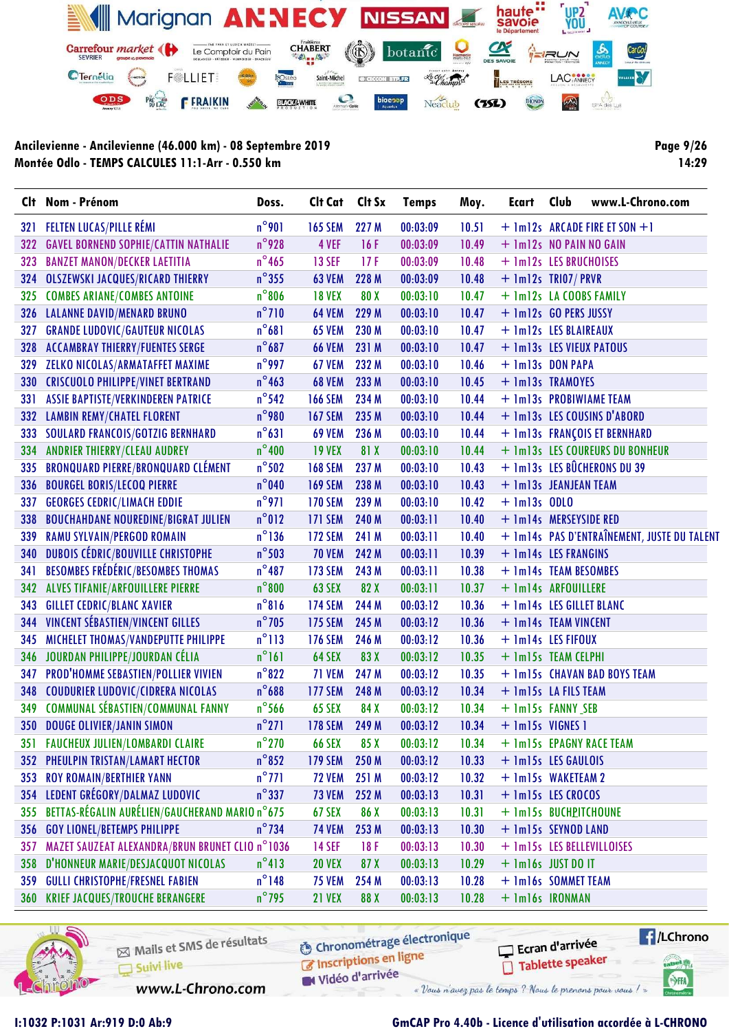**Ancilevienne - Ancilevienne (46.000 km) - 08 Septembre 2019**
**Montée Odlo - TEMPS CALCULES 11:1-Arr - 0.550 km**

| Clt | Nom - Prénom | Doss. | Clt Cat | Clt Sx | Temps | Moy. | Ecart | Club |
|---|---|---|---|---|---|---|---|---|
| 321 | FELTEN LUCAS/PILLE RÉMI | n°901 | 165 SEM | 227 M | 00:03:09 | 10.51 | + 1m12s | ARCADE FIRE ET SON +1 |
| 322 | GAVEL BORNEND SOPHIE/CATTIN NATHALIE | n°928 | 4 VEF | 16 F | 00:03:09 | 10.49 | + 1m12s | NO PAIN NO GAIN |
| 323 | BANZET MANON/DECKER LAETITIA | n°465 | 13 SEF | 17 F | 00:03:09 | 10.48 | + 1m12s | LES BRUCHOISES |
| 324 | OLSZEWSKI JACQUES/RICARD THIERRY | n°355 | 63 VEM | 228 M | 00:03:09 | 10.48 | + 1m12s | TRI07/ PRVR |
| 325 | COMBES ARIANE/COMBES ANTOINE | n°806 | 18 VEX | 80 X | 00:03:10 | 10.47 | + 1m12s | LA COOBS FAMILY |
| 326 | LALANNE DAVID/MENARD BRUNO | n°710 | 64 VEM | 229 M | 00:03:10 | 10.47 | + 1m12s | GO PERS JUSSY |
| 327 | GRANDE LUDOVIC/GAUTEUR NICOLAS | n°681 | 65 VEM | 230 M | 00:03:10 | 10.47 | + 1m12s | LES BLAIREAUX |
| 328 | ACCAMBRAY THIERRY/FUENTES SERGE | n°687 | 66 VEM | 231 M | 00:03:10 | 10.47 | + 1m13s | LES VIEUX PATOUS |
| 329 | ZELKO NICOLAS/ARMATAFFET MAXIME | n°997 | 67 VEM | 232 M | 00:03:10 | 10.46 | + 1m13s | DON PAPA |
| 330 | CRISCUOLO PHILIPPE/VINET BERTRAND | n°463 | 68 VEM | 233 M | 00:03:10 | 10.45 | + 1m13s | TRAMOYES |
| 331 | ASSIE BAPTISTE/VERKINDEREN PATRICE | n°542 | 166 SEM | 234 M | 00:03:10 | 10.44 | + 1m13s | PROBIWIAME TEAM |
| 332 | LAMBIN REMY/CHATEL FLORENT | n°980 | 167 SEM | 235 M | 00:03:10 | 10.44 | + 1m13s | LES COUSINS D'ABORD |
| 333 | SOULARD FRANCOIS/GOTZIG BERNHARD | n°631 | 69 VEM | 236 M | 00:03:10 | 10.44 | + 1m13s | FRANÇOIS ET BERNHARD |
| 334 | ANDRIER THIERRY/CLEAU AUDREY | n°400 | 19 VEX | 81 X | 00:03:10 | 10.44 | + 1m13s | LES COUREURS DU BONHEUR |
| 335 | BRONQUARD PIERRE/BRONQUARD CLÉMENT | n°502 | 168 SEM | 237 M | 00:03:10 | 10.43 | + 1m13s | LES BÛCHERONS DU 39 |
| 336 | BOURGEL BORIS/LECOQ PIERRE | n°040 | 169 SEM | 238 M | 00:03:10 | 10.43 | + 1m13s | JEANJEAN TEAM |
| 337 | GEORGES CEDRIC/LIMACH EDDIE | n°971 | 170 SEM | 239 M | 00:03:10 | 10.42 | + 1m13s | ODLO |
| 338 | BOUCHAHDANE NOUREDINE/BIGRAT JULIEN | n°012 | 171 SEM | 240 M | 00:03:11 | 10.40 | + 1m14s | MERSEYSIDE RED |
| 339 | RAMU SYLVAIN/PERGOD ROMAIN | n°136 | 172 SEM | 241 M | 00:03:11 | 10.40 | + 1m14s | PAS D'ENTRAÎNEMENT, JUSTE DU TALENT |
| 340 | DUBOIS CÉDRIC/BOUVILLE CHRISTOPHE | n°503 | 70 VEM | 242 M | 00:03:11 | 10.39 | + 1m14s | LES FRANGINS |
| 341 | BESOMBES FRÉDÉRIC/BESOMBES THOMAS | n°487 | 173 SEM | 243 M | 00:03:11 | 10.38 | + 1m14s | TEAM BESOMBES |
| 342 | ALVES TIFANIE/ARFOUILLERE PIERRE | n°800 | 63 SEX | 82 X | 00:03:11 | 10.37 | + 1m14s | ARFOUILLERE |
| 343 | GILLET CEDRIC/BLANC XAVIER | n°816 | 174 SEM | 244 M | 00:03:12 | 10.36 | + 1m14s | LES GILLET BLANC |
| 344 | VINCENT SÉBASTIEN/VINCENT GILLES | n°705 | 175 SEM | 245 M | 00:03:12 | 10.36 | + 1m14s | TEAM VINCENT |
| 345 | MICHELET THOMAS/VANDEPUTTE PHILIPPE | n°113 | 176 SEM | 246 M | 00:03:12 | 10.36 | + 1m14s | LES FIFOUX |
| 346 | JOURDAN PHILIPPE/JOURDAN CÉLIA | n°161 | 64 SEX | 83 X | 00:03:12 | 10.35 | + 1m15s | TEAM CELPHI |
| 347 | PROD'HOMME SEBASTIEN/POLLIER VIVIEN | n°822 | 71 VEM | 247 M | 00:03:12 | 10.35 | + 1m15s | CHAVAN BAD BOYS TEAM |
| 348 | COUDURIER LUDOVIC/CIDRERA NICOLAS | n°688 | 177 SEM | 248 M | 00:03:12 | 10.34 | + 1m15s | LA FILS TEAM |
| 349 | COMMUNAL SÉBASTIEN/COMMUNAL FANNY | n°566 | 65 SEX | 84 X | 00:03:12 | 10.34 | + 1m15s | FANNY _SEB |
| 350 | DOUGE OLIVIER/JANIN SIMON | n°271 | 178 SEM | 249 M | 00:03:12 | 10.34 | + 1m15s | VIGNES 1 |
| 351 | FAUCHEUX JULIEN/LOMBARDI CLAIRE | n°270 | 66 SEX | 85 X | 00:03:12 | 10.34 | + 1m15s | EPAGNY RACE TEAM |
| 352 | PHEULPIN TRISTAN/LAMART HECTOR | n°852 | 179 SEM | 250 M | 00:03:12 | 10.33 | + 1m15s | LES GAULOIS |
| 353 | ROY ROMAIN/BERTHIER YANN | n°771 | 72 VEM | 251 M | 00:03:12 | 10.32 | + 1m15s | WAKETEAM 2 |
| 354 | LEDENT GRÉGORY/DALMAZ LUDOVIC | n°337 | 73 VEM | 252 M | 00:03:13 | 10.31 | + 1m15s | LES CROCOS |
| 355 | BETTAS-RÉGALIN AURÉLIEN/GAUCHERAND MARIO | n°675 | 67 SEX | 86 X | 00:03:13 | 10.31 | + 1m15s | BUCHPITCHOUNE |
| 356 | GOY LIONEL/BETEMPS PHILIPPE | n°734 | 74 VEM | 253 M | 00:03:13 | 10.30 | + 1m15s | SEYNOD LAND |
| 357 | MAZET SAUZEAT ALEXANDRA/BRUN BRUNET CLIO | n°1036 | 14 SEF | 18 F | 00:03:13 | 10.30 | + 1m15s | LES BELLEVILLOISES |
| 358 | D'HONNEUR MARIE/DESJACQUOT NICOLAS | n°413 | 20 VEX | 87 X | 00:03:13 | 10.29 | + 1m16s | JUST DO IT |
| 359 | GULLI CHRISTOPHE/FRESNEL FABIEN | n°148 | 75 VEM | 254 M | 00:03:13 | 10.28 | + 1m16s | SOMMET TEAM |
| 360 | KRIEF JACQUES/TROUCHE BERANGERE | n°795 | 21 VEX | 88 X | 00:03:13 | 10.28 | + 1m16s | IRONMAN |

I:1032 P:1031 Ar:919 D:0 Ab:9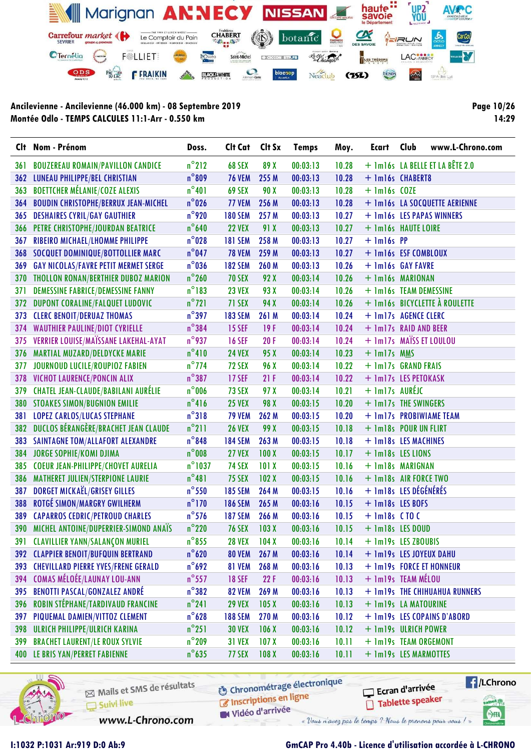**Ancilevienne - Ancilevienne (46.000 km) - 08 Septembre 2019**
**Montée Odlo - TEMPS CALCULES 11:1-Arr - 0.550 km**

| Clt | Nom - Prénom | Doss. | Clt Cat | Clt Sx | Temps | Moy. | Ecart | Club |
|---|---|---|---|---|---|---|---|---|
| 361 | BOUZEREAU ROMAIN/PAVILLON CANDICE | n°212 | 68 SEX | 89 X | 00:03:13 | 10.28 | + 1m16s | LA BELLE ET LA BÊTE 2.0 |
| 362 | LUNEAU PHILIPPE/BEL CHRISTIAN | n°809 | 76 VEM | 255 M | 00:03:13 | 10.28 | + 1m16s | CHABERT8 |
| 363 | BOETTCHER MÉLANIE/COZE ALEXIS | n°401 | 69 SEX | 90 X | 00:03:13 | 10.28 | + 1m16s | COZE |
| 364 | BOUDIN CHRISTOPHE/BERRUX JEAN-MICHEL | n°026 | 77 VEM | 256 M | 00:03:13 | 10.28 | + 1m16s | LA SOCQUETTE AERIENNE |
| 365 | DESHAIRES CYRIL/GAY GAUTHIER | n°920 | 180 SEM | 257 M | 00:03:13 | 10.27 | + 1m16s | LES PAPAS WINNERS |
| 366 | PETRE CHRISTOPHE/JOURDAN BEATRICE | n°640 | 22 VEX | 91 X | 00:03:13 | 10.27 | + 1m16s | HAUTE LOIRE |
| 367 | RIBEIRO MICHAEL/LHOMME PHILIPPE | n°028 | 181 SEM | 258 M | 00:03:13 | 10.27 | + 1m16s | PP |
| 368 | SOCQUET DOMINIQUE/BOTTOLLIER MARC | n°047 | 78 VEM | 259 M | 00:03:13 | 10.27 | + 1m16s | ESF COMBLOUX |
| 369 | GAY NICOLAS/FAVRE PETIT MERMET SERGE | n°036 | 182 SEM | 260 M | 00:03:13 | 10.26 | + 1m16s | GAY FAVRE |
| 370 | THOLLON RONAN/BERTHIER DUBOZ MARION | n°260 | 70 SEX | 92 X | 00:03:14 | 10.26 | + 1m16s | MARIONAN |
| 371 | DEMESSINE FABRICE/DEMESSINE FANNY | n°183 | 23 VEX | 93 X | 00:03:14 | 10.26 | + 1m16s | TEAM DEMESSINE |
| 372 | DUPONT CORALINE/FALQUET LUDOVIC | n°721 | 71 SEX | 94 X | 00:03:14 | 10.26 | + 1m16s | BICYCLETTE À ROULETTE |
| 373 | CLERC BENOIT/DERUAZ THOMAS | n°397 | 183 SEM | 261 M | 00:03:14 | 10.24 | + 1m17s | AGENCE CLERC |
| 374 | WAUTHIER PAULINE/DIOT CYRIELLE | n°384 | 15 SEF | 19 F | 00:03:14 | 10.24 | + 1m17s | RAID AND BEER |
| 375 | VERRIER LOUISE/MAÏSSANE LAKEHAL-AYAT | n°937 | 16 SEF | 20 F | 00:03:14 | 10.24 | + 1m17s | MAÏSS ET LOULOU |
| 376 | MARTIAL MUZARD/DELDYCKE MARIE | n°410 | 24 VEX | 95 X | 00:03:14 | 10.23 | + 1m17s | MMS |
| 377 | JOURNOUD LUCILE/ROUPIOZ FABIEN | n°774 | 72 SEX | 96 X | 00:03:14 | 10.22 | + 1m17s | GRAND FRAIS |
| 378 | VICHOT LAURENCE/PONCIN ALIX | n°387 | 17 SEF | 21 F | 00:03:14 | 10.22 | + 1m17s | LES PETOKASK |
| 379 | CHATEL JEAN-CLAUDE/BABILANI AURÉLIE | n°006 | 73 SEX | 97 X | 00:03:14 | 10.21 | + 1m17s | AURÉJC |
| 380 | STOAKES SIMON/BUGNION EMILIE | n°416 | 25 VEX | 98 X | 00:03:15 | 10.20 | + 1m17s | THE SWINGERS |
| 381 | LOPEZ CARLOS/LUCAS STEPHANE | n°318 | 79 VEM | 262 M | 00:03:15 | 10.20 | + 1m17s | PROBIWIAME TEAM |
| 382 | DUCLOS BÉRANGÈRE/BRACHET JEAN CLAUDE | n°211 | 26 VEX | 99 X | 00:03:15 | 10.18 | + 1m18s | POUR UN FLIRT |
| 383 | SAINTAGNE TOM/ALLAFORT ALEXANDRE | n°848 | 184 SEM | 263 M | 00:03:15 | 10.18 | + 1m18s | LES MACHINES |
| 384 | JORGE SOPHIE/KOMI DJIMA | n°008 | 27 VEX | 100 X | 00:03:15 | 10.17 | + 1m18s | LES LIONS |
| 385 | COEUR JEAN-PHILIPPE/CHOVET AURELIA | n°1037 | 74 SEX | 101 X | 00:03:15 | 10.16 | + 1m18s | MARIGNAN |
| 386 | MATHERET JULIEN/STERPIONE LAURIE | n°481 | 75 SEX | 102 X | 00:03:15 | 10.16 | + 1m18s | AIR FORCE TWO |
| 387 | DORGET MICKAËL/GRISEY GILLES | n°550 | 185 SEM | 264 M | 00:03:15 | 10.16 | + 1m18s | LES DÉGÉNÉRÉS |
| 388 | ROTGÉ SIMON/MARGRY GWILHERM | n°170 | 186 SEM | 265 M | 00:03:16 | 10.15 | + 1m18s | LES BOFS |
| 389 | CAPARROS CEDRIC/PETROUD CHARLES | n°576 | 187 SEM | 266 M | 00:03:16 | 10.15 | + 1m18s | C TO C |
| 390 | MICHEL ANTOINE/DUPERRIER-SIMOND ANAÏS | n°220 | 76 SEX | 103 X | 00:03:16 | 10.15 | + 1m18s | LES DOUD |
| 391 | CLAVILLIER YANN/SALANÇON MURIEL | n°855 | 28 VEX | 104 X | 00:03:16 | 10.14 | + 1m19s | LES ZBOUBIS |
| 392 | CLAPPIER BENOIT/BUFQUIN BERTRAND | n°620 | 80 VEM | 267 M | 00:03:16 | 10.14 | + 1m19s | LES JOYEUX DAHU |
| 393 | CHEVILLARD PIERRE YVES/FRENE GERALD | n°692 | 81 VEM | 268 M | 00:03:16 | 10.13 | + 1m19s | FORCE ET HONNEUR |
| 394 | COMAS MÉLOÉE/LAUNAY LOU-ANN | n°557 | 18 SEF | 22 F | 00:03:16 | 10.13 | + 1m19s | TEAM MÉLOU |
| 395 | BENOTTI PASCAL/GONZALEZ ANDRÉ | n°382 | 182 SEM | 269 M | 00:03:16 | 10.13 | + 1m19s | THE CHIHUAHUA RUNNERS |
| 396 | ROBIN STÉPHANE/TARDIVAUD FRANCINE | n°241 | 29 VEX | 105 X | 00:03:16 | 10.13 | + 1m19s | LA MATOURINE |
| 397 | PIQUEMAL DAMIEN/VITTOZ CLEMENT | n°628 | 188 SEM | 270 M | 00:03:16 | 10.12 | + 1m19s | LES COPAINS D'ABORD |
| 398 | ULRICH PHILIPPE/ULRICH KARINA | n°251 | 30 VEX | 106 X | 00:03:16 | 10.12 | + 1m19s | ULRICH POWER |
| 399 | BRACHET LAURENT/LE ROUX SYLVIE | n°209 | 31 VEX | 107 X | 00:03:16 | 10.11 | + 1m19s | TEAM ORGEMONT |
| 400 | LE BRIS YAN/PERRET FABIENNE | n°635 | 77 SEX | 108 X | 00:03:16 | 10.11 | + 1m19s | LES MARMOTTES |

I:1032 P:1031 Ar:919 D:0 Ab:9

GmCAP Pro 4.40b - Licence d'utilisation accordée à L-CHRONO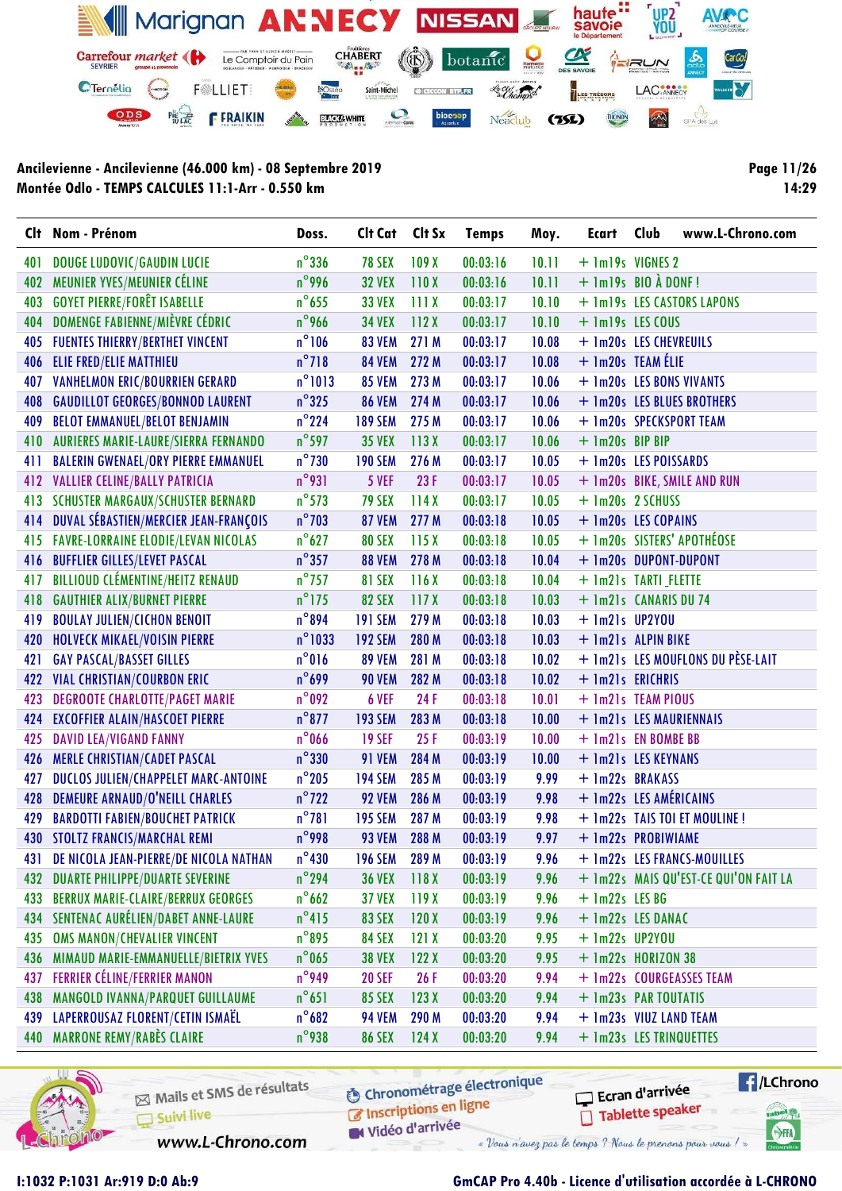**Ancilevienne - Ancilevienne (46.000 km) - 08 Septembre 2019**
**Montée Odlo - TEMPS CALCULES 11:1-Arr - 0.550 km**

| Clt | Nom - Prénom | Doss. | Clt Cat | Clt Sx | Temps | Moy. | Ecart | Club |
|---|---|---|---|---|---|---|---|---|
| 401 | DOUGE LUDOVIC/GAUDIN LUCIE | n°336 | 78 SEX | 109 X | 00:03:16 | 10.11 | + 1m19s | VIGNES 2 |
| 402 | MEUNIER YVES/MEUNIER CÉLINE | n°996 | 32 VEX | 110 X | 00:03:16 | 10.11 | + 1m19s | BIO À DONF ! |
| 403 | GOYET PIERRE/FORÊT ISABELLE | n°655 | 33 VEX | 111 X | 00:03:17 | 10.10 | + 1m19s | LES CASTORS LAPONS |
| 404 | DOMENGE FABIENNE/MIÈVRE CÉDRIC | n°966 | 34 VEX | 112 X | 00:03:17 | 10.10 | + 1m19s | LES COUS |
| 405 | FUENTES THIERRY/BERTHET VINCENT | n°106 | 83 VEM | 271 M | 00:03:17 | 10.08 | + 1m20s | LES CHEVREUILS |
| 406 | ELIE FRED/ELIE MATTHIEU | n°718 | 84 VEM | 272 M | 00:03:17 | 10.08 | + 1m20s | TEAM ÉLIE |
| 407 | VANHELMON ERIC/BOURRIEN GERARD | n°1013 | 85 VEM | 273 M | 00:03:17 | 10.06 | + 1m20s | LES BONS VIVANTS |
| 408 | GAUDILLOT GEORGES/BONNOD LAURENT | n°325 | 86 VEM | 274 M | 00:03:17 | 10.06 | + 1m20s | LES BLUES BROTHERS |
| 409 | BELOT EMMANUEL/BELOT BENJAMIN | n°224 | 189 SEM | 275 M | 00:03:17 | 10.06 | + 1m20s | SPECKSPORT TEAM |
| 410 | AURIERES MARIE-LAURE/SIERRA FERNANDO | n°597 | 35 VEX | 113 X | 00:03:17 | 10.06 | + 1m20s | BIP BIP |
| 411 | BALERIN GWENAEL/ORY PIERRE EMMANUEL | n°730 | 190 SEM | 276 M | 00:03:17 | 10.05 | + 1m20s | LES POISSARDS |
| 412 | VALLIER CELINE/BALLY PATRICIA | n°931 | 5 VEF | 23 F | 00:03:17 | 10.05 | + 1m20s | BIKE, SMILE AND RUN |
| 413 | SCHUSTER MARGAUX/SCHUSTER BERNARD | n°573 | 79 SEX | 114 X | 00:03:17 | 10.05 | + 1m20s | 2 SCHUSS |
| 414 | DUVAL SÉBASTIEN/MERCIER JEAN-FRANÇOIS | n°703 | 87 VEM | 277 M | 00:03:18 | 10.05 | + 1m20s | LES COPAINS |
| 415 | FAVRE-LORRAINE ELODIE/LEVAN NICOLAS | n°627 | 80 SEX | 115 X | 00:03:18 | 10.05 | + 1m20s | SISTERS' APOTHÉOSE |
| 416 | BUFFLIER GILLES/LEVET PASCAL | n°357 | 88 VEM | 278 M | 00:03:18 | 10.04 | + 1m20s | DUPONT-DUPONT |
| 417 | BILLIOUD CLÉMENTINE/HEITZ RENAUD | n°757 | 81 SEX | 116 X | 00:03:18 | 10.04 | + 1m21s | TARTI_FLETTE |
| 418 | GAUTHIER ALIX/BURNET PIERRE | n°175 | 82 SEX | 117 X | 00:03:18 | 10.03 | + 1m21s | CANARIS DU 74 |
| 419 | BOULAY JULIEN/CICHON BENOIT | n°894 | 191 SEM | 279 M | 00:03:18 | 10.03 | + 1m21s | UP2YOU |
| 420 | HOLVECK MIKAEL/VOISIN PIERRE | n°1033 | 192 SEM | 280 M | 00:03:18 | 10.03 | + 1m21s | ALPIN BIKE |
| 421 | GAY PASCAL/BASSET GILLES | n°016 | 89 VEM | 281 M | 00:03:18 | 10.02 | + 1m21s | LES MOUFLONS DU PÈSE-LAIT |
| 422 | VIAL CHRISTIAN/COURBON ERIC | n°699 | 90 VEM | 282 M | 00:03:18 | 10.02 | + 1m21s | ERICHRIS |
| 423 | DEGROOTE CHARLOTTE/PAGET MARIE | n°092 | 6 VEF | 24 F | 00:03:18 | 10.01 | + 1m21s | TEAM PIOUS |
| 424 | EXCOFFIER ALAIN/HASCOET PIERRE | n°877 | 193 SEM | 283 M | 00:03:18 | 10.00 | + 1m21s | LES MAURIENNAIS |
| 425 | DAVID LEA/VIGAND FANNY | n°066 | 19 SEF | 25 F | 00:03:19 | 10.00 | + 1m21s | EN BOMBE BB |
| 426 | MERLE CHRISTIAN/CADET PASCAL | n°330 | 91 VEM | 284 M | 00:03:19 | 10.00 | + 1m21s | LES KEYNANS |
| 427 | DUCLOS JULIEN/CHAPPELET MARC-ANTOINE | n°205 | 194 SEM | 285 M | 00:03:19 | 9.99 | + 1m22s | BRAKASS |
| 428 | DEMEURE ARNAUD/O'NEILL CHARLES | n°722 | 92 VEM | 286 M | 00:03:19 | 9.98 | + 1m22s | LES AMÉRICAINS |
| 429 | BARDOTTI FABIEN/BOUCHET PATRICK | n°781 | 195 SEM | 287 M | 00:03:19 | 9.98 | + 1m22s | TAIS TOI ET MOULINE ! |
| 430 | STOLTZ FRANCIS/MARCHAL REMI | n°998 | 93 VEM | 288 M | 00:03:19 | 9.97 | + 1m22s | PROBIWIAME |
| 431 | DE NICOLA JEAN-PIERRE/DE NICOLA NATHAN | n°430 | 196 SEM | 289 M | 00:03:19 | 9.96 | + 1m22s | LES FRANCS-MOUILLES |
| 432 | DUARTE PHILIPPE/DUARTE SEVERINE | n°294 | 36 VEX | 118 X | 00:03:19 | 9.96 | + 1m22s | MAIS QU'EST-CE QUI'ON FAIT LA |
| 433 | BERRUX MARIE-CLAIRE/BERRUX GEORGES | n°662 | 37 VEX | 119 X | 00:03:19 | 9.96 | + 1m22s | LES BG |
| 434 | SENTENAC AURÉLIEN/DABET ANNE-LAURE | n°415 | 83 SEX | 120 X | 00:03:19 | 9.96 | + 1m22s | LES DANAC |
| 435 | OMS MANON/CHEVALIER VINCENT | n°895 | 84 SEX | 121 X | 00:03:20 | 9.95 | + 1m22s | UP2YOU |
| 436 | MIMAUD MARIE-EMMANUELLE/BIETRIX YVES | n°065 | 38 VEX | 122 X | 00:03:20 | 9.95 | + 1m22s | HORIZON 38 |
| 437 | FERRIER CÉLINE/FERRIER MANON | n°949 | 20 SEF | 26 F | 00:03:20 | 9.94 | + 1m22s | COURGEASSES TEAM |
| 438 | MANGOLD IVANNA/PARQUET GUILLAUME | n°651 | 85 SEX | 123 X | 00:03:20 | 9.94 | + 1m23s | PAR TOUTATIS |
| 439 | LAPERROUSAZ FLORENT/CETIN ISMAËL | n°682 | 94 VEM | 290 M | 00:03:20 | 9.94 | + 1m23s | VIUZ LAND TEAM |
| 440 | MARRONE REMY/RABÈS CLAIRE | n°938 | 86 SEX | 124 X | 00:03:20 | 9.94 | + 1m23s | LES TRINQUETTES |

I:1032 P:1031 Ar:919 D:0 Ab:9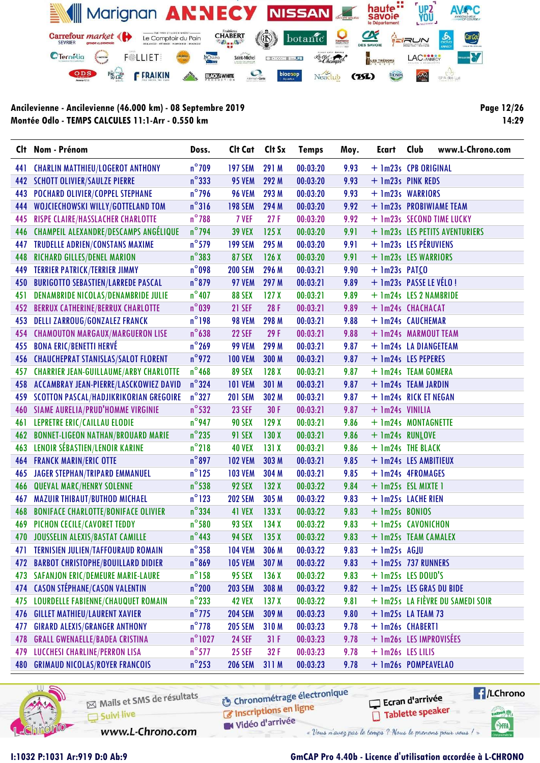**Ancilevienne - Ancilevienne (46.000 km) - 08 Septembre 2019**
**Montée Odlo - TEMPS CALCULES 11:1-Arr - 0.550 km**

Page 12/26
14:29

| Clt | Nom - Prénom | Doss. | Clt Cat | Clt Sx | Temps | Moy. | Ecart | Club |
|---|---|---|---|---|---|---|---|---|
| 441 | CHARLIN MATTHIEU/LOGEROT ANTHONY | n°709 | 197 SEM | 291 M | 00:03:20 | 9.93 | + 1m23s | CPB ORIGINAL |
| 442 | SCHOTT OLIVIER/SAULZE PIERRE | n°333 | 95 VEM | 292 M | 00:03:20 | 9.93 | + 1m23s | PINK REDS |
| 443 | POCHARD OLIVIER/COPPEL STEPHANE | n°796 | 96 VEM | 293 M | 00:03:20 | 9.93 | + 1m23s | WARRIORS |
| 444 | WOJCIECHOWSKI WILLY/GOTTELAND TOM | n°316 | 198 SEM | 294 M | 00:03:20 | 9.92 | + 1m23s | PROBIWIAME TEAM |
| 445 | RISPE CLAIRE/HASSLACHER CHARLOTTE | n°788 | 7 VEF | 27 F | 00:03:20 | 9.92 | + 1m23s | SECOND TIME LUCKY |
| 446 | CHAMPEIL ALEXANDRE/DESCAMPS ANGÉLIQUE | n°794 | 39 VEX | 125 X | 00:03:20 | 9.91 | + 1m23s | LES PETITS AVENTURIERS |
| 447 | TRUDELLE ADRIEN/CONSTANS MAXIME | n°579 | 199 SEM | 295 M | 00:03:20 | 9.91 | + 1m23s | LES PÉRUVIENS |
| 448 | RICHARD GILLES/DENEL MARION | n°383 | 87 SEX | 126 X | 00:03:20 | 9.91 | + 1m23s | LES WARRIORS |
| 449 | TERRIER PATRICK/TERRIER JIMMY | n°098 | 200 SEM | 296 M | 00:03:21 | 9.90 | + 1m23s | PATCO |
| 450 | BURIGOTTO SEBASTIEN/LARREDE PASCAL | n°879 | 97 VEM | 297 M | 00:03:21 | 9.89 | + 1m23s | PASSE LE VÉLO ! |
| 451 | DENAMBRIDE NICOLAS/DENAMBRIDE JULIE | n°407 | 88 SEX | 127 X | 00:03:21 | 9.89 | + 1m24s | LES 2 NAMBRIDE |
| 452 | BERRUX CATHERINE/BERRUX CHARLOTTE | n°039 | 21 SEF | 28 F | 00:03:21 | 9.89 | + 1m24s | CHACHACAT |
| 453 | DELLI ZARROUG/GONZALEZ FRANCK | n°198 | 98 VEM | 298 M | 00:03:21 | 9.88 | + 1m24s | CAUCHEMAR |
| 454 | CHAMOUTON MARGAUX/MARGUERON LISE | n°638 | 22 SEF | 29 F | 00:03:21 | 9.88 | + 1m24s | MARMOUT TEAM |
| 455 | BONA ERIC/BENETTI HERVÉ | n°269 | 99 VEM | 299 M | 00:03:21 | 9.87 | + 1m24s | LA DIANGETEAM |
| 456 | CHAUCHEPRAT STANISLAS/SALOT FLORENT | n°972 | 100 VEM | 300 M | 00:03:21 | 9.87 | + 1m24s | LES PEPERES |
| 457 | CHARRIER JEAN-GUILLAUME/ARBY CHARLOTTE | n°468 | 89 SEX | 128 X | 00:03:21 | 9.87 | + 1m24s | TEAM GOMERA |
| 458 | ACCAMBRAY JEAN-PIERRE/LASCKOWIEZ DAVID | n°324 | 101 VEM | 301 M | 00:03:21 | 9.87 | + 1m24s | TEAM JARDIN |
| 459 | SCOTTON PASCAL/HADJIKRIKORIAN GREGOIRE | n°327 | 201 SEM | 302 M | 00:03:21 | 9.87 | + 1m24s | RICK ET NEGAN |
| 460 | SIAME AURELIA/PRUD'HOMME VIRGINIE | n°532 | 23 SEF | 30 F | 00:03:21 | 9.87 | + 1m24s | VINILIA |
| 461 | LEPRETRE ERIC/CAILLAU ELODIE | n°947 | 90 SEX | 129 X | 00:03:21 | 9.86 | + 1m24s | MONTAGNETTE |
| 462 | BONNET-LIGEON NATHAN/BROUARD MARIE | n°235 | 91 SEX | 130 X | 00:03:21 | 9.86 | + 1m24s | RUNLOVE |
| 463 | LENOIR SÉBASTIEN/LENOIR KARINE | n°218 | 40 VEX | 131 X | 00:03:21 | 9.86 | + 1m24s | THE BLACK |
| 464 | FRANCK MARIN/ERIC OTTE | n°897 | 102 VEM | 303 M | 00:03:21 | 9.85 | + 1m24s | LES AMBITIEUX |
| 465 | JAGER STEPHAN/TRIPARD EMMANUEL | n°125 | 103 VEM | 304 M | 00:03:21 | 9.85 | + 1m24s | 4FROMAGES |
| 466 | QUEVAL MARC/HENRY SOLENNE | n°538 | 92 SEX | 132 X | 00:03:22 | 9.84 | + 1m25s | ESL MIXTE 1 |
| 467 | MAZUIR THIBAUT/BUTHOD MICHAEL | n°123 | 202 SEM | 305 M | 00:03:22 | 9.83 | + 1m25s | LACHE RIEN |
| 468 | BONIFACE CHARLOTTE/BONIFACE OLIVIER | n°334 | 41 VEX | 133 X | 00:03:22 | 9.83 | + 1m25s | BONIOS |
| 469 | PICHON CECILE/CAVORET TEDDY | n°580 | 93 SEX | 134 X | 00:03:22 | 9.83 | + 1m25s | CAVONICHON |
| 470 | JOUSSELIN ALEXIS/BASTAT CAMILLE | n°443 | 94 SEX | 135 X | 00:03:22 | 9.83 | + 1m25s | TEAM CAMALEX |
| 471 | TERNISIEN JULIEN/TAFFOURAUD ROMAIN | n°358 | 104 VEM | 306 M | 00:03:22 | 9.83 | + 1m25s | AGJU |
| 472 | BARBOT CHRISTOPHE/BOUILLARD DIDIER | n°869 | 105 VEM | 307 M | 00:03:22 | 9.83 | + 1m25s | 737 RUNNERS |
| 473 | SAFANJON ERIC/DEMEURE MARIE-LAURE | n°158 | 95 SEX | 136 X | 00:03:22 | 9.83 | + 1m25s | LES DOUD'S |
| 474 | CASON STÉPHANE/CASON VALENTIN | n°200 | 203 SEM | 308 M | 00:03:22 | 9.82 | + 1m25s | LES GRAS DU BIDE |
| 475 | LOURDELLE FABIENNE/CHAUQUET ROMAIN | n°233 | 42 VEX | 137 X | 00:03:22 | 9.81 | + 1m25s | LA FIÈVRE DU SAMEDI SOIR |
| 476 | GILLET MATHIEU/LAURENT XAVIER | n°775 | 204 SEM | 309 M | 00:03:23 | 9.80 | + 1m25s | LA TEAM 73 |
| 477 | GIRARD ALEXIS/GRANGER ANTHONY | n°778 | 205 SEM | 310 M | 00:03:23 | 9.78 | + 1m26s | CHABERT1 |
| 478 | GRALL GWENAELLE/BADEA CRISTINA | n°1027 | 24 SEF | 31 F | 00:03:23 | 9.78 | + 1m26s | LES IMPROVISÉES |
| 479 | LUCCHESI CHARLINE/PERRON LISA | n°577 | 25 SEF | 32 F | 00:03:23 | 9.78 | + 1m26s | LES LILIS |
| 480 | GRIMAUD NICOLAS/ROYER FRANCOIS | n°253 | 206 SEM | 311 M | 00:03:23 | 9.78 | + 1m26s | POMPEAVELAO |

I:1032 P:1031 Ar:919 D:0 Ab:9

GmCAP Pro 4.40b - Licence d'utilisation accordée à L-CHRONO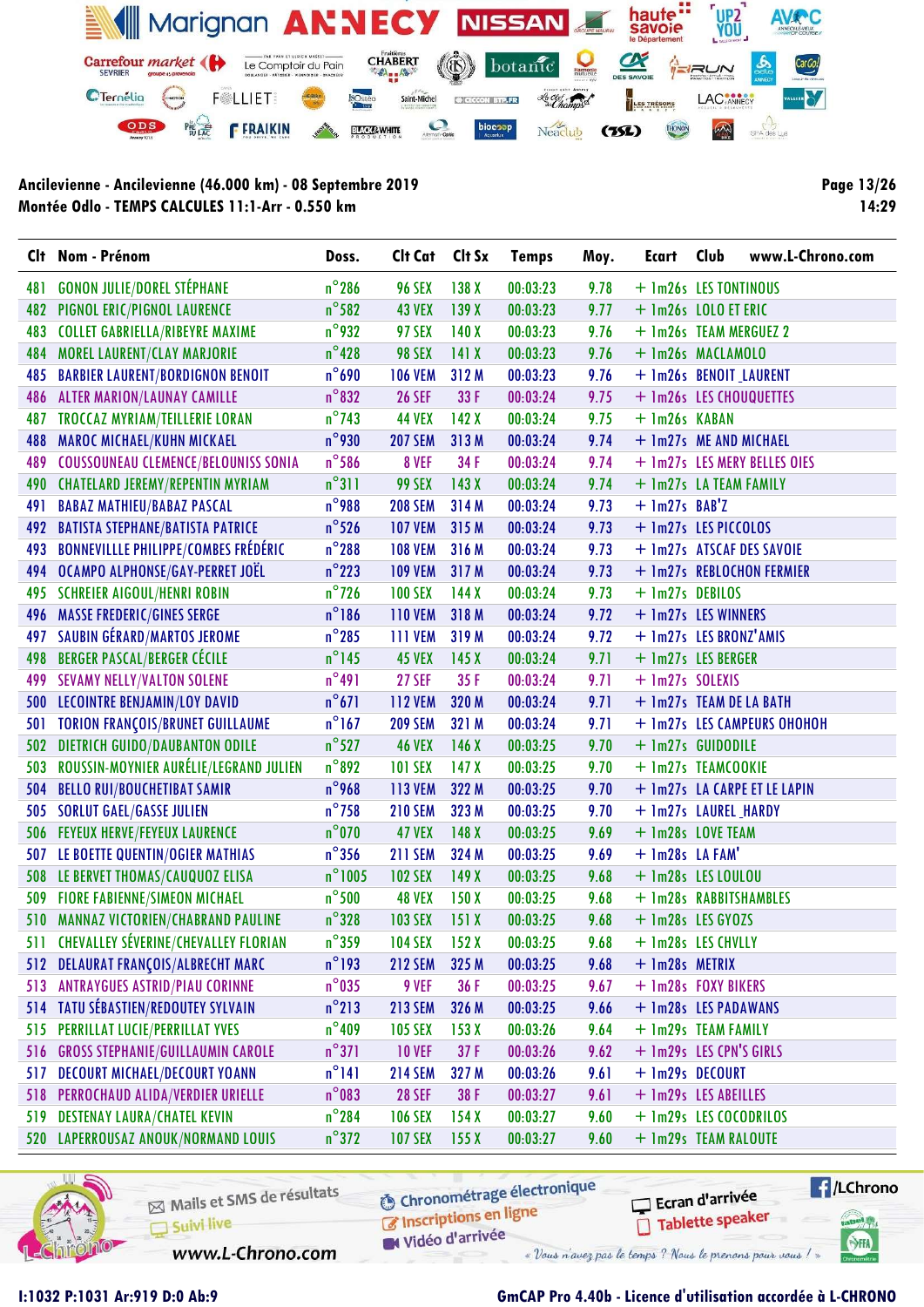**Ancilevienne - Ancilevienne (46.000 km) - 08 Septembre 2019**
**Montée Odlo - TEMPS CALCULES 11:1-Arr - 0.550 km**

14:29

| Clt | Nom - Prénom | Doss. | Clt Cat | Clt Sx | Temps | Moy. | Ecart | Club |
|---|---|---|---|---|---|---|---|---|
| 481 | GONON JULIE/DOREL STÉPHANE | n°286 | 96 SEX | 138 X | 00:03:23 | 9.78 | + 1m26s | LES TONTINOUS |
| 482 | PIGNOL ERIC/PIGNOL LAURENCE | n°582 | 43 VEX | 139 X | 00:03:23 | 9.77 | + 1m26s | LOLO ET ERIC |
| 483 | COLLET GABRIELLA/RIBEYRE MAXIME | n°932 | 97 SEX | 140 X | 00:03:23 | 9.76 | + 1m26s | TEAM MERGUEZ 2 |
| 484 | MOREL LAURENT/CLAY MARJORIE | n°428 | 98 SEX | 141 X | 00:03:23 | 9.76 | + 1m26s | MACLAMOLO |
| 485 | BARBIER LAURENT/BORDIGNON BENOIT | n°690 | 106 VEM | 312 M | 00:03:23 | 9.76 | + 1m26s | BENOIT_LAURENT |
| 486 | ALTER MARION/LAUNAY CAMILLE | n°832 | 26 SEF | 33 F | 00:03:24 | 9.75 | + 1m26s | LES CHOUQUETTES |
| 487 | TROCCAZ MYRIAM/TEILLERIE LORAN | n°743 | 44 VEX | 142 X | 00:03:24 | 9.75 | + 1m26s | KABAN |
| 488 | MAROC MICHAEL/KUHN MICKAEL | n°930 | 207 SEM | 313 M | 00:03:24 | 9.74 | + 1m27s | ME AND MICHAEL |
| 489 | COUSSOUNEAU CLEMENCE/BELOUNISS SONIA | n°586 | 8 VEF | 34 F | 00:03:24 | 9.74 | + 1m27s | LES MERY BELLES OIES |
| 490 | CHATELARD JEREMY/REPENTIN MYRIAM | n°311 | 99 SEX | 143 X | 00:03:24 | 9.74 | + 1m27s | LA TEAM FAMILY |
| 491 | BABAZ MATHIEU/BABAZ PASCAL | n°988 | 208 SEM | 314 M | 00:03:24 | 9.73 | + 1m27s | BAB'Z |
| 492 | BATISTA STEPHANE/BATISTA PATRICE | n°526 | 107 VEM | 315 M | 00:03:24 | 9.73 | + 1m27s | LES PICCOLOS |
| 493 | BONNEVILLLE PHILIPPE/COMBES FRÉDÉRIC | n°288 | 108 VEM | 316 M | 00:03:24 | 9.73 | + 1m27s | ATSCAF DES SAVOIE |
| 494 | OCAMPO ALPHONSE/GAY-PERRET JOËL | n°223 | 109 VEM | 317 M | 00:03:24 | 9.73 | + 1m27s | REBLOCHON FERMIER |
| 495 | SCHREIER AIGOUL/HENRI ROBIN | n°726 | 100 SEX | 144 X | 00:03:24 | 9.73 | + 1m27s | DEBILOS |
| 496 | MASSE FREDERIC/GINES SERGE | n°186 | 110 VEM | 318 M | 00:03:24 | 9.72 | + 1m27s | LES WINNERS |
| 497 | SAUBIN GÉRARD/MARTOS JEROME | n°285 | 111 VEM | 319 M | 00:03:24 | 9.72 | + 1m27s | LES BRONZ'AMIS |
| 498 | BERGER PASCAL/BERGER CÉCILE | n°145 | 45 VEX | 145 X | 00:03:24 | 9.71 | + 1m27s | LES BERGER |
| 499 | SEVAMY NELLY/VALTON SOLENE | n°491 | 27 SEF | 35 F | 00:03:24 | 9.71 | + 1m27s | SOLEXIS |
| 500 | LECOINTRE BENJAMIN/LOY DAVID | n°671 | 112 VEM | 320 M | 00:03:24 | 9.71 | + 1m27s | TEAM DE LA BATH |
| 501 | TORION FRANÇOIS/BRUNET GUILLAUME | n°167 | 209 SEM | 321 M | 00:03:24 | 9.71 | + 1m27s | LES CAMPEURS OHOHOH |
| 502 | DIETRICH GUIDO/DAUBANTON ODILE | n°527 | 46 VEX | 146 X | 00:03:25 | 9.70 | + 1m27s | GUIDODILE |
| 503 | ROUSSIN-MOYNIER AURÉLIE/LEGRAND JULIEN | n°892 | 101 SEX | 147 X | 00:03:25 | 9.70 | + 1m27s | TEAMCOOKIE |
| 504 | BELLO RUI/BOUCHETIBAT SAMIR | n°968 | 113 VEM | 322 M | 00:03:25 | 9.70 | + 1m27s | LA CARPE ET LE LAPIN |
| 505 | SORLUT GAEL/GASSE JULIEN | n°758 | 210 SEM | 323 M | 00:03:25 | 9.70 | + 1m27s | LAUREL_HARDY |
| 506 | FEYEUX HERVE/FEYEUX LAURENCE | n°070 | 47 VEX | 148 X | 00:03:25 | 9.69 | + 1m28s | LOVE TEAM |
| 507 | LE BOETTE QUENTIN/OGIER MATHIAS | n°356 | 211 SEM | 324 M | 00:03:25 | 9.69 | + 1m28s | LA FAM' |
| 508 | LE BERVET THOMAS/CAUQUOZ ELISA | n°1005 | 102 SEX | 149 X | 00:03:25 | 9.68 | + 1m28s | LES LOULOU |
| 509 | FIORE FABIENNE/SIMEON MICHAEL | n°500 | 48 VEX | 150 X | 00:03:25 | 9.68 | + 1m28s | RABBITSHAMBLES |
| 510 | MANNAZ VICTORIEN/CHABRAND PAULINE | n°328 | 103 SEX | 151 X | 00:03:25 | 9.68 | + 1m28s | LES GYOZS |
| 511 | CHEVALLEY SÉVERINE/CHEVALLEY FLORIAN | n°359 | 104 SEX | 152 X | 00:03:25 | 9.68 | + 1m28s | LES CHVLLY |
| 512 | DELAURAT FRANÇOIS/ALBRECHT MARC | n°193 | 212 SEM | 325 M | 00:03:25 | 9.68 | + 1m28s | METRIX |
| 513 | ANTRAYGUES ASTRID/PIAU CORINNE | n°035 | 9 VEF | 36 F | 00:03:25 | 9.67 | + 1m28s | FOXY BIKERS |
| 514 | TATU SÉBASTIEN/REDOUTEY SYLVAIN | n°213 | 213 SEM | 326 M | 00:03:25 | 9.66 | + 1m28s | LES PADAWANS |
| 515 | PERRILLAT LUCIE/PERRILLAT YVES | n°409 | 105 SEX | 153 X | 00:03:26 | 9.64 | + 1m29s | TEAM FAMILY |
| 516 | GROSS STEPHANIE/GUILLAUMIN CAROLE | n°371 | 10 VEF | 37 F | 00:03:26 | 9.62 | + 1m29s | LES CPN'S GIRLS |
| 517 | DECOURT MICHAEL/DECOURT YOANN | n°141 | 214 SEM | 327 M | 00:03:26 | 9.61 | + 1m29s | DECOURT |
| 518 | PERROCHAUD ALIDA/VERDIER URIELLE | n°083 | 28 SEF | 38 F | 00:03:27 | 9.61 | + 1m29s | LES ABEILLES |
| 519 | DESTENAY LAURA/CHATEL KEVIN | n°284 | 106 SEX | 154 X | 00:03:27 | 9.60 | + 1m29s | LES COCODRILOS |
| 520 | LAPERROUSAZ ANOUK/NORMAND LOUIS | n°372 | 107 SEX | 155 X | 00:03:27 | 9.60 | + 1m29s | TEAM RALOUTE |

I:1032 P:1031 Ar:919 D:0 Ab:9

GmCAP Pro 4.40b - Licence d'utilisation accordée à L-CHRONO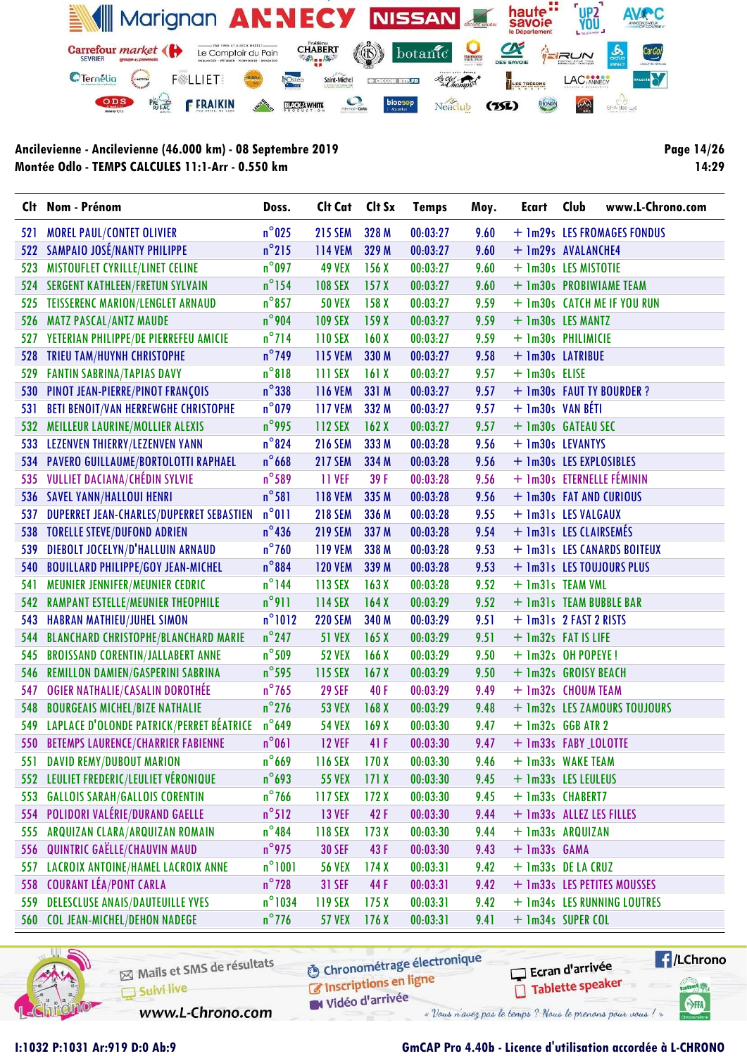**Ancilevienne - Ancilevienne (46.000 km) - 08 Septembre 2019**
**Montée Odlo - TEMPS CALCULES 11:1-Arr - 0.550 km**

| Clt | Nom - Prénom | Doss. | Clt Cat | Clt Sx | Temps | Moy. | Ecart | Club |
|---|---|---|---|---|---|---|---|---|
| 521 | MOREL PAUL/CONTET OLIVIER | n°025 | 215 SEM | 328 M | 00:03:27 | 9.60 | + 1m29s | LES FROMAGES FONDUS |
| 522 | SAMPAIO JOSÉ/NANTY PHILIPPE | n°215 | 114 VEM | 329 M | 00:03:27 | 9.60 | + 1m29s | AVALANCHE4 |
| 523 | MISTOUFLET CYRILLE/LINET CELINE | n°097 | 49 VEX | 156 X | 00:03:27 | 9.60 | + 1m30s | LES MISTOTIE |
| 524 | SERGENT KATHLEEN/FRETUN SYLVAIN | n°154 | 108 SEX | 157 X | 00:03:27 | 9.60 | + 1m30s | PROBIWIAME TEAM |
| 525 | TEISSERENC MARION/LENGLET ARNAUD | n°857 | 50 VEX | 158 X | 00:03:27 | 9.59 | + 1m30s | CATCH ME IF YOU RUN |
| 526 | MATZ PASCAL/ANTZ MAUDE | n°904 | 109 SEX | 159 X | 00:03:27 | 9.59 | + 1m30s | LES MANTZ |
| 527 | YETERIAN PHILIPPE/DE PIERREFEU AMICIE | n°714 | 110 SEX | 160 X | 00:03:27 | 9.59 | + 1m30s | PHILIMICIE |
| 528 | TRIEU TAM/HUYNH CHRISTOPHE | n°749 | 115 VEM | 330 M | 00:03:27 | 9.58 | + 1m30s | LATRIBUE |
| 529 | FANTIN SABRINA/TAPIAS DAVY | n°818 | 111 SEX | 161 X | 00:03:27 | 9.57 | + 1m30s | ELISE |
| 530 | PINOT JEAN-PIERRE/PINOT FRANÇOIS | n°338 | 116 VEM | 331 M | 00:03:27 | 9.57 | + 1m30s | FAUT TY BOURDER ? |
| 531 | BETI BENOIT/VAN HERREWGHE CHRISTOPHE | n°079 | 117 VEM | 332 M | 00:03:27 | 9.57 | + 1m30s | VAN BÉTI |
| 532 | MEILLEUR LAURINE/MOLLIER ALEXIS | n°995 | 112 SEX | 162 X | 00:03:27 | 9.57 | + 1m30s | GATEAU SEC |
| 533 | LEZENVEN THIERRY/LEZENVEN YANN | n°824 | 216 SEM | 333 M | 00:03:28 | 9.56 | + 1m30s | LEVANTYS |
| 534 | PAVERO GUILLAUME/BORTOLOTTI RAPHAEL | n°668 | 217 SEM | 334 M | 00:03:28 | 9.56 | + 1m30s | LES EXPLOSIBLES |
| 535 | VULLIET DACIANA/CHÉDIN SYLVIE | n°589 | 11 VEF | 39 F | 00:03:28 | 9.56 | + 1m30s | ETERNELLE FÉMININ |
| 536 | SAVEL YANN/HALLOUI HENRI | n°581 | 118 VEM | 335 M | 00:03:28 | 9.56 | + 1m30s | FAT AND CURIOUS |
| 537 | DUPERRET JEAN-CHARLES/DUPERRET SEBASTIEN | n°011 | 218 SEM | 336 M | 00:03:28 | 9.55 | + 1m31s | LES VALGAUX |
| 538 | TORELLE STEVE/DUFOND ADRIEN | n°436 | 219 SEM | 337 M | 00:03:28 | 9.54 | + 1m31s | LES CLAIRSEMÉS |
| 539 | DIEBOLT JOCELYN/D'HALLUIN ARNAUD | n°760 | 119 VEM | 338 M | 00:03:28 | 9.53 | + 1m31s | LES CANARDS BOITEUX |
| 540 | BOUILLARD PHILIPPE/GOY JEAN-MICHEL | n°884 | 120 VEM | 339 M | 00:03:28 | 9.53 | + 1m31s | LES TOUJOURS PLUS |
| 541 | MEUNIER JENNIFER/MEUNIER CEDRIC | n°144 | 113 SEX | 163 X | 00:03:28 | 9.52 | + 1m31s | TEAM VML |
| 542 | RAMPANT ESTELLE/MEUNIER THEOPHILE | n°911 | 114 SEX | 164 X | 00:03:29 | 9.52 | + 1m31s | TEAM BUBBLE BAR |
| 543 | HABRAN MATHIEU/JUHEL SIMON | n°1012 | 220 SEM | 340 M | 00:03:29 | 9.51 | + 1m31s | 2 FAST 2 RISTS |
| 544 | BLANCHARD CHRISTOPHE/BLANCHARD MARIE | n°247 | 51 VEX | 165 X | 00:03:29 | 9.51 | + 1m32s | FAT IS LIFE |
| 545 | BROISSAND CORENTIN/JALLABERT ANNE | n°509 | 52 VEX | 166 X | 00:03:29 | 9.50 | + 1m32s | OH POPEYE ! |
| 546 | REMILLON DAMIEN/GASPERINI SABRINA | n°595 | 115 SEX | 167 X | 00:03:29 | 9.50 | + 1m32s | GROISY BEACH |
| 547 | OGIER NATHALIE/CASALIN DOROTHÉE | n°765 | 29 SEF | 40 F | 00:03:29 | 9.49 | + 1m32s | CHOUM TEAM |
| 548 | BOURGEAIS MICHEL/BIZE NATHALIE | n°276 | 53 VEX | 168 X | 00:03:29 | 9.48 | + 1m32s | LES ZAMOURS TOUJOURS |
| 549 | LAPLACE D'OLONDE PATRICK/PERRET BÉATRICE | n°649 | 54 VEX | 169 X | 00:03:30 | 9.47 | + 1m32s | GGB ATR 2 |
| 550 | BETEMPS LAURENCE/CHARRIER FABIENNE | n°061 | 12 VEF | 41 F | 00:03:30 | 9.47 | + 1m33s | FABY_LOLOTTE |
| 551 | DAVID REMY/DUBOUT MARION | n°669 | 116 SEX | 170 X | 00:03:30 | 9.46 | + 1m33s | WAKE TEAM |
| 552 | LEULIET FREDERIC/LEULIET VÉRONIQUE | n°693 | 55 VEX | 171 X | 00:03:30 | 9.45 | + 1m33s | LES LEULEUS |
| 553 | GALLOIS SARAH/GALLOIS CORENTIN | n°766 | 117 SEX | 172 X | 00:03:30 | 9.45 | + 1m33s | CHABERT7 |
| 554 | POLIDORI VALÉRIE/DURAND GAELLE | n°512 | 13 VEF | 42 F | 00:03:30 | 9.44 | + 1m33s | ALLEZ LES FILLES |
| 555 | ARQUIZAN CLARA/ARQUIZAN ROMAIN | n°484 | 118 SEX | 173 X | 00:03:30 | 9.44 | + 1m33s | ARQUIZAN |
| 556 | QUINTRIC GAËLLE/CHAUVIN MAUD | n°975 | 30 SEF | 43 F | 00:03:30 | 9.43 | + 1m33s | GAMA |
| 557 | LACROIX ANTOINE/HAMEL LACROIX ANNE | n°1001 | 56 VEX | 174 X | 00:03:31 | 9.42 | + 1m33s | DE LA CRUZ |
| 558 | COURANT LÉA/PONT CARLA | n°728 | 31 SEF | 44 F | 00:03:31 | 9.42 | + 1m33s | LES PETITES MOUSSES |
| 559 | DELESCLUSE ANAIS/DAUTEUILLE YVES | n°1034 | 119 SEX | 175 X | 00:03:31 | 9.42 | + 1m34s | LES RUNNING LOUTRES |
| 560 | COL JEAN-MICHEL/DEHON NADEGE | n°776 | 57 VEX | 176 X | 00:03:31 | 9.41 | + 1m34s | SUPER COL |

I:1032 P:1031 Ar:919 D:0 Ab:9

GmCAP Pro 4.40b - Licence d'utilisation accordée à L-CHRONO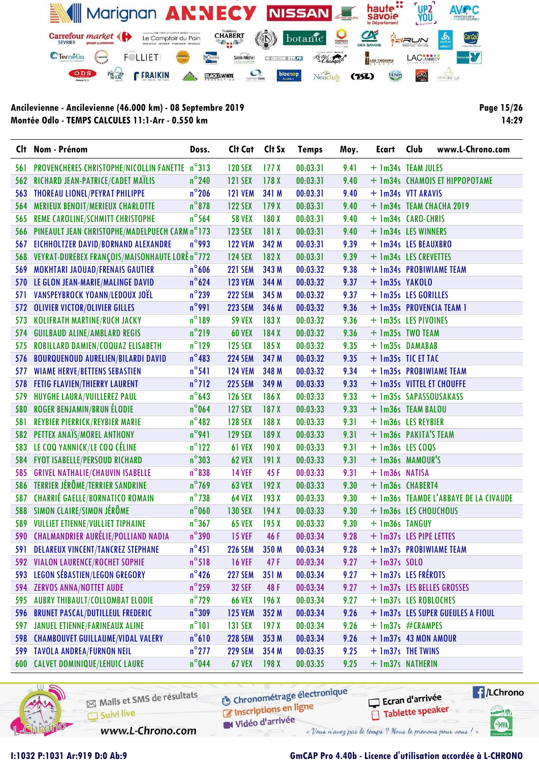**Ancilevienne - Ancilevienne (46.000 km) - 08 Septembre 2019**
**Montée Odlo - TEMPS CALCULES 11:1-Arr - 0.550 km**

| Clt | Nom - Prénom | Doss. | Clt Cat | Clt Sx | Temps | Moy. | Ecart | Club |
|---|---|---|---|---|---|---|---|---|
| 561 | PROVENCHERES CHRISTOPHE/NICOLLIN FANETTE | n°313 | 120 SEX | 177 X | 00:03:31 | 9.41 | + 1m34s | TEAM JULES |
| 562 | RICHARD JEAN-PATRICE/CADET MAÏLIS | n°240 | 121 SEX | 178 X | 00:03:31 | 9.40 | + 1m34s | CHAMOIS ET HIPPOPOTAME |
| 563 | THOREAU LIONEL/PEYRAT PHILIPPE | n°206 | 121 VEM | 341 M | 00:03:31 | 9.40 | + 1m34s | VTT ARAVIS |
| 564 | MERIEUX BENOIT/MERIEUX CHARLOTTE | n°878 | 122 SEX | 179 X | 00:03:31 | 9.40 | + 1m34s | TEAM CHACHA 2019 |
| 565 | REME CAROLINE/SCHMITT CHRISTOPHE | n°564 | 58 VEX | 180 X | 00:03:31 | 9.40 | + 1m34s | CARO-CHRIS |
| 566 | PINEAULT JEAN CHRISTOPHE/MADELPUECH CARM | n°173 | 123 SEX | 181 X | 00:03:31 | 9.40 | + 1m34s | LES WINNERS |
| 567 | EICHHOLTZER DAVID/BORNAND ALEXANDRE | n°993 | 122 VEM | 342 M | 00:03:31 | 9.39 | + 1m34s | LES BEAUXBRO |
| 568 | VEYRAT-DUREBEX FRANÇOIS/MAISONHAUTE LORÈ | n°772 | 124 SEX | 182 X | 00:03:31 | 9.39 | + 1m34s | LES CREVETTES |
| 569 | MOKHTARI JAOUAD/FRENAIS GAUTIER | n°606 | 221 SEM | 343 M | 00:03:32 | 9.38 | + 1m34s | PROBIWIAME TEAM |
| 570 | LE GLON JEAN-MARIE/MALINGE DAVID | n°624 | 123 VEM | 344 M | 00:03:32 | 9.37 | + 1m35s | YAKOLO |
| 571 | VANSPEYBROCK YOANN/LEDOUX JOËL | n°239 | 222 SEM | 345 M | 00:03:32 | 9.37 | + 1m35s | LES GORILLES |
| 572 | OLIVIER VICTOR/OLIVIER GILLES | n°991 | 223 SEM | 346 M | 00:03:32 | 9.36 | + 1m35s | PROVENCIA TEAM 1 |
| 573 | KOLIFRATH MARTINE/RUCH JACKY | n°189 | 59 VEX | 183 X | 00:03:32 | 9.36 | + 1m35s | LES PIVOINES |
| 574 | GUILBAUD ALINE/AMBLARD REGIS | n°219 | 60 VEX | 184 X | 00:03:32 | 9.36 | + 1m35s | TWO TEAM |
| 575 | ROBILLARD DAMIEN/COQUAZ ELISABETH | n°129 | 125 SEX | 185 X | 00:03:32 | 9.35 | + 1m35s | DAMABAB |
| 576 | BOURQUENOUD AURELIEN/BILARDI DAVID | n°483 | 224 SEM | 347 M | 00:03:32 | 9.35 | + 1m35s | TIC ET TAC |
| 577 | WIAME HERVE/BETTENS SEBASTIEN | n°541 | 124 VEM | 348 M | 00:03:32 | 9.34 | + 1m35s | PROBIWIAME TEAM |
| 578 | FETIG FLAVIEN/THIERRY LAURENT | n°712 | 225 SEM | 349 M | 00:03:33 | 9.33 | + 1m35s | VITTEL ET CHOUFFE |
| 579 | HUYGHE LAURA/VUILLEREZ PAUL | n°643 | 126 SEX | 186 X | 00:03:33 | 9.33 | + 1m35s | SAPASSOUSAKASS |
| 580 | ROGER BENJAMIN/BRUN ÉLODIE | n°064 | 127 SEX | 187 X | 00:03:33 | 9.33 | + 1m36s | TEAM BALOU |
| 581 | REYBIER PIERRICK/REYBIER MARIE | n°482 | 128 SEX | 188 X | 00:03:33 | 9.31 | + 1m36s | LES REYBIER |
| 582 | PETTEX ANAÏS/MOREL ANTHONY | n°941 | 129 SEX | 189 X | 00:03:33 | 9.31 | + 1m36s | PAKITA'S TEAM |
| 583 | LE COQ YANNICK/LE COQ CÉLINE | n°122 | 61 VEX | 190 X | 00:03:33 | 9.31 | + 1m36s | LES COQS |
| 584 | FYOT ISABELLE/PERSOUD RICHARD | n°303 | 62 VEX | 191 X | 00:03:33 | 9.31 | + 1m36s | MAMOUR'S |
| 585 | GRIVEL NATHALIE/CHAUVIN ISABELLE | n°838 | 14 VEF | 45 F | 00:03:33 | 9.31 | + 1m36s | NATISA |
| 586 | TERRIER JÉRÔME/TERRIER SANDRINE | n°769 | 63 VEX | 192 X | 00:03:33 | 9.30 | + 1m36s | CHABERT4 |
| 587 | CHARRIÉ GAELLE/BORNATICO ROMAIN | n°738 | 64 VEX | 193 X | 00:03:33 | 9.30 | + 1m36s | TEAMDE L'ABBAYE DE LA CIVAUDE |
| 588 | SIMON CLAIRE/SIMON JÉRÔME | n°060 | 130 SEX | 194 X | 00:03:33 | 9.30 | + 1m36s | LES CHOUCHOUS |
| 589 | VULLIET ETIENNE/VULLIET TIPHAINE | n°367 | 65 VEX | 195 X | 00:03:33 | 9.30 | + 1m36s | TANGUY |
| 590 | CHALMANDRIER AURÉLIE/POLLIAND NADIA | n°390 | 15 VEF | 46 F | 00:03:34 | 9.28 | + 1m37s | LES PIPE LETTES |
| 591 | DELAREUX VINCENT/TANCREZ STEPHANE | n°451 | 226 SEM | 350 M | 00:03:34 | 9.28 | + 1m37s | PROBIWIAME TEAM |
| 592 | VIALON LAURENCE/ROCHET SOPHIE | n°518 | 16 VEF | 47 F | 00:03:34 | 9.27 | + 1m37s | SOLO |
| 593 | LEGON SÉBASTIEN/LEGON GREGORY | n°426 | 227 SEM | 351 M | 00:03:34 | 9.27 | + 1m37s | LES FRÉROTS |
| 594 | ZERVOS ANNA/NOTTET AUDE | n°259 | 32 SEF | 48 F | 00:03:34 | 9.27 | + 1m37s | LES BELLES GROSSES |
| 595 | AUBRY THIBAULT/COLLOMBAT ELODIE | n°729 | 66 VEX | 196 X | 00:03:34 | 9.27 | + 1m37s | LES ROBLOCHES |
| 596 | BRUNET PASCAL/DUTILLEUL FREDERIC | n°309 | 125 VEM | 352 M | 00:03:34 | 9.26 | + 1m37s | LES SUPER GUEULES A FIOUL |
| 597 | JANUEL ETIENNE/FARINEAUX ALINE | n°101 | 131 SEX | 197 X | 00:03:34 | 9.26 | + 1m37s | #CRAMPES |
| 598 | CHAMBOUVET GUILLAUME/VIDAL VALERY | n°610 | 228 SEM | 353 M | 00:03:34 | 9.26 | + 1m37s | 43 MON AMOUR |
| 599 | TAVOLA ANDREA/FURNON NEIL | n°277 | 229 SEM | 354 M | 00:03:35 | 9.25 | + 1m37s | THE TWINS |
| 600 | CALVET DOMINIQUE/LEHUIC LAURE | n°044 | 67 VEX | 198 X | 00:03:35 | 9.25 | + 1m37s | NATHERIN |

I:1032 P:1031 Ar:919 D:0 Ab:9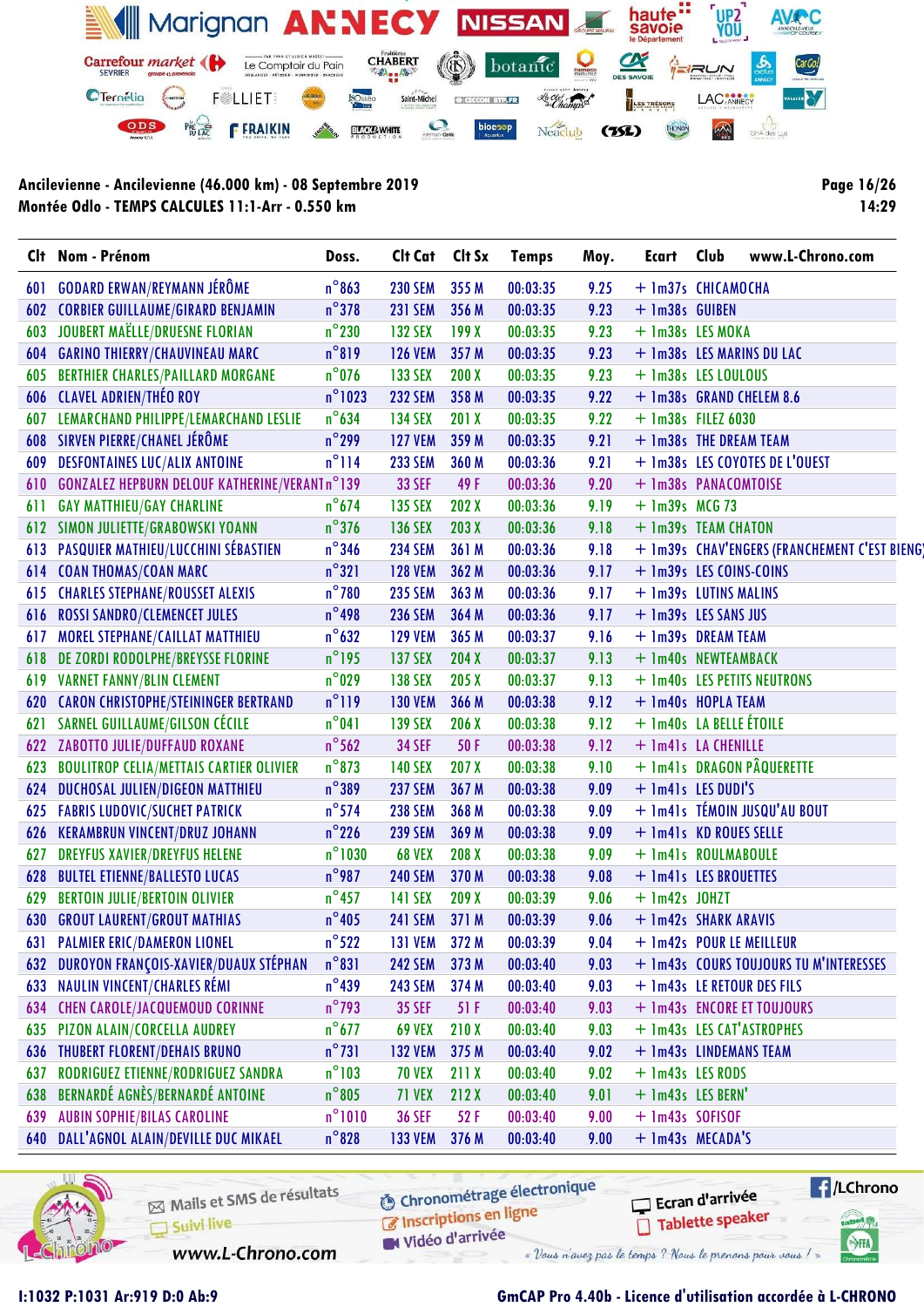**Ancilevienne - Ancilevienne (46.000 km) - 08 Septembre 2019**
**Montée Odlo - TEMPS CALCULES 11:1-Arr - 0.550 km**

| Clt | Nom - Prénom | Doss. | Clt Cat | Clt Sx | Temps | Moy. | Ecart | Club |
|---|---|---|---|---|---|---|---|---|
| 601 | GODARD ERWAN/REYMANN JÉRÔME | n°863 | 230 SEM | 355 M | 00:03:35 | 9.25 | + 1m37s | CHICAMOCHA |
| 602 | CORBIER GUILLAUME/GIRARD BENJAMIN | n°378 | 231 SEM | 356 M | 00:03:35 | 9.23 | + 1m38s | GUIBEN |
| 603 | JOUBERT MAËLLE/DRUESNE FLORIAN | n°230 | 132 SEX | 199 X | 00:03:35 | 9.23 | + 1m38s | LES MOKA |
| 604 | GARINO THIERRY/CHAUVINEAU MARC | n°819 | 126 VEM | 357 M | 00:03:35 | 9.23 | + 1m38s | LES MARINS DU LAC |
| 605 | BERTHIER CHARLES/PAILLARD MORGANE | n°076 | 133 SEX | 200 X | 00:03:35 | 9.23 | + 1m38s | LES LOULOUS |
| 606 | CLAVEL ADRIEN/THÉO ROY | n°1023 | 232 SEM | 358 M | 00:03:35 | 9.22 | + 1m38s | GRAND CHELEM 8.6 |
| 607 | LEMARCHAND PHILIPPE/LEMARCHAND LESLIE | n°634 | 134 SEX | 201 X | 00:03:35 | 9.22 | + 1m38s | FILEZ 6030 |
| 608 | SIRVEN PIERRE/CHANEL JÉRÔME | n°299 | 127 VEM | 359 M | 00:03:35 | 9.21 | + 1m38s | THE DREAM TEAM |
| 609 | DESFONTAINES LUC/ALIX ANTOINE | n°114 | 233 SEM | 360 M | 00:03:36 | 9.21 | + 1m38s | LES COYOTES DE L'OUEST |
| 610 | GONZALEZ HEPBURN DELOUF KATHERINE/VERANT | n°139 | 33 SEF | 49 F | 00:03:36 | 9.20 | + 1m38s | PANACOMTOISE |
| 611 | GAY MATTHIEU/GAY CHARLINE | n°674 | 135 SEX | 202 X | 00:03:36 | 9.19 | + 1m39s | MCG 73 |
| 612 | SIMON JULIETTE/GRABOWSKI YOANN | n°376 | 136 SEX | 203 X | 00:03:36 | 9.18 | + 1m39s | TEAM CHATON |
| 613 | PASQUIER MATHIEU/LUCCHINI SÉBASTIEN | n°346 | 234 SEM | 361 M | 00:03:36 | 9.18 | + 1m39s | CHAV'ENGERS (FRANCHEMENT C'EST BIENG) |
| 614 | COAN THOMAS/COAN MARC | n°321 | 128 VEM | 362 M | 00:03:36 | 9.17 | + 1m39s | LES COINS-COINS |
| 615 | CHARLES STEPHANE/ROUSSET ALEXIS | n°780 | 235 SEM | 363 M | 00:03:36 | 9.17 | + 1m39s | LUTINS MALINS |
| 616 | ROSSI SANDRO/CLEMENCET JULES | n°498 | 236 SEM | 364 M | 00:03:36 | 9.17 | + 1m39s | LES SANS JUS |
| 617 | MOREL STEPHANE/CAILLAT MATTHIEU | n°632 | 129 VEM | 365 M | 00:03:37 | 9.16 | + 1m39s | DREAM TEAM |
| 618 | DE ZORDI RODOLPHE/BREYSSE FLORINE | n°195 | 137 SEX | 204 X | 00:03:37 | 9.13 | + 1m40s | NEWTEAMBACK |
| 619 | VARNET FANNY/BLIN CLEMENT | n°029 | 138 SEX | 205 X | 00:03:37 | 9.13 | + 1m40s | LES PETITS NEUTRONS |
| 620 | CARON CHRISTOPHE/STEININGER BERTRAND | n°119 | 130 VEM | 366 M | 00:03:38 | 9.12 | + 1m40s | HOPLA TEAM |
| 621 | SARNEL GUILLAUME/GILSON CÉCILE | n°041 | 139 SEX | 206 X | 00:03:38 | 9.12 | + 1m40s | LA BELLE ÉTOILE |
| 622 | ZABOTTO JULIE/DUFFAUD ROXANE | n°562 | 34 SEF | 50 F | 00:03:38 | 9.12 | + 1m41s | LA CHENILLE |
| 623 | BOULITROP CELIA/METTAIS CARTIER OLIVIER | n°873 | 140 SEX | 207 X | 00:03:38 | 9.10 | + 1m41s | DRAGON PÂQUERETTE |
| 624 | DUCHOSAL JULIEN/DIGEON MATTHIEU | n°389 | 237 SEM | 367 M | 00:03:38 | 9.09 | + 1m41s | LES DUDI'S |
| 625 | FABRIS LUDOVIC/SUCHET PATRICK | n°574 | 238 SEM | 368 M | 00:03:38 | 9.09 | + 1m41s | TÉMOIN JUSQU'AU BOUT |
| 626 | KERAMBRUN VINCENT/DRUZ JOHANN | n°226 | 239 SEM | 369 M | 00:03:38 | 9.09 | + 1m41s | KD ROUES SELLE |
| 627 | DREYFUS XAVIER/DREYFUS HELENE | n°1030 | 68 VEX | 208 X | 00:03:38 | 9.09 | + 1m41s | ROULMABOULE |
| 628 | BULTEL ETIENNE/BALLESTO LUCAS | n°987 | 240 SEM | 370 M | 00:03:38 | 9.08 | + 1m41s | LES BROUETTES |
| 629 | BERTOIN JULIE/BERTOIN OLIVIER | n°457 | 141 SEX | 209 X | 00:03:39 | 9.06 | + 1m42s | JOHZT |
| 630 | GROUT LAURENT/GROUT MATHIAS | n°405 | 241 SEM | 371 M | 00:03:39 | 9.06 | + 1m42s | SHARK ARAVIS |
| 631 | PALMIER ERIC/DAMERON LIONEL | n°522 | 131 VEM | 372 M | 00:03:39 | 9.04 | + 1m42s | POUR LE MEILLEUR |
| 632 | DUROYON FRANÇOIS-XAVIER/DUAUX STÉPHAN | n°831 | 242 SEM | 373 M | 00:03:40 | 9.03 | + 1m43s | COURS TOUJOURS TU M'INTERESSES |
| 633 | NAULIN VINCENT/CHARLES RÉMI | n°439 | 243 SEM | 374 M | 00:03:40 | 9.03 | + 1m43s | LE RETOUR DES FILS |
| 634 | CHEN CAROLE/JACQUEMOUD CORINNE | n°793 | 35 SEF | 51 F | 00:03:40 | 9.03 | + 1m43s | ENCORE ET TOUJOURS |
| 635 | PIZON ALAIN/CORCELLA AUDREY | n°677 | 69 VEX | 210 X | 00:03:40 | 9.03 | + 1m43s | LES CAT'ASTROPHES |
| 636 | THUBERT FLORENT/DEHAIS BRUNO | n°731 | 132 VEM | 375 M | 00:03:40 | 9.02 | + 1m43s | LINDEMANS TEAM |
| 637 | RODRIGUEZ ETIENNE/RODRIGUEZ SANDRA | n°103 | 70 VEX | 211 X | 00:03:40 | 9.02 | + 1m43s | LES RODS |
| 638 | BERNARDÉ AGNÈS/BERNARDÉ ANTOINE | n°805 | 71 VEX | 212 X | 00:03:40 | 9.01 | + 1m43s | LES BERN' |
| 639 | AUBIN SOPHIE/BILAS CAROLINE | n°1010 | 36 SEF | 52 F | 00:03:40 | 9.00 | + 1m43s | SOFISOF |
| 640 | DALL'AGNOL ALAIN/DEVILLE DUC MIKAEL | n°828 | 133 VEM | 376 M | 00:03:40 | 9.00 | + 1m43s | MECADA'S |

I:1032 P:1031 Ar:919 D:0 Ab:9

GmCAP Pro 4.40b - Licence d'utilisation accordée à L-CHRONO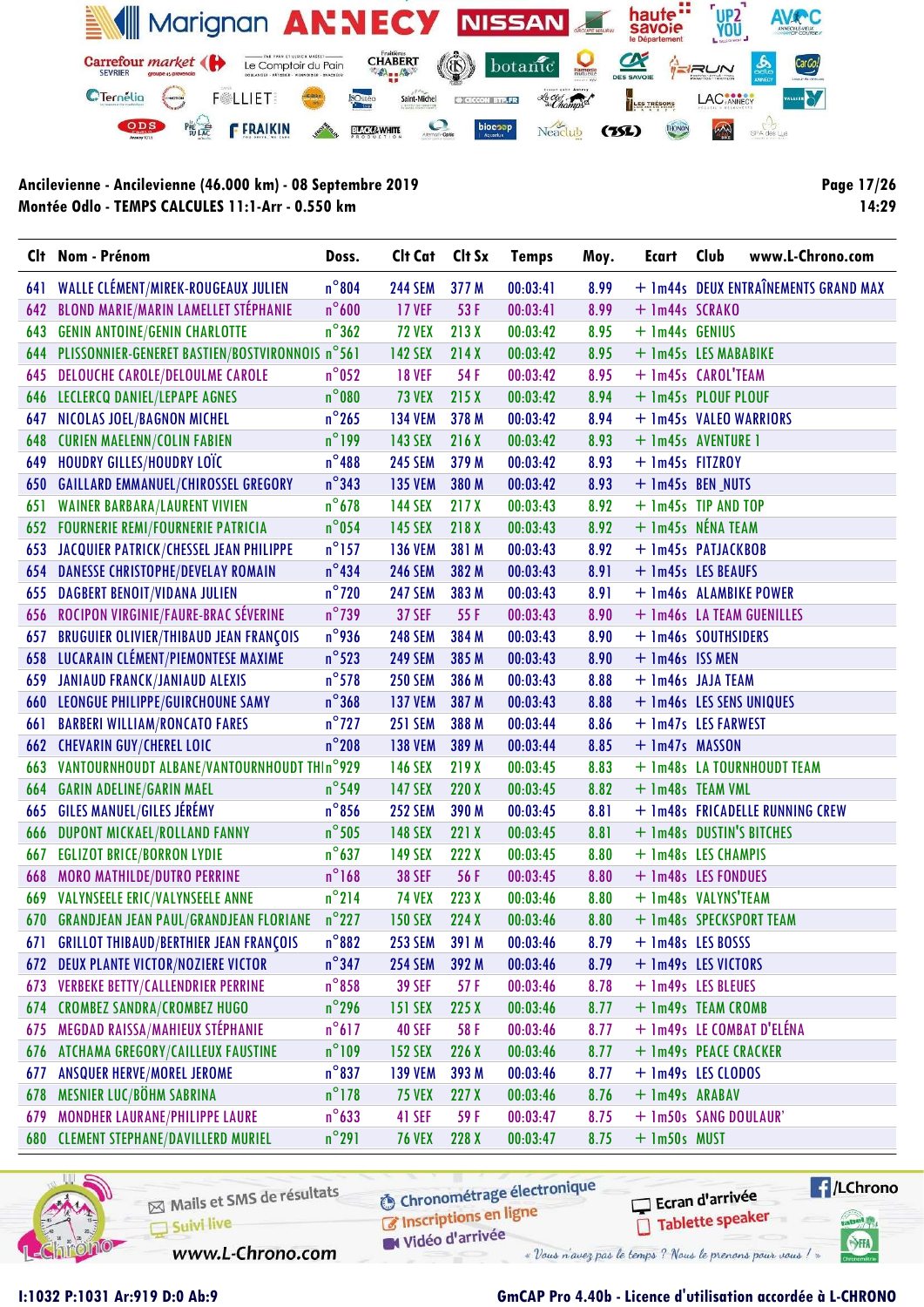**Ancilevienne - Ancilevienne (46.000 km) - 08 Septembre 2019**
**Montée Odlo - TEMPS CALCULES 11:1-Arr - 0.550 km**

| Clt | Nom - Prénom | Doss. | Clt Cat | Clt Sx | Temps | Moy. | Ecart | Club |
|---|---|---|---|---|---|---|---|---|
| 641 | WALLE CLÉMENT/MIREK-ROUGEAUX JULIEN | n°804 | 244 SEM | 377 M | 00:03:41 | 8.99 | + 1m44s | DEUX ENTRAÎNEMENTS GRAND MAX |
| 642 | BLOND MARIE/MARIN LAMELLET STÉPHANIE | n°600 | 17 VEF | 53 F | 00:03:41 | 8.99 | + 1m44s | SCRAKO |
| 643 | GENIN ANTOINE/GENIN CHARLOTTE | n°362 | 72 VEX | 213 X | 00:03:42 | 8.95 | + 1m44s | GENIUS |
| 644 | PLISSONNIER-GENERET BASTIEN/BOSTVIRONNOIS | n°561 | 142 SEX | 214 X | 00:03:42 | 8.95 | + 1m45s | LES MABABIKE |
| 645 | DELOUCHE CAROLE/DELOULME CAROLE | n°052 | 18 VEF | 54 F | 00:03:42 | 8.95 | + 1m45s | CAROL'TEAM |
| 646 | LECLERCQ DANIEL/LEPAPE AGNES | n°080 | 73 VEX | 215 X | 00:03:42 | 8.94 | + 1m45s | PLOUF PLOUF |
| 647 | NICOLAS JOEL/BAGNON MICHEL | n°265 | 134 VEM | 378 M | 00:03:42 | 8.94 | + 1m45s | VALEO WARRIORS |
| 648 | CURIEN MAELENN/COLIN FABIEN | n°199 | 143 SEX | 216 X | 00:03:42 | 8.93 | + 1m45s | AVENTURE 1 |
| 649 | HOUDRY GILLES/HOUDRY LOÏC | n°488 | 245 SEM | 379 M | 00:03:42 | 8.93 | + 1m45s | FITZROY |
| 650 | GAILLARD EMMANUEL/CHIROSSEL GREGORY | n°343 | 135 VEM | 380 M | 00:03:42 | 8.93 | + 1m45s | BEN_NUTS |
| 651 | WAINER BARBARA/LAURENT VIVIEN | n°678 | 144 SEX | 217 X | 00:03:43 | 8.92 | + 1m45s | TIP AND TOP |
| 652 | FOURNERIE REMI/FOURNERIE PATRICIA | n°054 | 145 SEX | 218 X | 00:03:43 | 8.92 | + 1m45s | NÉNA TEAM |
| 653 | JACQUIER PATRICK/CHESSEL JEAN PHILIPPE | n°157 | 136 VEM | 381 M | 00:03:43 | 8.92 | + 1m45s | PATJACKBOB |
| 654 | DANESSE CHRISTOPHE/DEVELAY ROMAIN | n°434 | 246 SEM | 382 M | 00:03:43 | 8.91 | + 1m45s | LES BEAUFS |
| 655 | DAGBERT BENOIT/VIDANA JULIEN | n°720 | 247 SEM | 383 M | 00:03:43 | 8.91 | + 1m46s | ALAMBIKE POWER |
| 656 | ROCIPON VIRGINIE/FAURE-BRAC SÉVERINE | n°739 | 37 SEF | 55 F | 00:03:43 | 8.90 | + 1m46s | LA TEAM GUENILLES |
| 657 | BRUGUIER OLIVIER/THIBAUD JEAN FRANÇOIS | n°936 | 248 SEM | 384 M | 00:03:43 | 8.90 | + 1m46s | SOUTHSIDERS |
| 658 | LUCARAIN CLÉMENT/PIEMONTESE MAXIME | n°523 | 249 SEM | 385 M | 00:03:43 | 8.90 | + 1m46s | ISS MEN |
| 659 | JANIAUD FRANCK/JANIAUD ALEXIS | n°578 | 250 SEM | 386 M | 00:03:43 | 8.88 | + 1m46s | JAJA TEAM |
| 660 | LEONGUE PHILIPPE/GUIRCHOUNE SAMY | n°368 | 137 VEM | 387 M | 00:03:43 | 8.88 | + 1m46s | LES SENS UNIQUES |
| 661 | BARBERI WILLIAM/RONCATO FARES | n°727 | 251 SEM | 388 M | 00:03:44 | 8.86 | + 1m47s | LES FARWEST |
| 662 | CHEVARIN GUY/CHEREL LOIC | n°208 | 138 VEM | 389 M | 00:03:44 | 8.85 | + 1m47s | MASSON |
| 663 | VANTOURNHOUDT ALBANE/VANTOURNHOUDT THI | n°929 | 146 SEX | 219 X | 00:03:45 | 8.83 | + 1m48s | LA TOURNHOUDT TEAM |
| 664 | GARIN ADELINE/GARIN MAEL | n°549 | 147 SEX | 220 X | 00:03:45 | 8.82 | + 1m48s | TEAM VML |
| 665 | GILES MANUEL/GILES JÉRÉMY | n°856 | 252 SEM | 390 M | 00:03:45 | 8.81 | + 1m48s | FRICADELLE RUNNING CREW |
| 666 | DUPONT MICKAEL/ROLLAND FANNY | n°505 | 148 SEX | 221 X | 00:03:45 | 8.81 | + 1m48s | DUSTIN'S BITCHES |
| 667 | EGLIZOT BRICE/BORRON LYDIE | n°637 | 149 SEX | 222 X | 00:03:45 | 8.80 | + 1m48s | LES CHAMPIS |
| 668 | MORO MATHILDE/DUTRO PERRINE | n°168 | 38 SEF | 56 F | 00:03:45 | 8.80 | + 1m48s | LES FONDUES |
| 669 | VALYNSEELE ERIC/VALYNSEELE ANNE | n°214 | 74 VEX | 223 X | 00:03:46 | 8.80 | + 1m48s | VALYNS'TEAM |
| 670 | GRANDJEAN JEAN PAUL/GRANDJEAN FLORIANE | n°227 | 150 SEX | 224 X | 00:03:46 | 8.80 | + 1m48s | SPECKSPORT TEAM |
| 671 | GRILLOT THIBAUD/BERTHIER JEAN FRANÇOIS | n°882 | 253 SEM | 391 M | 00:03:46 | 8.79 | + 1m48s | LES BOSSS |
| 672 | DEUX PLANTE VICTOR/NOZIERE VICTOR | n°347 | 254 SEM | 392 M | 00:03:46 | 8.79 | + 1m49s | LES VICTORS |
| 673 | VERBEKE BETTY/CALLENDRIER PERRINE | n°858 | 39 SEF | 57 F | 00:03:46 | 8.78 | + 1m49s | LES BLEUES |
| 674 | CROMBEZ SANDRA/CROMBEZ HUGO | n°296 | 151 SEX | 225 X | 00:03:46 | 8.77 | + 1m49s | TEAM CROMB |
| 675 | MEGDAD RAISSA/MAHIEUX STÉPHANIE | n°617 | 40 SEF | 58 F | 00:03:46 | 8.77 | + 1m49s | LE COMBAT D'ELÉNA |
| 676 | ATCHAMA GREGORY/CAILLEUX FAUSTINE | n°109 | 152 SEX | 226 X | 00:03:46 | 8.77 | + 1m49s | PEACE CRACKER |
| 677 | ANSQUER HERVE/MOREL JEROME | n°837 | 139 VEM | 393 M | 00:03:46 | 8.77 | + 1m49s | LES CLODOS |
| 678 | MESNIER LUC/BÖHM SABRINA | n°178 | 75 VEX | 227 X | 00:03:46 | 8.76 | + 1m49s | ARABAV |
| 679 | MONDHER LAURANE/PHILIPPE LAURE | n°633 | 41 SEF | 59 F | 00:03:47 | 8.75 | + 1m50s | SANG DOULAUR' |
| 680 | CLEMENT STEPHANE/DAVILLERD MURIEL | n°291 | 76 VEX | 228 X | 00:03:47 | 8.75 | + 1m50s | MUST |

I:1032 P:1031 Ar:919 D:0 Ab:9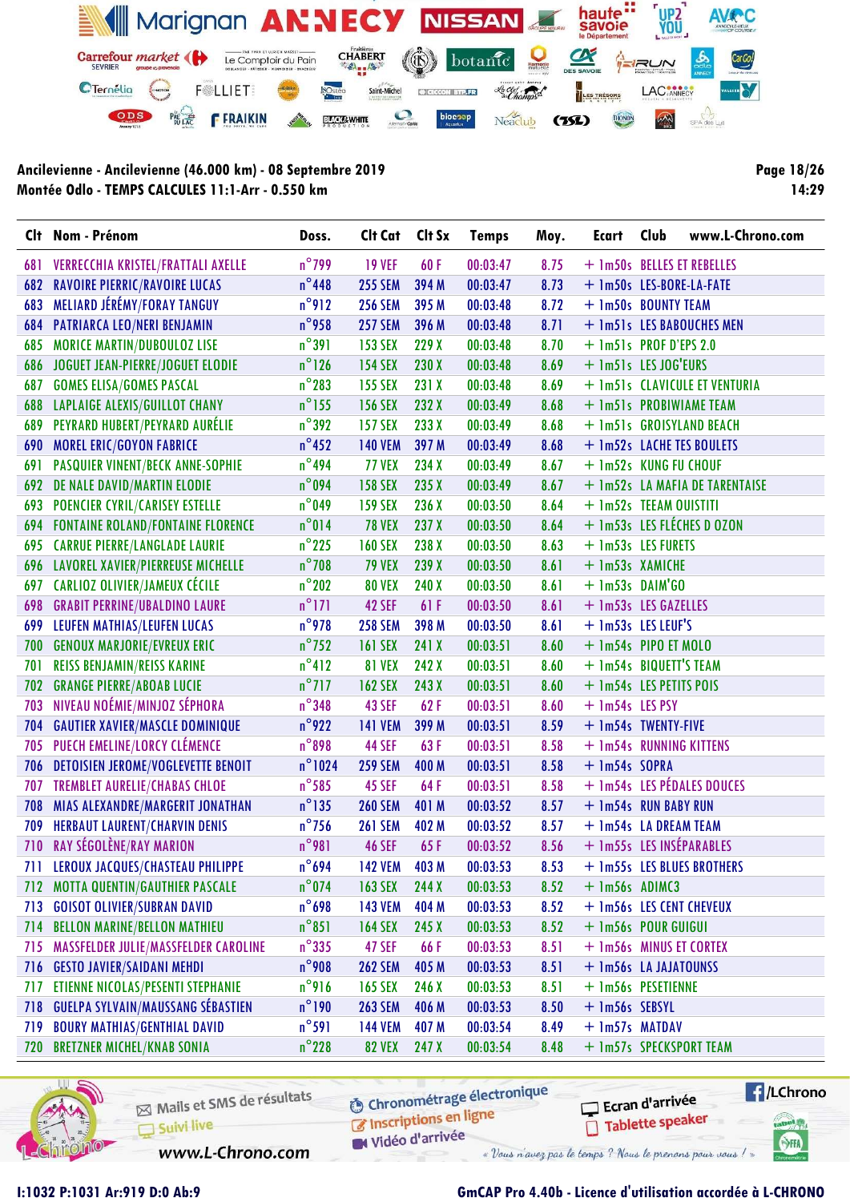**Ancilevienne - Ancilevienne (46.000 km) - 08 Septembre 2019**
**Montée Odlo - TEMPS CALCULES 11:1-Arr - 0.550 km**

| Clt | Nom - Prénom | Doss. | Clt Cat | Clt Sx | Temps | Moy. | Ecart | Club |
|---|---|---|---|---|---|---|---|---|
| 681 | VERRECCHIA KRISTEL/FRATTALI AXELLE | n°799 | 19 VEF | 60 F | 00:03:47 | 8.75 | + 1m50s | BELLES ET REBELLES |
| 682 | RAVOIRE PIERRIC/RAVOIRE LUCAS | n°448 | 255 SEM | 394 M | 00:03:47 | 8.73 | + 1m50s | LES-BORE-LA-FATE |
| 683 | MELIARD JÉRÉMY/FORAY TANGUY | n°912 | 256 SEM | 395 M | 00:03:48 | 8.72 | + 1m50s | BOUNTY TEAM |
| 684 | PATRIARCA LEO/NERI BENJAMIN | n°958 | 257 SEM | 396 M | 00:03:48 | 8.71 | + 1m51s | LES BABOUCHES MEN |
| 685 | MORICE MARTIN/DUBOULOZ LISE | n°391 | 153 SEX | 229 X | 00:03:48 | 8.70 | + 1m51s | PROF D'EPS 2.0 |
| 686 | JOGUET JEAN-PIERRE/JOGUET ELODIE | n°126 | 154 SEX | 230 X | 00:03:48 | 8.69 | + 1m51s | LES JOG'EURS |
| 687 | GOMES ELISA/GOMES PASCAL | n°283 | 155 SEX | 231 X | 00:03:48 | 8.69 | + 1m51s | CLAVICULE ET VENTURIA |
| 688 | LAPLAIGE ALEXIS/GUILLOT CHANY | n°155 | 156 SEX | 232 X | 00:03:49 | 8.68 | + 1m51s | PROBIWIAME TEAM |
| 689 | PEYRARD HUBERT/PEYRARD AURÉLIE | n°392 | 157 SEX | 233 X | 00:03:49 | 8.68 | + 1m51s | GROISYLAND BEACH |
| 690 | MOREL ERIC/GOYON FABRICE | n°452 | 140 VEM | 397 M | 00:03:49 | 8.68 | + 1m52s | LACHE TES BOULETS |
| 691 | PASQUIER VINENT/BECK ANNE-SOPHIE | n°494 | 77 VEX | 234 X | 00:03:49 | 8.67 | + 1m52s | KUNG FU CHOUF |
| 692 | DE NALE DAVID/MARTIN ELODIE | n°094 | 158 SEX | 235 X | 00:03:49 | 8.67 | + 1m52s | LA MAFIA DE TARENTAISE |
| 693 | POENCIER CYRIL/CARISEY ESTELLE | n°049 | 159 SEX | 236 X | 00:03:50 | 8.64 | + 1m52s | TEEAM OUISTITI |
| 694 | FONTAINE ROLAND/FONTAINE FLORENCE | n°014 | 78 VEX | 237 X | 00:03:50 | 8.64 | + 1m53s | LES FLÉCHES D OZON |
| 695 | CARRUE PIERRE/LANGLADE LAURIE | n°225 | 160 SEX | 238 X | 00:03:50 | 8.63 | + 1m53s | LES FURETS |
| 696 | LAVOREL XAVIER/PIERREUSE MICHELLE | n°708 | 79 VEX | 239 X | 00:03:50 | 8.61 | + 1m53s | XAMICHE |
| 697 | CARLIOZ OLIVIER/JAMEUX CÉCILE | n°202 | 80 VEX | 240 X | 00:03:50 | 8.61 | + 1m53s | DAIM'GO |
| 698 | GRABIT PERRINE/UBALDINO LAURE | n°171 | 42 SEF | 61 F | 00:03:50 | 8.61 | + 1m53s | LES GAZELLES |
| 699 | LEUFEN MATHIAS/LEUFEN LUCAS | n°978 | 258 SEM | 398 M | 00:03:50 | 8.61 | + 1m53s | LES LEUF'S |
| 700 | GENOUX MARJORIE/EVREUX ERIC | n°752 | 161 SEX | 241 X | 00:03:51 | 8.60 | + 1m54s | PIPO ET MOLO |
| 701 | REISS BENJAMIN/REISS KARINE | n°412 | 81 VEX | 242 X | 00:03:51 | 8.60 | + 1m54s | BIQUETT'S TEAM |
| 702 | GRANGE PIERRE/ABOAB LUCIE | n°717 | 162 SEX | 243 X | 00:03:51 | 8.60 | + 1m54s | LES PETITS POIS |
| 703 | NIVEAU NOÉMIE/MINJOZ SÉPHORA | n°348 | 43 SEF | 62 F | 00:03:51 | 8.60 | + 1m54s | LES PSY |
| 704 | GAUTIER XAVIER/MASCLE DOMINIQUE | n°922 | 141 VEM | 399 M | 00:03:51 | 8.59 | + 1m54s | TWENTY-FIVE |
| 705 | PUECH EMELINE/LORCY CLÉMENCE | n°898 | 44 SEF | 63 F | 00:03:51 | 8.58 | + 1m54s | RUNNING KITTENS |
| 706 | DETOISIEN JEROME/VOGLEVETTE BENOIT | n°1024 | 259 SEM | 400 M | 00:03:51 | 8.58 | + 1m54s | SOPRA |
| 707 | TREMBLET AURELIE/CHABAS CHLOE | n°585 | 45 SEF | 64 F | 00:03:51 | 8.58 | + 1m54s | LES PÉDALES DOUCES |
| 708 | MIAS ALEXANDRE/MARGERIT JONATHAN | n°135 | 260 SEM | 401 M | 00:03:52 | 8.57 | + 1m54s | RUN BABY RUN |
| 709 | HERBAUT LAURENT/CHARVIN DENIS | n°756 | 261 SEM | 402 M | 00:03:52 | 8.57 | + 1m54s | LA DREAM TEAM |
| 710 | RAY SÉGOLÈNE/RAY MARION | n°981 | 46 SEF | 65 F | 00:03:52 | 8.56 | + 1m55s | LES INSÉPARABLES |
| 711 | LEROUX JACQUES/CHASTEAU PHILIPPE | n°694 | 142 VEM | 403 M | 00:03:53 | 8.53 | + 1m55s | LES BLUES BROTHERS |
| 712 | MOTTA QUENTIN/GAUTHIER PASCALE | n°074 | 163 SEX | 244 X | 00:03:53 | 8.52 | + 1m56s | ADIMC3 |
| 713 | GOISOT OLIVIER/SUBRAN DAVID | n°698 | 143 VEM | 404 M | 00:03:53 | 8.52 | + 1m56s | LES CENT CHEVEUX |
| 714 | BELLON MARINE/BELLON MATHIEU | n°851 | 164 SEX | 245 X | 00:03:53 | 8.52 | + 1m56s | POUR GUIGUI |
| 715 | MASSFELDER JULIE/MASSFELDER CAROLINE | n°335 | 47 SEF | 66 F | 00:03:53 | 8.51 | + 1m56s | MINUS ET CORTEX |
| 716 | GESTO JAVIER/SAIDANI MEHDI | n°908 | 262 SEM | 405 M | 00:03:53 | 8.51 | + 1m56s | LA JAJATOUNSS |
| 717 | ETIENNE NICOLAS/PESENTI STEPHANIE | n°916 | 165 SEX | 246 X | 00:03:53 | 8.51 | + 1m56s | PESETIENNE |
| 718 | GUELPA SYLVAIN/MAUSSANG SÉBASTIEN | n°190 | 263 SEM | 406 M | 00:03:53 | 8.50 | + 1m56s | SEBSYL |
| 719 | BOURY MATHIAS/GENTHIAL DAVID | n°591 | 144 VEM | 407 M | 00:03:54 | 8.49 | + 1m57s | MATDAV |
| 720 | BRETZNER MICHEL/KNAB SONIA | n°228 | 82 VEX | 247 X | 00:03:54 | 8.48 | + 1m57s | SPECKSPORT TEAM |

I:1032 P:1031 Ar:919 D:0 Ab:9

GmCAP Pro 4.40b - Licence d'utilisation accordée à L-CHRONO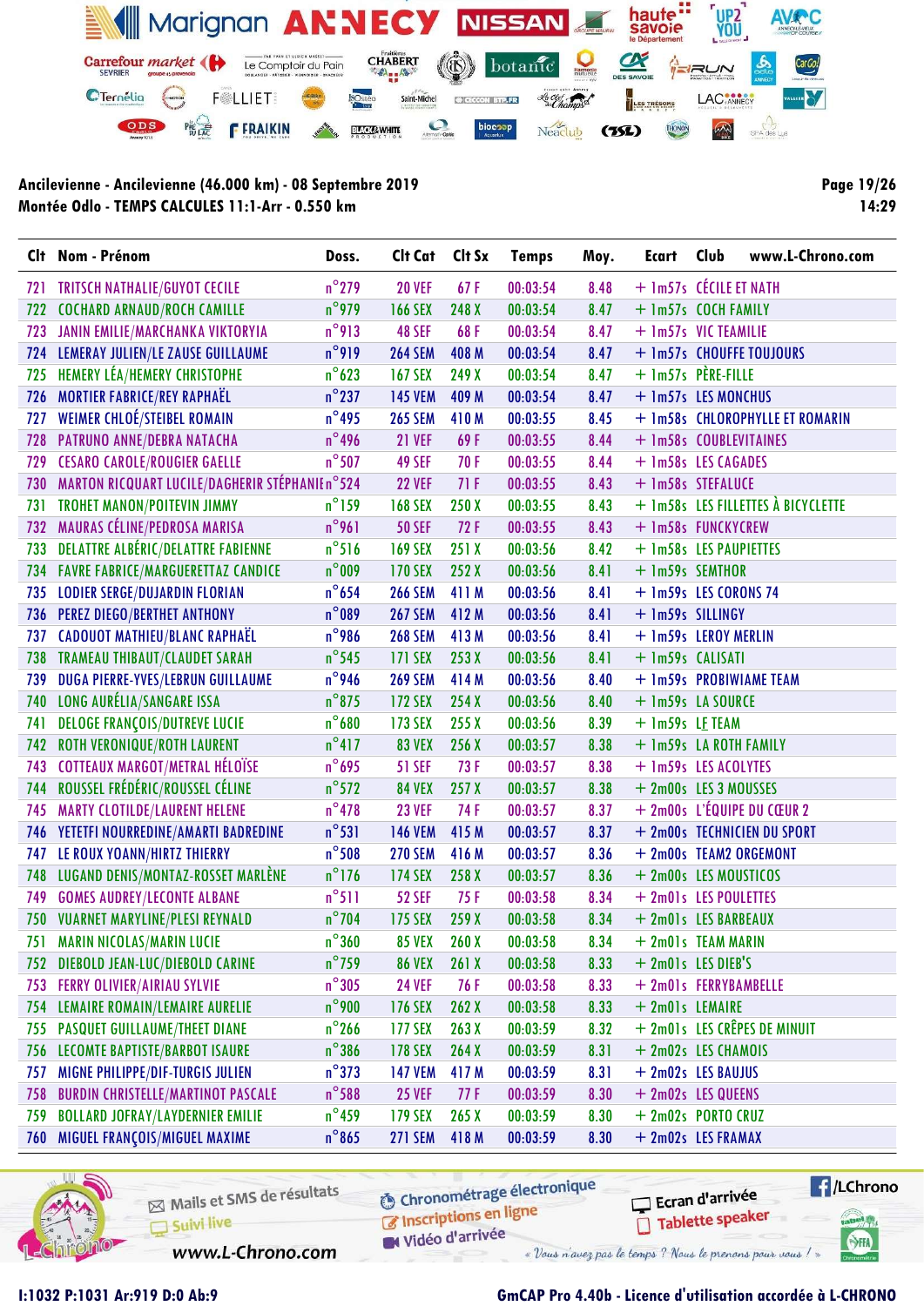**Ancilevienne - Ancilevienne (46.000 km) - 08 Septembre 2019**
**Montée Odlo - TEMPS CALCULES 11:1-Arr - 0.550 km**

**Page 19/26**
**14:29**

| Clt | Nom - Prénom | Doss. | Clt Cat | Clt Sx | Temps | Moy. | Ecart | Club |
|---|---|---|---|---|---|---|---|---|
| 721 | TRITSCH NATHALIE/GUYOT CECILE | n°279 | 20 VEF | 67 F | 00:03:54 | 8.48 | + 1m57s | CÉCILE ET NATH |
| 722 | COCHARD ARNAUD/ROCH CAMILLE | n°979 | 166 SEX | 248 X | 00:03:54 | 8.47 | + 1m57s | COCH FAMILY |
| 723 | JANIN EMILIE/MARCHANKA VIKTORYIA | n°913 | 48 SEF | 68 F | 00:03:54 | 8.47 | + 1m57s | VIC TEAMILIE |
| 724 | LEMERAY JULIEN/LE ZAUSE GUILLAUME | n°919 | 264 SEM | 408 M | 00:03:54 | 8.47 | + 1m57s | CHOUFFE TOUJOURS |
| 725 | HEMERY LÉA/HEMERY CHRISTOPHE | n°623 | 167 SEX | 249 X | 00:03:54 | 8.47 | + 1m57s | PÈRE-FILLE |
| 726 | MORTIER FABRICE/REY RAPHAËL | n°237 | 145 VEM | 409 M | 00:03:54 | 8.47 | + 1m57s | LES MONCHUS |
| 727 | WEIMER CHLOÉ/STEIBEL ROMAIN | n°495 | 265 SEM | 410 M | 00:03:55 | 8.45 | + 1m58s | CHLOROPHYLLE ET ROMARIN |
| 728 | PATRUNO ANNE/DEBRA NATACHA | n°496 | 21 VEF | 69 F | 00:03:55 | 8.44 | + 1m58s | COUBLEVITAINES |
| 729 | CESARO CAROLE/ROUGIER GAELLE | n°507 | 49 SEF | 70 F | 00:03:55 | 8.44 | + 1m58s | LES CAGADES |
| 730 | MARTON RICQUART LUCILE/DAGHERIR STÉPHANIE | n°524 | 22 VEF | 71 F | 00:03:55 | 8.43 | + 1m58s | STEFALUCE |
| 731 | TROHET MANON/POITEVIN JIMMY | n°159 | 168 SEX | 250 X | 00:03:55 | 8.43 | + 1m58s | LES FILLETTES À BICYCLETTE |
| 732 | MAURAS CÉLINE/PEDROSA MARISA | n°961 | 50 SEF | 72 F | 00:03:55 | 8.43 | + 1m58s | FUNCKYCREW |
| 733 | DELATTRE ALBÉRIC/DELATTRE FABIENNE | n°516 | 169 SEX | 251 X | 00:03:56 | 8.42 | + 1m58s | LES PAUPIETTES |
| 734 | FAVRE FABRICE/MARGUERETTAZ CANDICE | n°009 | 170 SEX | 252 X | 00:03:56 | 8.41 | + 1m59s | SEMTHOR |
| 735 | LODIER SERGE/DUJARDIN FLORIAN | n°654 | 266 SEM | 411 M | 00:03:56 | 8.41 | + 1m59s | LES CORONS 74 |
| 736 | PEREZ DIEGO/BERTHET ANTHONY | n°089 | 267 SEM | 412 M | 00:03:56 | 8.41 | + 1m59s | SILLINGY |
| 737 | CADOUOT MATHIEU/BLANC RAPHAËL | n°986 | 268 SEM | 413 M | 00:03:56 | 8.41 | + 1m59s | LEROY MERLIN |
| 738 | TRAMEAU THIBAUT/CLAUDET SARAH | n°545 | 171 SEX | 253 X | 00:03:56 | 8.41 | + 1m59s | CALISATI |
| 739 | DUGA PIERRE-YVES/LEBRUN GUILLAUME | n°946 | 269 SEM | 414 M | 00:03:56 | 8.40 | + 1m59s | PROBIWIAME TEAM |
| 740 | LONG AURÉLIA/SANGARE ISSA | n°875 | 172 SEX | 254 X | 00:03:56 | 8.40 | + 1m59s | LA SOURCE |
| 741 | DELOGE FRANÇOIS/DUTREVE LUCIE | n°680 | 173 SEX | 255 X | 00:03:56 | 8.39 | + 1m59s | LE TEAM |
| 742 | ROTH VERONIQUE/ROTH LAURENT | n°417 | 83 VEX | 256 X | 00:03:57 | 8.38 | + 1m59s | LA ROTH FAMILY |
| 743 | COTTEAUX MARGOT/METRAL HÉLOÏSE | n°695 | 51 SEF | 73 F | 00:03:57 | 8.38 | + 1m59s | LES ACOLYTES |
| 744 | ROUSSEL FRÉDÉRIC/ROUSSEL CÉLINE | n°572 | 84 VEX | 257 X | 00:03:57 | 8.38 | + 2m00s | LES 3 MOUSSES |
| 745 | MARTY CLOTILDE/LAURENT HELENE | n°478 | 23 VEF | 74 F | 00:03:57 | 8.37 | + 2m00s | L'ÉQUIPE DU CŒUR 2 |
| 746 | YETETFI NOURREDINE/AMARTI BADREDINE | n°531 | 146 VEM | 415 M | 00:03:57 | 8.37 | + 2m00s | TECHNICIEN DU SPORT |
| 747 | LE ROUX YOANN/HIRTZ THIERRY | n°508 | 270 SEM | 416 M | 00:03:57 | 8.36 | + 2m00s | TEAM2 ORGEMONT |
| 748 | LUGAND DENIS/MONTAZ-ROSSET MARLÈNE | n°176 | 174 SEX | 258 X | 00:03:57 | 8.36 | + 2m00s | LES MOUSTICOS |
| 749 | GOMES AUDREY/LECONTE ALBANE | n°511 | 52 SEF | 75 F | 00:03:58 | 8.34 | + 2m01s | LES POULETTES |
| 750 | VUARNET MARYLINE/PLESI REYNALD | n°704 | 175 SEX | 259 X | 00:03:58 | 8.34 | + 2m01s | LES BARBEAUX |
| 751 | MARIN NICOLAS/MARIN LUCIE | n°360 | 85 VEX | 260 X | 00:03:58 | 8.34 | + 2m01s | TEAM MARIN |
| 752 | DIEBOLD JEAN-LUC/DIEBOLD CARINE | n°759 | 86 VEX | 261 X | 00:03:58 | 8.33 | + 2m01s | LES DIEB'S |
| 753 | FERRY OLIVIER/AIRIAU SYLVIE | n°305 | 24 VEF | 76 F | 00:03:58 | 8.33 | + 2m01s | FERRYBAMBELLE |
| 754 | LEMAIRE ROMAIN/LEMAIRE AURELIE | n°900 | 176 SEX | 262 X | 00:03:58 | 8.33 | + 2m01s | LEMAIRE |
| 755 | PASQUET GUILLAUME/THEET DIANE | n°266 | 177 SEX | 263 X | 00:03:59 | 8.32 | + 2m01s | LES CRÊPES DE MINUIT |
| 756 | LECOMTE BAPTISTE/BARBOT ISAURE | n°386 | 178 SEX | 264 X | 00:03:59 | 8.31 | + 2m02s | LES CHAMOIS |
| 757 | MIGNE PHILIPPE/DIF-TURGIS JULIEN | n°373 | 147 VEM | 417 M | 00:03:59 | 8.31 | + 2m02s | LES BAUJUS |
| 758 | BURDIN CHRISTELLE/MARTINOT PASCALE | n°588 | 25 VEF | 77 F | 00:03:59 | 8.30 | + 2m02s | LES QUEENS |
| 759 | BOLLARD JOFRAY/LAYDERNIER EMILIE | n°459 | 179 SEX | 265 X | 00:03:59 | 8.30 | + 2m02s | PORTO CRUZ |
| 760 | MIGUEL FRANÇOIS/MIGUEL MAXIME | n°865 | 271 SEM | 418 M | 00:03:59 | 8.30 | + 2m02s | LES FRAMAX |

I:1032 P:1031 Ar:919 D:0 Ab:9

GmCAP Pro 4.40b - Licence d'utilisation accordée à L-CHRONO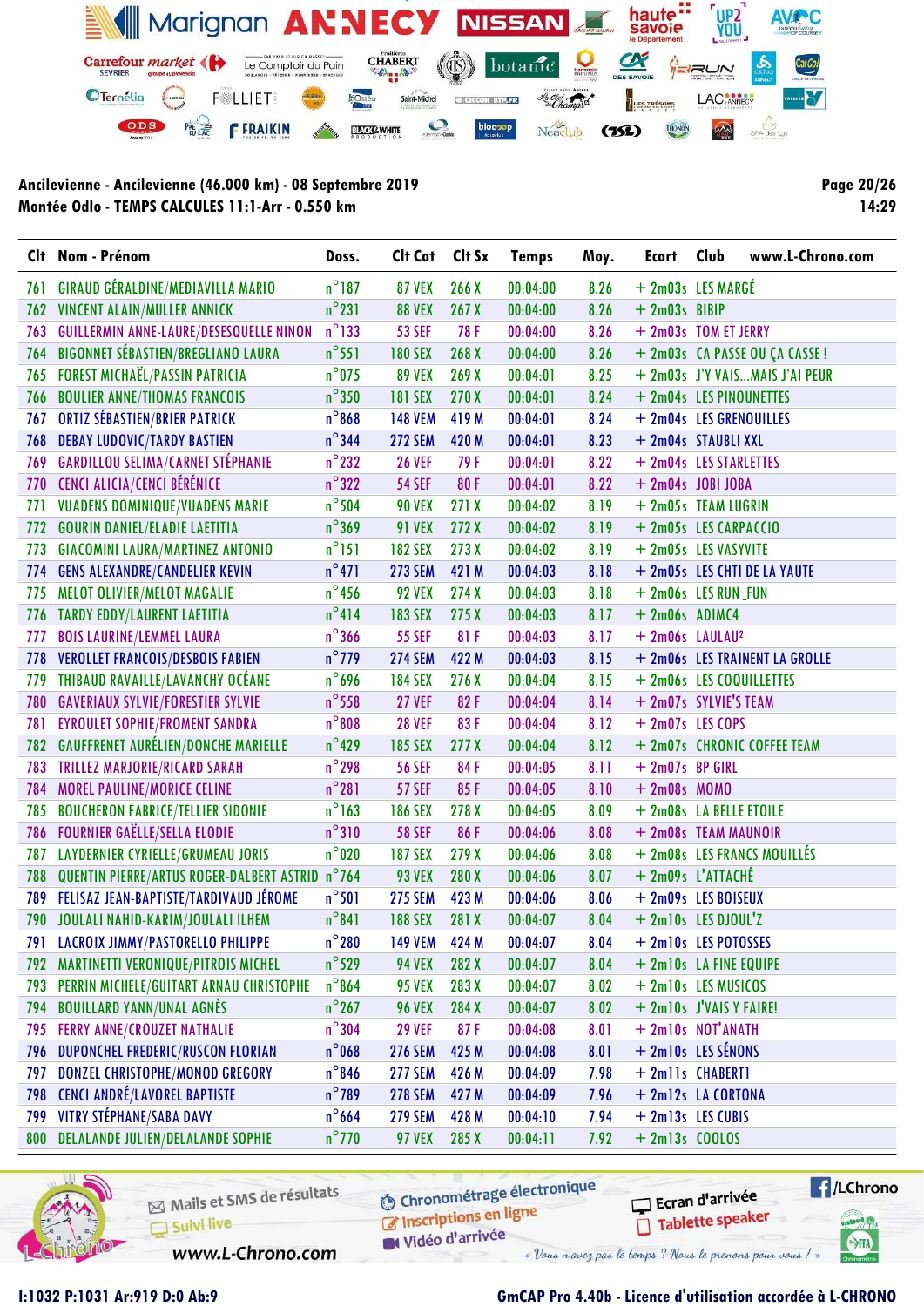**Ancilevienne - Ancilevienne (46.000 km) - 08 Septembre 2019**
**Montée Odlo - TEMPS CALCULES 11:1-Arr - 0.550 km**

| Clt | Nom - Prénom | Doss. | Clt Cat | Clt Sx | Temps | Moy. | Ecart | Club |
|---|---|---|---|---|---|---|---|---|
| 761 | GIRAUD GÉRALDINE/MEDIAVILLA MARIO | n°187 | 87 VEX | 266 X | 00:04:00 | 8.26 | + 2m03s | LES MARGÉ |
| 762 | VINCENT ALAIN/MULLER ANNICK | n°231 | 88 VEX | 267 X | 00:04:00 | 8.26 | + 2m03s | BIBIP |
| 763 | GUILLERMIN ANNE-LAURE/DESESQUELLE NINON | n°133 | 53 SEF | 78 F | 00:04:00 | 8.26 | + 2m03s | TOM ET JERRY |
| 764 | BIGONNET SÉBASTIEN/BREGLIANO LAURA | n°551 | 180 SEX | 268 X | 00:04:00 | 8.26 | + 2m03s | CA PASSE OU ÇA CASSE ! |
| 765 | FOREST MICHAËL/PASSIN PATRICIA | n°075 | 89 VEX | 269 X | 00:04:01 | 8.25 | + 2m03s | J'Y VAIS...MAIS J'AI PEUR |
| 766 | BOULIER ANNE/THOMAS FRANCOIS | n°350 | 181 SEX | 270 X | 00:04:01 | 8.24 | + 2m04s | LES PINOUNETTES |
| 767 | ORTIZ SÉBASTIEN/BRIER PATRICK | n°868 | 148 VEM | 419 M | 00:04:01 | 8.24 | + 2m04s | LES GRENOUILLES |
| 768 | DEBAY LUDOVIC/TARDY BASTIEN | n°344 | 272 SEM | 420 M | 00:04:01 | 8.23 | + 2m04s | STAUBLI XXL |
| 769 | GARDILLOU SELIMA/CARNET STÉPHANIE | n°232 | 26 VEF | 79 F | 00:04:01 | 8.22 | + 2m04s | LES STARLETTES |
| 770 | CENCI ALICIA/CENCI BÉRÉNICE | n°322 | 54 SEF | 80 F | 00:04:01 | 8.22 | + 2m04s | JOBI JOBA |
| 771 | VUADENS DOMINIQUE/VUADENS MARIE | n°504 | 90 VEX | 271 X | 00:04:02 | 8.19 | + 2m05s | TEAM LUGRIN |
| 772 | GOURIN DANIEL/ELADIE LAETITIA | n°369 | 91 VEX | 272 X | 00:04:02 | 8.19 | + 2m05s | LES CARPACCIO |
| 773 | GIACOMINI LAURA/MARTINEZ ANTONIO | n°151 | 182 SEX | 273 X | 00:04:02 | 8.19 | + 2m05s | LES VASYVITE |
| 774 | GENS ALEXANDRE/CANDELIER KEVIN | n°471 | 273 SEM | 421 M | 00:04:03 | 8.18 | + 2m05s | LES CHTI DE LA YAUTE |
| 775 | MELOT OLIVIER/MELOT MAGALIE | n°456 | 92 VEX | 274 X | 00:04:03 | 8.18 | + 2m06s | LES RUN _FUN |
| 776 | TARDY EDDY/LAURENT LAETITIA | n°414 | 183 SEX | 275 X | 00:04:03 | 8.17 | + 2m06s | ADIMC4 |
| 777 | BOIS LAURINE/LEMMEL LAURA | n°366 | 55 SEF | 81 F | 00:04:03 | 8.17 | + 2m06s | LAULAU² |
| 778 | VEROLLET FRANCOIS/DESBOIS FABIEN | n°779 | 274 SEM | 422 M | 00:04:03 | 8.15 | + 2m06s | LES TRAINENT LA GROLLE |
| 779 | THIBAUD RAVAILLE/LAVANCHY OCÉANE | n°696 | 184 SEX | 276 X | 00:04:04 | 8.15 | + 2m06s | LES COQUILLETTES |
| 780 | GAVERIAUX SYLVIE/FORESTIER SYLVIE | n°558 | 27 VEF | 82 F | 00:04:04 | 8.14 | + 2m07s | SYLVIE'S TEAM |
| 781 | EYROULET SOPHIE/FROMENT SANDRA | n°808 | 28 VEF | 83 F | 00:04:04 | 8.12 | + 2m07s | LES COPS |
| 782 | GAUFFRENET AURÉLIEN/DONCHE MARIELLE | n°429 | 185 SEX | 277 X | 00:04:04 | 8.12 | + 2m07s | CHRONIC COFFEE TEAM |
| 783 | TRILLEZ MARJORIE/RICARD SARAH | n°298 | 56 SEF | 84 F | 00:04:05 | 8.11 | + 2m07s | BP GIRL |
| 784 | MOREL PAULINE/MORICE CELINE | n°281 | 57 SEF | 85 F | 00:04:05 | 8.10 | + 2m08s | MOMO |
| 785 | BOUCHERON FABRICE/TELLIER SIDONIE | n°163 | 186 SEX | 278 X | 00:04:05 | 8.09 | + 2m08s | LA BELLE ETOILE |
| 786 | FOURNIER GAËLLE/SELLA ELODIE | n°310 | 58 SEF | 86 F | 00:04:06 | 8.08 | + 2m08s | TEAM MAUNOIR |
| 787 | LAYDERNIER CYRIELLE/GRUMEAU JORIS | n°020 | 187 SEX | 279 X | 00:04:06 | 8.08 | + 2m08s | LES FRANCS MOUILLÉS |
| 788 | QUENTIN PIERRE/ARTUS ROGER-DALBERT ASTRID | n°764 | 93 VEX | 280 X | 00:04:06 | 8.07 | + 2m09s | L'ATTACHÉ |
| 789 | FELISAZ JEAN-BAPTISTE/TARDIVAUD JÉROME | n°501 | 275 SEM | 423 M | 00:04:06 | 8.06 | + 2m09s | LES BOISEUX |
| 790 | JOULALI NAHID-KARIM/JOULALI ILHEM | n°841 | 188 SEX | 281 X | 00:04:07 | 8.04 | + 2m10s | LES DJOUL'Z |
| 791 | LACROIX JIMMY/PASTORELLO PHILIPPE | n°280 | 149 VEM | 424 M | 00:04:07 | 8.04 | + 2m10s | LES POTOSSES |
| 792 | MARTINETTI VERONIQUE/PITROIS MICHEL | n°529 | 94 VEX | 282 X | 00:04:07 | 8.04 | + 2m10s | LA FINE EQUIPE |
| 793 | PERRIN MICHELE/GUITART ARNAU CHRISTOPHE | n°864 | 95 VEX | 283 X | 00:04:07 | 8.02 | + 2m10s | LES MUSICOS |
| 794 | BOUILLARD YANN/UNAL AGNÈS | n°267 | 96 VEX | 284 X | 00:04:07 | 8.02 | + 2m10s | J'VAIS Y FAIRE! |
| 795 | FERRY ANNE/CROUZET NATHALIE | n°304 | 29 VEF | 87 F | 00:04:08 | 8.01 | + 2m10s | NOT'ANATH |
| 796 | DUPONCHEL FREDERIC/RUSCON FLORIAN | n°068 | 276 SEM | 425 M | 00:04:08 | 8.01 | + 2m10s | LES SÉNONS |
| 797 | DONZEL CHRISTOPHE/MONOD GREGORY | n°846 | 277 SEM | 426 M | 00:04:09 | 7.98 | + 2m11s | CHABERT1 |
| 798 | CENCI ANDRÉ/LAVOREL BAPTISTE | n°789 | 278 SEM | 427 M | 00:04:09 | 7.96 | + 2m12s | LA CORTONA |
| 799 | VITRY STÉPHANE/SABA DAVY | n°664 | 279 SEM | 428 M | 00:04:10 | 7.94 | + 2m13s | LES CUBIS |
| 800 | DELALANDE JULIEN/DELALANDE SOPHIE | n°770 | 97 VEX | 285 X | 00:04:11 | 7.92 | + 2m13s | COOLOS |

I:1032 P:1031 Ar:919 D:0 Ab:9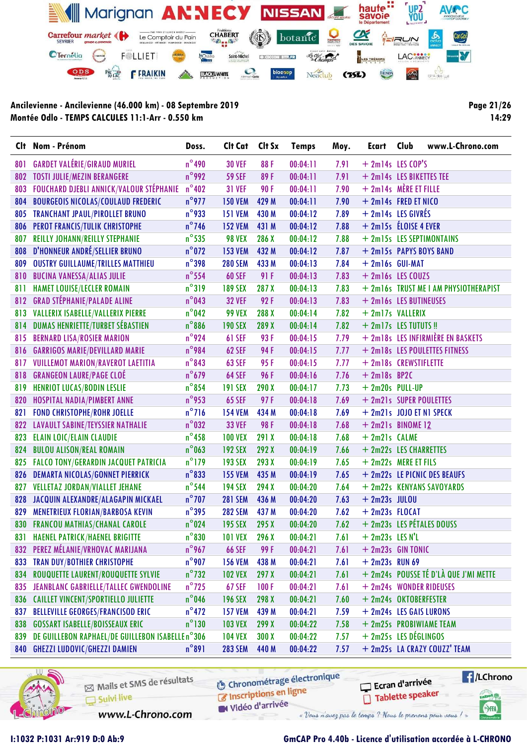**Ancilevienne - Ancilevienne (46.000 km) - 08 Septembre 2019**
**Montée Odlo - TEMPS CALCULES 11:1-Arr - 0.550 km**

**Page 21/26**
**14:29**

| Clt | Nom - Prénom | Doss. | Clt Cat | Clt Sx | Temps | Moy. | Ecart | Club |
|---|---|---|---|---|---|---|---|---|
| 801 | GARDET VALÉRIE/GIRAUD MURIEL | n°490 | 30 VEF | 88 F | 00:04:11 | 7.91 | + 2m14s | LES COP'S |
| 802 | TOSTI JULIE/MEZIN BERANGERE | n°992 | 59 SEF | 89 F | 00:04:11 | 7.91 | + 2m14s | LES BIKETTES TEE |
| 803 | FOUCHARD DJEBLI ANNICK/VALOUR STÉPHANIE | n°402 | 31 VEF | 90 F | 00:04:11 | 7.90 | + 2m14s | MÈRE ET FILLE |
| 804 | BOURGEOIS NICOLAS/COULAUD FREDERIC | n°977 | 150 VEM | 429 M | 00:04:11 | 7.90 | + 2m14s | FRED ET NICO |
| 805 | TRANCHANT JPAUL/PIROLLET BRUNO | n°933 | 151 VEM | 430 M | 00:04:12 | 7.89 | + 2m14s | LES GIVRÉS |
| 806 | PEROT FRANCIS/TULIK CHRISTOPHE | n°746 | 152 VEM | 431 M | 00:04:12 | 7.88 | + 2m15s | ÉLOISE 4 EVER |
| 807 | REILLY JOHANN/REILLY STEPHANIE | n°535 | 98 VEX | 286 X | 00:04:12 | 7.88 | + 2m15s | LES SEPTIMONTAINS |
| 808 | D'HONNEUR ANDRÉ/SELLIER BRUNO | n°072 | 153 VEM | 432 M | 00:04:12 | 7.87 | + 2m15s | PAPYS BOYS BAND |
| 809 | OUSTRY GUILLAUME/TRILLES MATTHIEU | n°398 | 280 SEM | 433 M | 00:04:13 | 7.84 | + 2m16s | GUI-MAT |
| 810 | BUCINA VANESSA/ALIAS JULIE | n°554 | 60 SEF | 91 F | 00:04:13 | 7.83 | + 2m16s | LES COUZS |
| 811 | HAMET LOUISE/LECLER ROMAIN | n°319 | 189 SEX | 287 X | 00:04:13 | 7.83 | + 2m16s | TRUST ME I AM PHYSIOTHERAPIST |
| 812 | GRAD STÉPHANIE/PALADE ALINE | n°043 | 32 VEF | 92 F | 00:04:13 | 7.83 | + 2m16s | LES BUTINEUSES |
| 813 | VALLERIX ISABELLE/VALLERIX PIERRE | n°042 | 99 VEX | 288 X | 00:04:14 | 7.82 | + 2m17s | VALLERIX |
| 814 | DUMAS HENRIETTE/TURBET SÉBASTIEN | n°886 | 190 SEX | 289 X | 00:04:14 | 7.82 | + 2m17s | LES TUTUTS !! |
| 815 | BERNARD LISA/ROSIER MARION | n°924 | 61 SEF | 93 F | 00:04:15 | 7.79 | + 2m18s | LES INFIRMIÈRE EN BASKETS |
| 816 | GARRIGOS MARIE/DEVILLARD MARIE | n°984 | 62 SEF | 94 F | 00:04:15 | 7.77 | + 2m18s | LES POULETTES FITNESS |
| 817 | VUILLEMOT MARION/RAVEROT LAETITIA | n°843 | 63 SEF | 95 F | 00:04:15 | 7.77 | + 2m18s | CREWSTIFLETTE |
| 818 | GRANGEON LAURE/PAGE CLOÉ | n°679 | 64 SEF | 96 F | 00:04:16 | 7.76 | + 2m18s | BP2C |
| 819 | HENRIOT LUCAS/BODIN LESLIE | n°854 | 191 SEX | 290 X | 00:04:17 | 7.73 | + 2m20s | PULL-UP |
| 820 | HOSPITAL NADIA/PIMBERT ANNE | n°953 | 65 SEF | 97 F | 00:04:18 | 7.69 | + 2m21s | SUPER POULETTES |
| 821 | FOND CHRISTOPHE/ROHR JOELLE | n°716 | 154 VEM | 434 M | 00:04:18 | 7.69 | + 2m21s | JOJO ET N1 SPECK |
| 822 | LAVAULT SABINE/TEYSSIER NATHALIE | n°032 | 33 VEF | 98 F | 00:04:18 | 7.68 | + 2m21s | BINOME 12 |
| 823 | ELAIN LOIC/ELAIN CLAUDIE | n°458 | 100 VEX | 291 X | 00:04:18 | 7.68 | + 2m21s | CALME |
| 824 | BULOU ALISON/REAL ROMAIN | n°063 | 192 SEX | 292 X | 00:04:19 | 7.66 | + 2m22s | LES CHARRETTES |
| 825 | FALCO TONY/GERARDIN JACQUET PATRICIA | n°179 | 193 SEX | 293 X | 00:04:19 | 7.65 | + 2m22s | MERE ET FILS |
| 826 | DEMARTA NICOLAS/GONNET PIERRICK | n°833 | 155 VEM | 435 M | 00:04:19 | 7.65 | + 2m22s | LE PICNIC DES BEAUFS |
| 827 | VELLETAZ JORDAN/VIALLET JEHANE | n°544 | 194 SEX | 294 X | 00:04:20 | 7.64 | + 2m22s | KENYANS SAVOYARDS |
| 828 | JACQUIN ALEXANDRE/ALAGAPIN MICKAEL | n°707 | 281 SEM | 436 M | 00:04:20 | 7.63 | + 2m23s | JULOU |
| 829 | MENETRIEUX FLORIAN/BARBOSA KEVIN | n°395 | 282 SEM | 437 M | 00:04:20 | 7.62 | + 2m23s | FLOCAT |
| 830 | FRANCOU MATHIAS/CHANAL CAROLE | n°024 | 195 SEX | 295 X | 00:04:20 | 7.62 | + 2m23s | LES PÉTALES DOUSS |
| 831 | HAENEL PATRICK/HAENEL BRIGITTE | n°830 | 101 VEX | 296 X | 00:04:21 | 7.61 | + 2m23s | LES N'L |
| 832 | PEREZ MÉLANIE/VRHOVAC MARIJANA | n°967 | 66 SEF | 99 F | 00:04:21 | 7.61 | + 2m23s | GIN TONIC |
| 833 | TRAN DUY/BOTHIER CHRISTOPHE | n°907 | 156 VEM | 438 M | 00:04:21 | 7.61 | + 2m23s | RUN 69 |
| 834 | ROUQUETTE LAURENT/ROUQUETTE SYLVIE | n°732 | 102 VEX | 297 X | 00:04:21 | 7.61 | + 2m24s | POUSSE TÉ D'LÀ QUE J'MI METTE |
| 835 | JEANBLANC GABRIELLE/TALLEC GWENDOLINE | n°725 | 67 SEF | 100 F | 00:04:21 | 7.61 | + 2m24s | WONDER RIDEUSES |
| 836 | CAILLET VINCENT/SPORTIELLO JULIETTE | n°046 | 196 SEX | 298 X | 00:04:21 | 7.60 | + 2m24s | OKTOBERFESTER |
| 837 | BELLEVILLE GEORGES/FRANCISOD ERIC | n°472 | 157 VEM | 439 M | 00:04:21 | 7.59 | + 2m24s | LES GAIS LURONS |
| 838 | GOSSART ISABELLE/BOISSEAUX ERIC | n°130 | 103 VEX | 299 X | 00:04:22 | 7.58 | + 2m25s | PROBIWIAME TEAM |
| 839 | DE GUILLEBON RAPHAEL/DE GUILLEBON ISABELLE | n°306 | 104 VEX | 300 X | 00:04:22 | 7.57 | + 2m25s | LES DÉGLINGOS |
| 840 | GHEZZI LUDOVIC/GHEZZI DAMIEN | n°891 | 283 SEM | 440 M | 00:04:22 | 7.57 | + 2m25s | LA CRAZY COUZZ' TEAM |

I:1032 P:1031 Ar:919 D:0 Ab:9

GmCAP Pro 4.40b - Licence d'utilisation accordée à L-CHRONO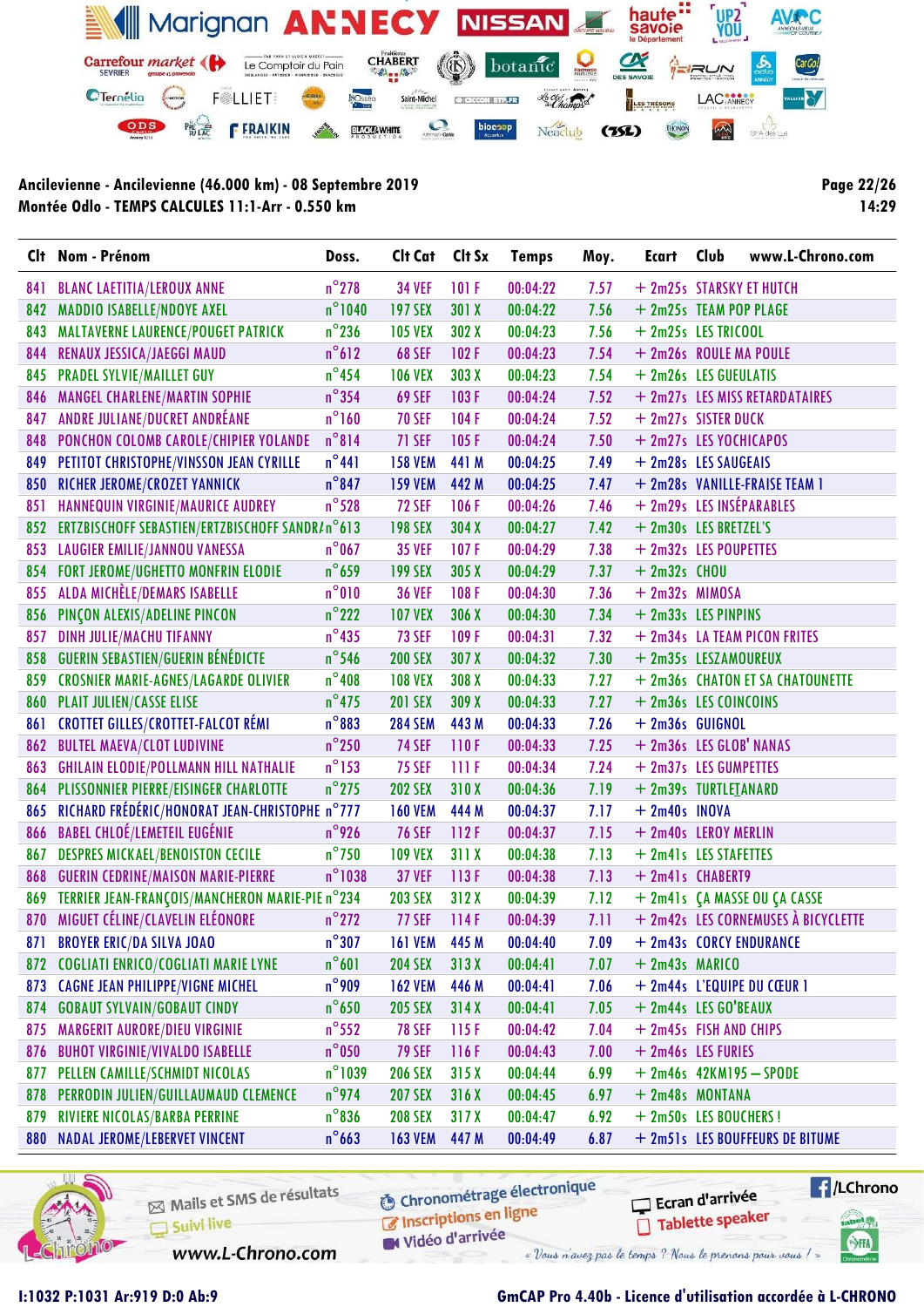**Ancilevienne - Ancilevienne (46.000 km) - 08 Septembre 2019**
**Montée Odlo - TEMPS CALCULES 11:1-Arr - 0.550 km**

| Clt | Nom - Prénom | Doss. | Clt Cat | Clt Sx | Temps | Moy. | Ecart | Club |
|---|---|---|---|---|---|---|---|---|
| 841 | BLANC LAETITIA/LEROUX ANNE | n°278 | 34 VEF | 101 F | 00:04:22 | 7.57 | + 2m25s | STARSKY ET HUTCH |
| 842 | MADDIO ISABELLE/NDOYE AXEL | n°1040 | 197 SEX | 301 X | 00:04:22 | 7.56 | + 2m25s | TEAM POP PLAGE |
| 843 | MALTAVERNE LAURENCE/POUGET PATRICK | n°236 | 105 VEX | 302 X | 00:04:23 | 7.56 | + 2m25s | LES TRICOOL |
| 844 | RENAUX JESSICA/JAEGGI MAUD | n°612 | 68 SEF | 102 F | 00:04:23 | 7.54 | + 2m26s | ROULE MA POULE |
| 845 | PRADEL SYLVIE/MAILLET GUY | n°454 | 106 VEX | 303 X | 00:04:23 | 7.54 | + 2m26s | LES GUEULATIS |
| 846 | MANGEL CHARLENE/MARTIN SOPHIE | n°354 | 69 SEF | 103 F | 00:04:24 | 7.52 | + 2m27s | LES MISS RETARDATAIRES |
| 847 | ANDRE JULIANE/DUCRET ANDRÉANE | n°160 | 70 SEF | 104 F | 00:04:24 | 7.52 | + 2m27s | SISTER DUCK |
| 848 | PONCHON COLOMB CAROLE/CHIPIER YOLANDE | n°814 | 71 SEF | 105 F | 00:04:24 | 7.50 | + 2m27s | LES YOCHICAPOS |
| 849 | PETITOT CHRISTOPHE/VINSSON JEAN CYRILLE | n°441 | 158 VEM | 441 M | 00:04:25 | 7.49 | + 2m28s | LES SAUGEAIS |
| 850 | RICHER JEROME/CROZET YANNICK | n°847 | 159 VEM | 442 M | 00:04:25 | 7.47 | + 2m28s | VANILLE-FRAISE TEAM 1 |
| 851 | HANNEQUIN VIRGINIE/MAURICE AUDREY | n°528 | 72 SEF | 106 F | 00:04:26 | 7.46 | + 2m29s | LES INSÉPARABLES |
| 852 | ERTZBISCHOFF SEBASTIEN/ERTZBISCHOFF SANDRA | n°613 | 198 SEX | 304 X | 00:04:27 | 7.42 | + 2m30s | LES BRETZEL'S |
| 853 | LAUGIER EMILIE/JANNOU VANESSA | n°067 | 35 VEF | 107 F | 00:04:29 | 7.38 | + 2m32s | LES POUPETTES |
| 854 | FORT JEROME/UGHETTO MONFRIN ELODIE | n°659 | 199 SEX | 305 X | 00:04:29 | 7.37 | + 2m32s | CHOU |
| 855 | ALDA MICHÈLE/DEMARS ISABELLE | n°010 | 36 VEF | 108 F | 00:04:30 | 7.36 | + 2m32s | MIMOSA |
| 856 | PINÇON ALEXIS/ADELINE PINCON | n°222 | 107 VEX | 306 X | 00:04:30 | 7.34 | + 2m33s | LES PINPINS |
| 857 | DINH JULIE/MACHU TIFANNY | n°435 | 73 SEF | 109 F | 00:04:31 | 7.32 | + 2m34s | LA TEAM PICON FRITES |
| 858 | GUERIN SEBASTIEN/GUERIN BÉNÉDICTE | n°546 | 200 SEX | 307 X | 00:04:32 | 7.30 | + 2m35s | LESZAMOUREUX |
| 859 | CROSNIER MARIE-AGNES/LAGARDE OLIVIER | n°408 | 108 VEX | 308 X | 00:04:33 | 7.27 | + 2m36s | CHATON ET SA CHATOUNETTE |
| 860 | PLAIT JULIEN/CASSE ELISE | n°475 | 201 SEX | 309 X | 00:04:33 | 7.27 | + 2m36s | LES COINCOINS |
| 861 | CROTTET GILLES/CROTTET-FALCOT RÉMI | n°883 | 284 SEM | 443 M | 00:04:33 | 7.26 | + 2m36s | GUIGNOL |
| 862 | BULTEL MAEVA/CLOT LUDIVINE | n°250 | 74 SEF | 110 F | 00:04:33 | 7.25 | + 2m36s | LES GLOB' NANAS |
| 863 | GHILAIN ELODIE/POLLMANN HILL NATHALIE | n°153 | 75 SEF | 111 F | 00:04:34 | 7.24 | + 2m37s | LES GUMPETTES |
| 864 | PLISSONNIER PIERRE/EISINGER CHARLOTTE | n°275 | 202 SEX | 310 X | 00:04:36 | 7.19 | + 2m39s | TURTLE_ANARD |
| 865 | RICHARD FRÉDÉRIC/HONORAT JEAN-CHRISTOPHE | n°777 | 160 VEM | 444 M | 00:04:37 | 7.17 | + 2m40s | INOVA |
| 866 | BABEL CHLOÉ/LEMETEIL EUGÉNIE | n°926 | 76 SEF | 112 F | 00:04:37 | 7.15 | + 2m40s | LEROY MERLIN |
| 867 | DESPRES MICKAEL/BENOISTON CECILE | n°750 | 109 VEX | 311 X | 00:04:38 | 7.13 | + 2m41s | LES STAFETTES |
| 868 | GUERIN CEDRINE/MAISON MARIE-PIERRE | n°1038 | 37 VEF | 113 F | 00:04:38 | 7.13 | + 2m41s | CHABERT9 |
| 869 | TERRIER JEAN-FRANÇOIS/MANCHERON MARIE-PIE | n°234 | 203 SEX | 312 X | 00:04:39 | 7.12 | + 2m41s | ÇA MASSE OU ÇA CASSE |
| 870 | MIGUET CÉLINE/CLAVELIN ELÉONORE | n°272 | 77 SEF | 114 F | 00:04:39 | 7.11 | + 2m42s | LES CORNEMUSES À BICYCLETTE |
| 871 | BROYER ERIC/DA SILVA JOAO | n°307 | 161 VEM | 445 M | 00:04:40 | 7.09 | + 2m43s | CORCY ENDURANCE |
| 872 | COGLIATI ENRICO/COGLIATI MARIE LYNE | n°601 | 204 SEX | 313 X | 00:04:41 | 7.07 | + 2m43s | MARICO |
| 873 | CAGNE JEAN PHILIPPE/VIGNE MICHEL | n°909 | 162 VEM | 446 M | 00:04:41 | 7.06 | + 2m44s | L'EQUIPE DU CŒUR 1 |
| 874 | GOBAUT SYLVAIN/GOBAUT CINDY | n°650 | 205 SEX | 314 X | 00:04:41 | 7.05 | + 2m44s | LES GO'BEAUX |
| 875 | MARGERIT AURORE/DIEU VIRGINIE | n°552 | 78 SEF | 115 F | 00:04:42 | 7.04 | + 2m45s | FISH AND CHIPS |
| 876 | BUHOT VIRGINIE/VIVALDO ISABELLE | n°050 | 79 SEF | 116 F | 00:04:43 | 7.00 | + 2m46s | LES FURIES |
| 877 | PELLEN CAMILLE/SCHMIDT NICOLAS | n°1039 | 206 SEX | 315 X | 00:04:44 | 6.99 | + 2m46s | 42KM195 – SPODE |
| 878 | PERRODIN JULIEN/GUILLAUMAUD CLEMENCE | n°974 | 207 SEX | 316 X | 00:04:45 | 6.97 | + 2m48s | MONTANA |
| 879 | RIVIERE NICOLAS/BARBA PERRINE | n°836 | 208 SEX | 317 X | 00:04:47 | 6.92 | + 2m50s | LES BOUCHERS ! |
| 880 | NADAL JEROME/LEBERVET VINCENT | n°663 | 163 VEM | 447 M | 00:04:49 | 6.87 | + 2m51s | LES BOUFFEURS DE BITUME |

I:1032 P:1031 Ar:919 D:0 Ab:9

GmCAP Pro 4.40b - Licence d'utilisation accordée à L-CHRONO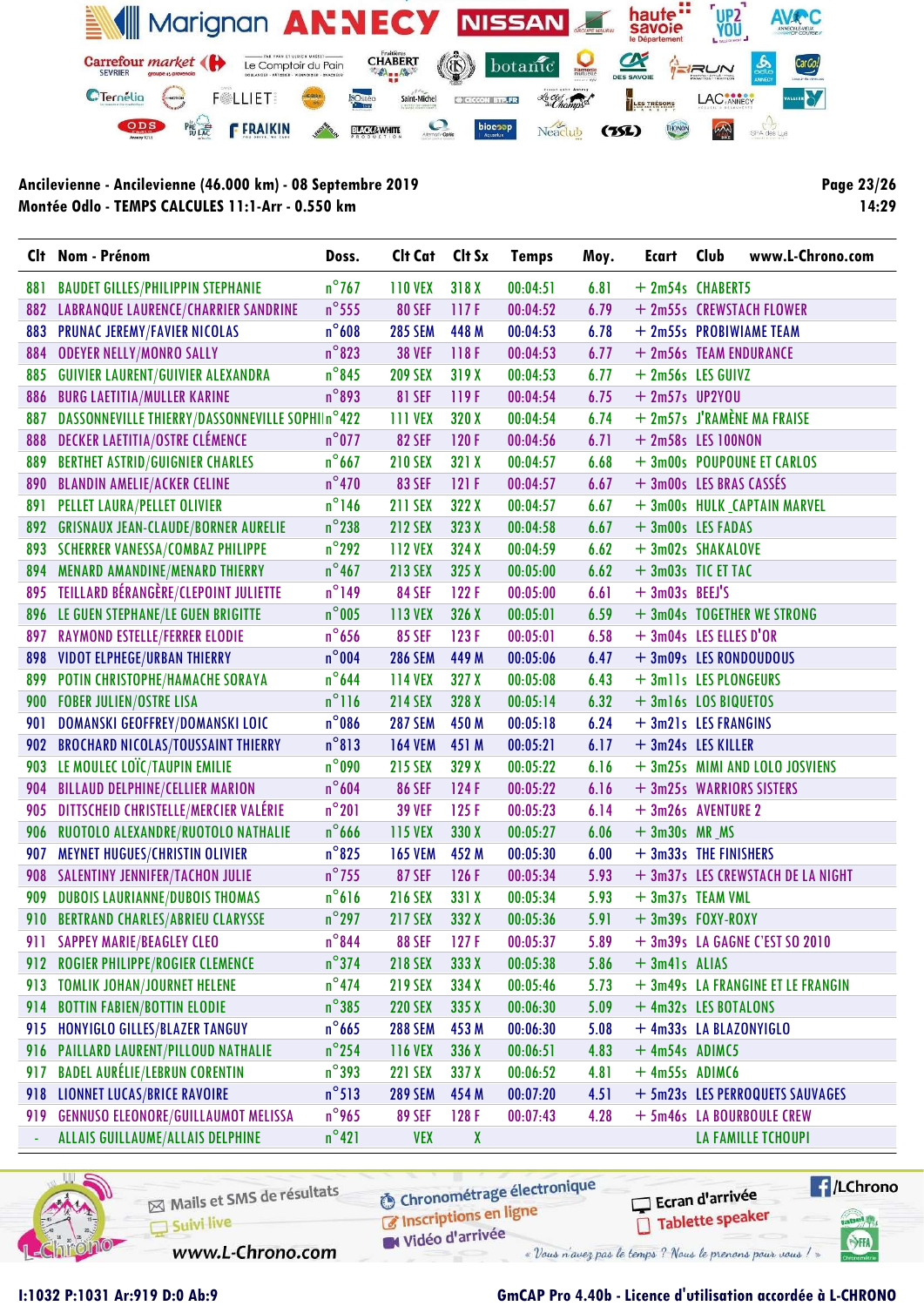**Ancilevienne - Ancilevienne (46.000 km) - 08 Septembre 2019**
**Montée Odlo - TEMPS CALCULES 11:1-Arr - 0.550 km**

14:29

| Clt | Nom - Prénom | Doss. | Clt Cat | Clt Sx | Temps | Moy. | Ecart | Club |
|---|---|---|---|---|---|---|---|---|
| 881 | BAUDET GILLES/PHILIPPIN STEPHANIE | n°767 | 110 VEX | 318 X | 00:04:51 | 6.81 | + 2m54s | CHABERT5 |
| 882 | LABRANQUE LAURENCE/CHARRIER SANDRINE | n°555 | 80 SEF | 117 F | 00:04:52 | 6.79 | + 2m55s | CREWSTACH FLOWER |
| 883 | PRUNAC JEREMY/FAVIER NICOLAS | n°608 | 285 SEM | 448 M | 00:04:53 | 6.78 | + 2m55s | PROBIWIAME TEAM |
| 884 | ODEYER NELLY/MONRO SALLY | n°823 | 38 VEF | 118 F | 00:04:53 | 6.77 | + 2m56s | TEAM ENDURANCE |
| 885 | GUIVIER LAURENT/GUIVIER ALEXANDRA | n°845 | 209 SEX | 319 X | 00:04:53 | 6.77 | + 2m56s | LES GUIVZ |
| 886 | BURG LAETITIA/MULLER KARINE | n°893 | 81 SEF | 119 F | 00:04:54 | 6.75 | + 2m57s | UP2YOU |
| 887 | DASSONNEVILLE THIERRY/DASSONNEVILLE SOPHI | n°422 | 111 VEX | 320 X | 00:04:54 | 6.74 | + 2m57s | J'RAMÈNE MA FRAISE |
| 888 | DECKER LAETITIA/OSTRE CLÉMENCE | n°077 | 82 SEF | 120 F | 00:04:56 | 6.71 | + 2m58s | LES 100NON |
| 889 | BERTHET ASTRID/GUIGNIER CHARLES | n°667 | 210 SEX | 321 X | 00:04:57 | 6.68 | + 3m00s | POUPOUNE ET CARLOS |
| 890 | BLANDIN AMELIE/ACKER CELINE | n°470 | 83 SEF | 121 F | 00:04:57 | 6.67 | + 3m00s | LES BRAS CASSÉS |
| 891 | PELLET LAURA/PELLET OLIVIER | n°146 | 211 SEX | 322 X | 00:04:57 | 6.67 | + 3m00s | HULK_CAPTAIN MARVEL |
| 892 | GRISNAUX JEAN-CLAUDE/BORNER AURELIE | n°238 | 212 SEX | 323 X | 00:04:58 | 6.67 | + 3m00s | LES FADAS |
| 893 | SCHERRER VANESSA/COMBAZ PHILIPPE | n°292 | 112 VEX | 324 X | 00:04:59 | 6.62 | + 3m02s | SHAKALOVE |
| 894 | MENARD AMANDINE/MENARD THIERRY | n°467 | 213 SEX | 325 X | 00:05:00 | 6.62 | + 3m03s | TIC ET TAC |
| 895 | TEILLARD BÉRANGÈRE/CLEPOINT JULIETTE | n°149 | 84 SEF | 122 F | 00:05:00 | 6.61 | + 3m03s | BEEJ'S |
| 896 | LE GUEN STEPHANE/LE GUEN BRIGITTE | n°005 | 113 VEX | 326 X | 00:05:01 | 6.59 | + 3m04s | TOGETHER WE STRONG |
| 897 | RAYMOND ESTELLE/FERRER ELODIE | n°656 | 85 SEF | 123 F | 00:05:01 | 6.58 | + 3m04s | LES ELLES D'OR |
| 898 | VIDOT ELPHEGE/URBAN THIERRY | n°004 | 286 SEM | 449 M | 00:05:06 | 6.47 | + 3m09s | LES RONDOUDOUS |
| 899 | POTIN CHRISTOPHE/HAMACHE SORAYA | n°644 | 114 VEX | 327 X | 00:05:08 | 6.43 | + 3m11s | LES PLONGEURS |
| 900 | FOBER JULIEN/OSTRE LISA | n°116 | 214 SEX | 328 X | 00:05:14 | 6.32 | + 3m16s | LOS BIQUETOS |
| 901 | DOMANSKI GEOFFREY/DOMANSKI LOIC | n°086 | 287 SEM | 450 M | 00:05:18 | 6.24 | + 3m21s | LES FRANGINS |
| 902 | BROCHARD NICOLAS/TOUSSAINT THIERRY | n°813 | 164 VEM | 451 M | 00:05:21 | 6.17 | + 3m24s | LES KILLER |
| 903 | LE MOULEC LOÏC/TAUPIN EMILIE | n°090 | 215 SEX | 329 X | 00:05:22 | 6.16 | + 3m25s | MIMI AND LOLO JOSVIENS |
| 904 | BILLAUD DELPHINE/CELLIER MARION | n°604 | 86 SEF | 124 F | 00:05:22 | 6.16 | + 3m25s | WARRIORS SISTERS |
| 905 | DITTSCHEID CHRISTELLE/MERCIER VALÉRIE | n°201 | 39 VEF | 125 F | 00:05:23 | 6.14 | + 3m26s | AVENTURE 2 |
| 906 | RUOTOLO ALEXANDRE/RUOTOLO NATHALIE | n°666 | 115 VEX | 330 X | 00:05:27 | 6.06 | + 3m30s | MR_MS |
| 907 | MEYNET HUGUES/CHRISTIN OLIVIER | n°825 | 165 VEM | 452 M | 00:05:30 | 6.00 | + 3m33s | THE FINISHERS |
| 908 | SALENTINY JENNIFER/TACHON JULIE | n°755 | 87 SEF | 126 F | 00:05:34 | 5.93 | + 3m37s | LES CREWSTACH DE LA NIGHT |
| 909 | DUBOIS LAURIANNE/DUBOIS THOMAS | n°616 | 216 SEX | 331 X | 00:05:34 | 5.93 | + 3m37s | TEAM VML |
| 910 | BERTRAND CHARLES/ABRIEU CLARYSSE | n°297 | 217 SEX | 332 X | 00:05:36 | 5.91 | + 3m39s | FOXY-ROXY |
| 911 | SAPPEY MARIE/BEAGLEY CLEO | n°844 | 88 SEF | 127 F | 00:05:37 | 5.89 | + 3m39s | LA GAGNE C'EST SO 2010 |
| 912 | ROGIER PHILIPPE/ROGIER CLEMENCE | n°374 | 218 SEX | 333 X | 00:05:38 | 5.86 | + 3m41s | ALIAS |
| 913 | TOMLIK JOHAN/JOURNET HELENE | n°474 | 219 SEX | 334 X | 00:05:46 | 5.73 | + 3m49s | LA FRANGINE ET LE FRANGIN |
| 914 | BOTTIN FABIEN/BOTTIN ELODIE | n°385 | 220 SEX | 335 X | 00:06:30 | 5.09 | + 4m32s | LES BOTALONS |
| 915 | HONYIGLO GILLES/BLAZER TANGUY | n°665 | 288 SEM | 453 M | 00:06:30 | 5.08 | + 4m33s | LA BLAZONYIGLO |
| 916 | PAILLARD LAURENT/PILLOUD NATHALIE | n°254 | 116 VEX | 336 X | 00:06:51 | 4.83 | + 4m54s | ADIMC5 |
| 917 | BADEL AURÉLIE/LEBRUN CORENTIN | n°393 | 221 SEX | 337 X | 00:06:52 | 4.81 | + 4m55s | ADIMC6 |
| 918 | LIONNET LUCAS/BRICE RAVOIRE | n°513 | 289 SEM | 454 M | 00:07:20 | 4.51 | + 5m23s | LES PERROQUETS SAUVAGES |
| 919 | GENNUSO ELEONORE/GUILLAUMOT MELISSA | n°965 | 89 SEF | 128 F | 00:07:43 | 4.28 | + 5m46s | LA BOURBOULE CREW |
| - | ALLAIS GUILLAUME/ALLAIS DELPHINE | n°421 | VEX | X | | | | LA FAMILLE TCHOUPI |

I:1032 P:1031 Ar:919 D:0 Ab:9

GmCAP Pro 4.40b - Licence d'utilisation accordée à L-CHRONO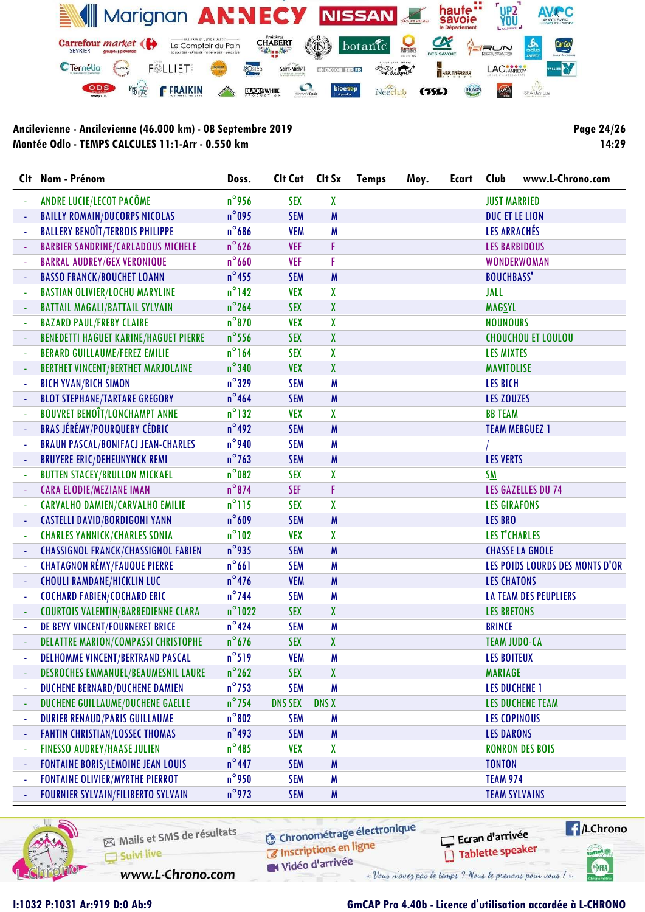**Ancilevienne - Ancilevienne (46.000 km) - 08 Septembre 2019**
**Montée Odlo - TEMPS CALCULES 11:1-Arr - 0.550 km**

14:29

| Clt | Nom - Prénom | Doss. | Clt Cat | Clt Sx | Temps | Moy. | Ecart | Club |
|---|---|---|---|---|---|---|---|---|
| - | ANDRE LUCIE/LECOT PACÔME | n°956 | SEX | X | | | | JUST MARRIED |
| - | BAILLY ROMAIN/DUCORPS NICOLAS | n°095 | SEM | M | | | | DUC ET LE LION |
| - | BALLERY BENOÎT/TERBOIS PHILIPPE | n°686 | VEM | M | | | | LES ARRACHÉS |
| - | BARBIER SANDRINE/CARLADOUS MICHELE | n°626 | VEF | F | | | | LES BARBIDOUS |
| - | BARRAL AUDREY/GEX VERONIQUE | n°660 | VEF | F | | | | WONDERWOMAN |
| - | BASSO FRANCK/BOUCHET LOANN | n°455 | SEM | M | | | | BOUCHBASS' |
| - | BASTIAN OLIVIER/LOCHU MARYLINE | n°142 | VEX | X | | | | JALL |
| - | BATTAIL MAGALI/BATTAIL SYLVAIN | n°264 | SEX | X | | | | MAGSYL |
| - | BAZARD PAUL/FREBY CLAIRE | n°870 | VEX | X | | | | NOUNOURS |
| - | BENEDETTI HAGUET KARINE/HAGUET PIERRE | n°556 | SEX | X | | | | CHOUCHOU ET LOULOU |
| - | BERARD GUILLAUME/FEREZ EMILIE | n°164 | SEX | X | | | | LES MIXTES |
| - | BERTHET VINCENT/BERTHET MARJOLAINE | n°340 | VEX | X | | | | MAVITOLISE |
| - | BICH YVAN/BICH SIMON | n°329 | SEM | M | | | | LES BICH |
| - | BLOT STEPHANE/TARTARE GREGORY | n°464 | SEM | M | | | | LES ZOUZES |
| - | BOUVRET BENOÎT/LONCHAMPT ANNE | n°132 | VEX | X | | | | BB TEAM |
| - | BRAS JÉRÉMY/POURQUERY CÉDRIC | n°492 | SEM | M | | | | TEAM MERGUEZ 1 |
| - | BRAUN PASCAL/BONIFACJ JEAN-CHARLES | n°940 | SEM | M | | | | / |
| - | BRUYERE ERIC/DEHEUNYNCK REMI | n°763 | SEM | M | | | | LES VERTS |
| - | BUTTEN STACEY/BRULLON MICKAEL | n°082 | SEX | X | | | | SM |
| - | CARA ELODIE/MEZIANE IMAN | n°874 | SEF | F | | | | LES GAZELLES DU 74 |
| - | CARVALHO DAMIEN/CARVALHO EMILIE | n°115 | SEX | X | | | | LES GIRAFONS |
| - | CASTELLI DAVID/BORDIGONI YANN | n°609 | SEM | M | | | | LES BRO |
| - | CHARLES YANNICK/CHARLES SONIA | n°102 | VEX | X | | | | LES T'CHARLES |
| - | CHASSIGNOL FRANCK/CHASSIGNOL FABIEN | n°935 | SEM | M | | | | CHASSE LA GNOLE |
| - | CHATAGNON RÉMY/FAUQUE PIERRE | n°661 | SEM | M | | | | LES POIDS LOURDS DES MONTS D'OR |
| - | CHOULI RAMDANE/HICKLIN LUC | n°476 | VEM | M | | | | LES CHATONS |
| - | COCHARD FABIEN/COCHARD ERIC | n°744 | SEM | M | | | | LA TEAM DES PEUPLIERS |
| - | COURTOIS VALENTIN/BARBEDIENNE CLARA | n°1022 | SEX | X | | | | LES BRETONS |
| - | DE BEVY VINCENT/FOURNERET BRICE | n°424 | SEM | M | | | | BRINCE |
| - | DELATTRE MARION/COMPASSI CHRISTOPHE | n°676 | SEX | X | | | | TEAM JUDO-CA |
| - | DELHOMME VINCENT/BERTRAND PASCAL | n°519 | VEM | M | | | | LES BOITEUX |
| - | DESROCHES EMMANUEL/BEAUMESNIL LAURE | n°262 | SEX | X | | | | MARIAGE |
| - | DUCHENE BERNARD/DUCHENE DAMIEN | n°753 | SEM | M | | | | LES DUCHENE 1 |
| - | DUCHENE GUILLAUME/DUCHENE GAELLE | n°754 | DNS SEX | DNS X | | | | LES DUCHENE TEAM |
| - | DURIER RENAUD/PARIS GUILLAUME | n°802 | SEM | M | | | | LES COPINOUS |
| - | FANTIN CHRISTIAN/LOSSEC THOMAS | n°493 | SEM | M | | | | LES DARONS |
| - | FINESSO AUDREY/HAASE JULIEN | n°485 | VEX | X | | | | RONRON DES BOIS |
| - | FONTAINE BORIS/LEMOINE JEAN LOUIS | n°447 | SEM | M | | | | TONTON |
| - | FONTAINE OLIVIER/MYRTHE PIERROT | n°950 | SEM | M | | | | TEAM 974 |
| - | FOURNIER SYLVAIN/FILIBERTO SYLVAIN | n°973 | SEM | M | | | | TEAM SYLVAINS |

I:1032 P:1031 Ar:919 D:0 Ab:9

GmCAP Pro 4.40b - Licence d'utilisation accordée à L-CHRONO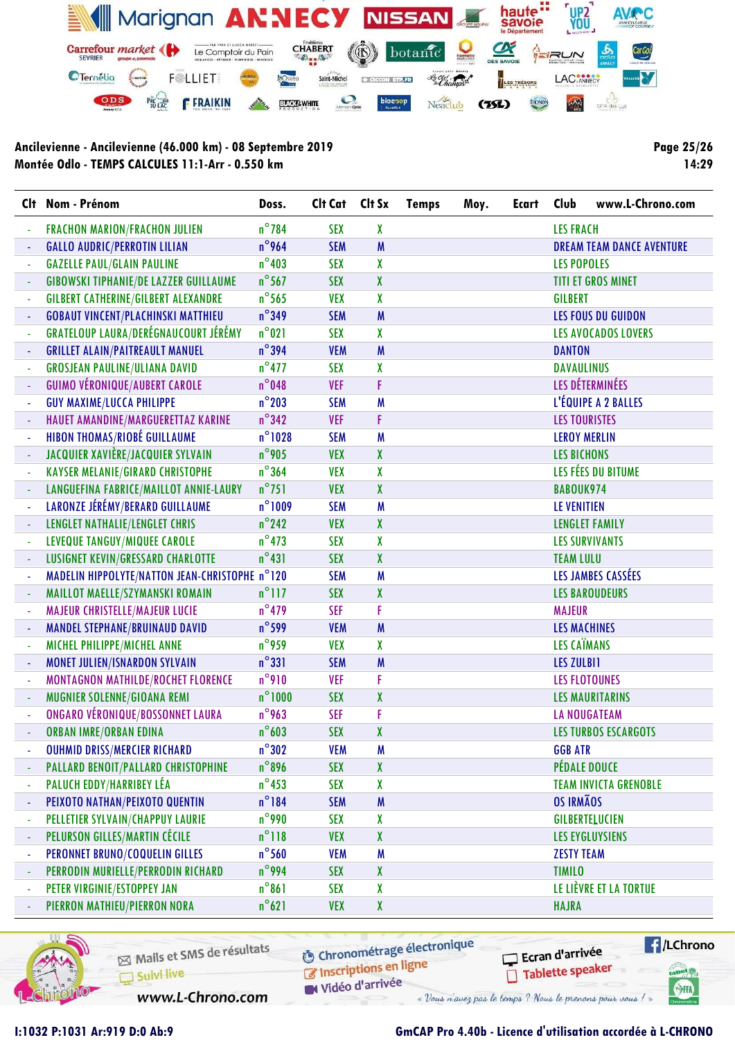**Ancilevienne - Ancilevienne (46.000 km) - 08 Septembre 2019**
**Montée Odlo - TEMPS CALCULES 11:1-Arr - 0.550 km**

Page 25/26
14:29

| Clt | Nom - Prénom | Doss. | Clt Cat | Clt Sx | Temps | Moy. | Ecart | Club | www.L-Chrono.com |
|---|---|---|---|---|---|---|---|---|---|
| - | FRACHON MARION/FRACHON JULIEN | n°784 | SEX | X | | | | LES FRACH | |
| - | GALLO AUDRIC/PERROTIN LILIAN | n°964 | SEM | M | | | | DREAM TEAM DANCE AVENTURE | |
| - | GAZELLE PAUL/GLAIN PAULINE | n°403 | SEX | X | | | | LES POPOLES | |
| - | GIBOWSKI TIPHANIE/DE LAZZER GUILLAUME | n°567 | SEX | X | | | | TITI ET GROS MINET | |
| - | GILBERT CATHERINE/GILBERT ALEXANDRE | n°565 | VEX | X | | | | GILBERT | |
| - | GOBAUT VINCENT/PLACHINSKI MATTHIEU | n°349 | SEM | M | | | | LES FOUS DU GUIDON | |
| - | GRATELOUP LAURA/DERÉGNAUCOURT JÉRÉMY | n°021 | SEX | X | | | | LES AVOCADOS LOVERS | |
| - | GRILLET ALAIN/PAITREAULT MANUEL | n°394 | VEM | M | | | | DANTON | |
| - | GROSJEAN PAULINE/ULIANA DAVID | n°477 | SEX | X | | | | DAVAULINUS | |
| - | GUIMO VÉRONIQUE/AUBERT CAROLE | n°048 | VEF | F | | | | LES DÉTERMINÉES | |
| - | GUY MAXIME/LUCCA PHILIPPE | n°203 | SEM | M | | | | L'ÉQUIPE A 2 BALLES | |
| - | HAUET AMANDINE/MARGUERETTAZ KARINE | n°342 | VEF | F | | | | LES TOURISTES | |
| - | HIBON THOMAS/RIOBÉ GUILLAUME | n°1028 | SEM | M | | | | LEROY MERLIN | |
| - | JACQUIER XAVIÈRE/JACQUIER SYLVAIN | n°905 | VEX | X | | | | LES BICHONS | |
| - | KAYSER MELANIE/GIRARD CHRISTOPHE | n°364 | VEX | X | | | | LES FÉES DU BITUME | |
| - | LANGUEFINA FABRICE/MAILLOT ANNIE-LAURY | n°751 | VEX | X | | | | BABOUK974 | |
| - | LARONZE JÉRÉMY/BERARD GUILLAUME | n°1009 | SEM | M | | | | LE VENITIEN | |
| - | LENGLET NATHALIE/LENGLET CHRIS | n°242 | VEX | X | | | | LENGLET FAMILY | |
| - | LEVEQUE TANGUY/MIQUEE CAROLE | n°473 | SEX | X | | | | LES SURVIVANTS | |
| - | LUSIGNET KEVIN/GRESSARD CHARLOTTE | n°431 | SEX | X | | | | TEAM LULU | |
| - | MADELIN HIPPOLYTE/NATTON JEAN-CHRISTOPHE | n°120 | SEM | M | | | | LES JAMBES CASSÉES | |
| - | MAILLOT MAELLE/SZYMANSKI ROMAIN | n°117 | SEX | X | | | | LES BAROUDEURS | |
| - | MAJEUR CHRISTELLE/MAJEUR LUCIE | n°479 | SEF | F | | | | MAJEUR | |
| - | MANDEL STEPHANE/BRUINAUD DAVID | n°599 | VEM | M | | | | LES MACHINES | |
| - | MICHEL PHILIPPE/MICHEL ANNE | n°959 | VEX | X | | | | LES CAÏMANS | |
| - | MONET JULIEN/ISNARDON SYLVAIN | n°331 | SEM | M | | | | LES ZULBI1 | |
| - | MONTAGNON MATHILDE/ROCHET FLORENCE | n°910 | VEF | F | | | | LES FLOTOUNES | |
| - | MUGNIER SOLENNE/GIOANA REMI | n°1000 | SEX | X | | | | LES MAURITARINS | |
| - | ONGARO VÉRONIQUE/BOSSONNET LAURA | n°963 | SEF | F | | | | LA NOUGATEAM | |
| - | ORBAN IMRE/ORBAN EDINA | n°603 | SEX | X | | | | LES TURBOS ESCARGOTS | |
| - | OUHMID DRISS/MERCIER RICHARD | n°302 | VEM | M | | | | GGB ATR | |
| - | PALLARD BENOIT/PALLARD CHRISTOPHINE | n°896 | SEX | X | | | | PÉDALE DOUCE | |
| - | PALUCH EDDY/HARRIBEY LÉA | n°453 | SEX | X | | | | TEAM INVICTA GRENOBLE | |
| - | PEIXOTO NATHAN/PEIXOTO QUENTIN | n°184 | SEM | M | | | | OS IRMÃOS | |
| - | PELLETIER SYLVAIN/CHAPPUY LAURIE | n°990 | SEX | X | | | | GILBERTELUCIEN | |
| - | PELURSON GILLES/MARTIN CÉCILE | n°118 | VEX | X | | | | LES EYGLUYSIENS | |
| - | PERONNET BRUNO/COQUELIN GILLES | n°560 | VEM | M | | | | ZESTY TEAM | |
| - | PERRODIN MURIELLE/PERRODIN RICHARD | n°994 | SEX | X | | | | TIMILO | |
| - | PETER VIRGINIE/ESTOPPEY JAN | n°861 | SEX | X | | | | LE LIÈVRE ET LA TORTUE | |
| - | PIERRON MATHIEU/PIERRON NORA | n°621 | VEX | X | | | | HAJRA | |

I:1032 P:1031 Ar:919 D:0 Ab:9

GmCAP Pro 4.40b - Licence d'utilisation accordée à L-CHRONO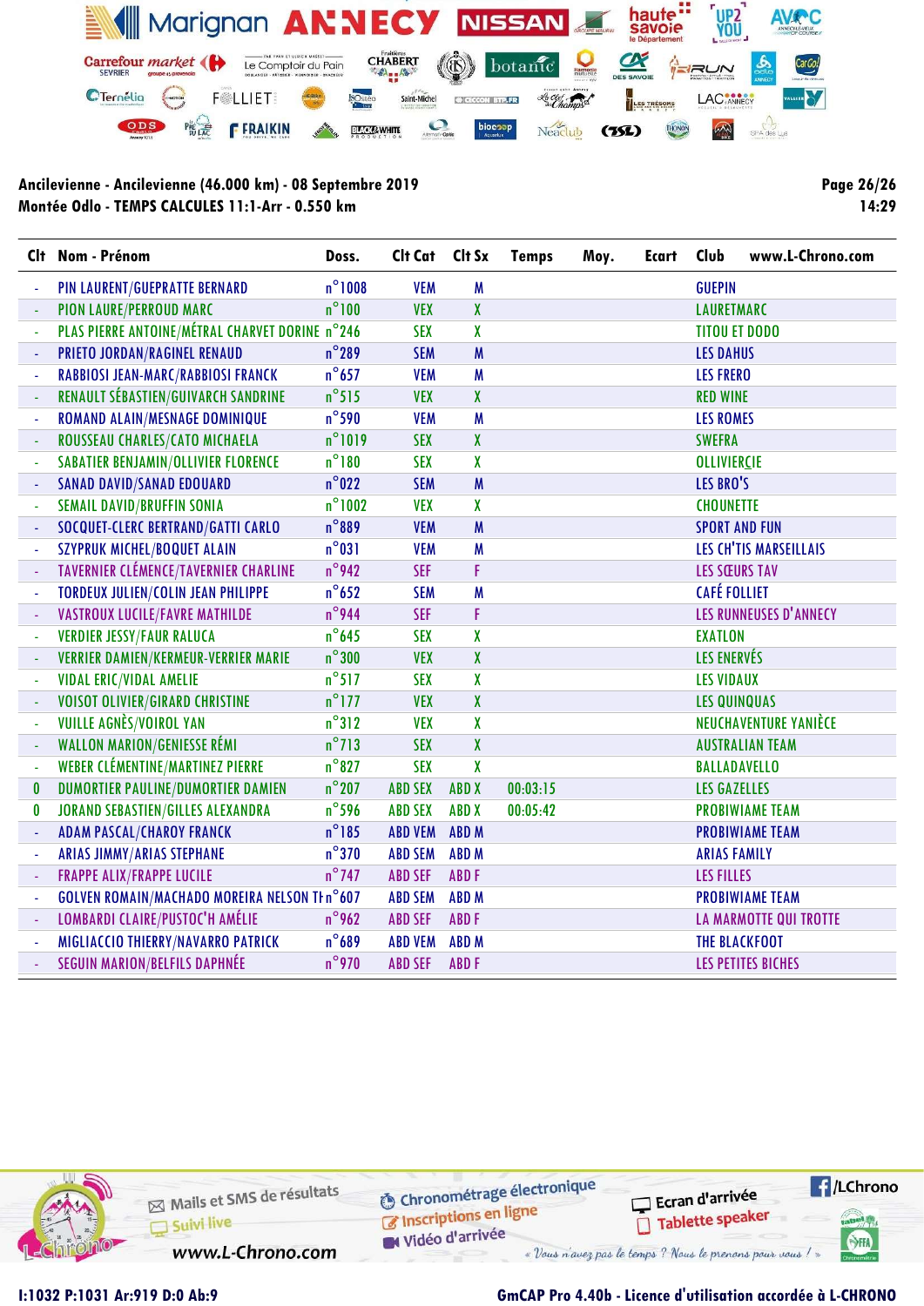**Ancilevienne - Ancilevienne (46.000 km) - 08 Septembre 2019**
**Montée Odlo - TEMPS CALCULES 11:1-Arr - 0.550 km**

14:29

| Clt | Nom - Prénom | Doss. | Clt Cat | Clt Sx | Temps | Moy. | Ecart | Club | www.L-Chrono.com |
|---|---|---|---|---|---|---|---|---|---|
| - | PIN LAURENT/GUEPRATTE BERNARD | n°1008 | VEM | M | | | | GUEPIN | |
| - | PION LAURE/PERROUD MARC | n°100 | VEX | X | | | | LAURETMARC | |
| - | PLAS PIERRE ANTOINE/MÉTRAL CHARVET DORINE | n°246 | SEX | X | | | | TITOU ET DODO | |
| - | PRIETO JORDAN/RAGINEL RENAUD | n°289 | SEM | M | | | | LES DAHUS | |
| - | RABBIOSI JEAN-MARC/RABBIOSI FRANCK | n°657 | VEM | M | | | | LES FRERO | |
| - | RENAULT SÉBASTIEN/GUIVARCH SANDRINE | n°515 | VEX | X | | | | RED WINE | |
| - | ROMAND ALAIN/MESNAGE DOMINIQUE | n°590 | VEM | M | | | | LES ROMES | |
| - | ROUSSEAU CHARLES/CATO MICHAELA | n°1019 | SEX | X | | | | SWEFRA | |
| - | SABATIER BENJAMIN/OLLIVIER FLORENCE | n°180 | SEX | X | | | | OLLIVIERÇIE | |
| - | SANAD DAVID/SANAD EDOUARD | n°022 | SEM | M | | | | LES BRO'S | |
| - | SEMAIL DAVID/BRUFFIN SONIA | n°1002 | VEX | X | | | | CHOUNETTE | |
| - | SOCQUET-CLERC BERTRAND/GATTI CARLO | n°889 | VEM | M | | | | SPORT AND FUN | |
| - | SZYPRUK MICHEL/BOQUET ALAIN | n°031 | VEM | M | | | | LES CH'TIS MARSEILLAIS | |
| - | TAVERNIER CLÉMENCE/TAVERNIER CHARLINE | n°942 | SEF | F | | | | LES SŒURS TAV | |
| - | TORDEUX JULIEN/COLIN JEAN PHILIPPE | n°652 | SEM | M | | | | CAFÉ FOLLIET | |
| - | VASTROUX LUCILE/FAVRE MATHILDE | n°944 | SEF | F | | | | LES RUNNEUSES D'ANNECY | |
| - | VERDIER JESSY/FAUR RALUCA | n°645 | SEX | X | | | | EXATLON | |
| - | VERRIER DAMIEN/KERMEUR-VERRIER MARIE | n°300 | VEX | X | | | | LES ENERVÉS | |
| - | VIDAL ERIC/VIDAL AMELIE | n°517 | SEX | X | | | | LES VIDAUX | |
| - | VOISOT OLIVIER/GIRARD CHRISTINE | n°177 | VEX | X | | | | LES QUINQUAS | |
| - | VUILLE AGNÈS/VOIROL YAN | n°312 | VEX | X | | | | NEUCHAVENTURE YANIÈCE | |
| - | WALLON MARION/GENIESSE RÉMI | n°713 | SEX | X | | | | AUSTRALIAN TEAM | |
| - | WEBER CLÉMENTINE/MARTINEZ PIERRE | n°827 | SEX | X | | | | BALLADAVELLO | |
| 0 | DUMORTIER PAULINE/DUMORTIER DAMIEN | n°207 | ABD SEX | ABD X | 00:03:15 | | | LES GAZELLES | |
| 0 | JORAND SEBASTIEN/GILLES ALEXANDRA | n°596 | ABD SEX | ABD X | 00:05:42 | | | PROBIWIAME TEAM | |
| - | ADAM PASCAL/CHAROY FRANCK | n°185 | ABD VEM | ABD M | | | | PROBIWIAME TEAM | |
| - | ARIAS JIMMY/ARIAS STEPHANE | n°370 | ABD SEM | ABD M | | | | ARIAS FAMILY | |
| - | FRAPPE ALIX/FRAPPE LUCILE | n°747 | ABD SEF | ABD F | | | | LES FILLES | |
| - | GOLVEN ROMAIN/MACHADO MOREIRA NELSON TH | n°607 | ABD SEM | ABD M | | | | PROBIWIAME TEAM | |
| - | LOMBARDI CLAIRE/PUSTOC'H AMÉLIE | n°962 | ABD SEF | ABD F | | | | LA MARMOTTE QUI TROTTE | |
| - | MIGLIACCIO THIERRY/NAVARRO PATRICK | n°689 | ABD VEM | ABD M | | | | THE BLACKFOOT | |
| - | SEGUIN MARION/BELFILS DAPHNÉE | n°970 | ABD SEF | ABD F | | | | LES PETITES BICHES | |

I:1032 P:1031 Ar:919 D:0 Ab:9

GmCAP Pro 4.40b - Licence d'utilisation accordée à L-CHRONO